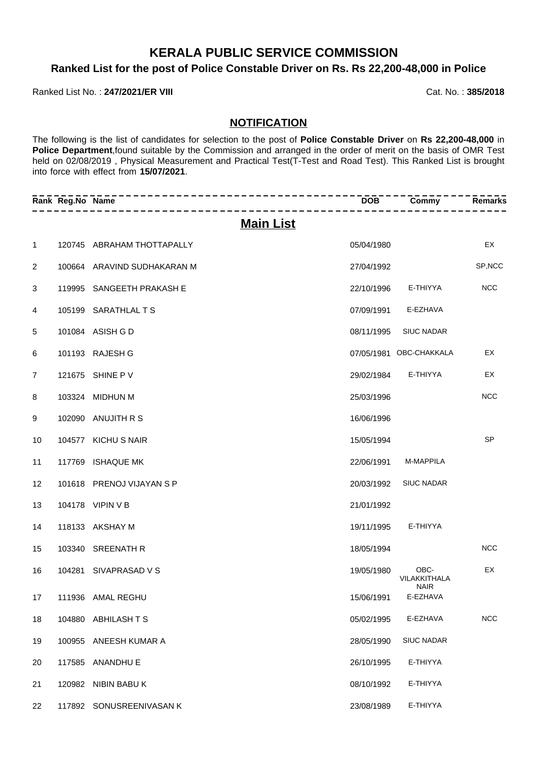# KERALA PUBLIC SERVICE COMMISSION

## Ranked List for the post of Police Constable Driver on Rs. Rs 22,200-48,000 in Police

Ranked List No. : **247/2021/ER VIII** Cat. No. : **385/2018**

### NOTIFICATION

The following is the list of candidates for selection to the post of **Police Constable Driver** on **Rs 22,200-48,000** in **Police Department**,found suitable by the Commission and arranged in the order of merit on the basis of OMR Test held on 02/08/2019 , Physical Measurement and Practical Test(T-Test and Road Test). This Ranked List is brought into force with effect from **15/07/2021**.

## Main List

| Rank | Reg.No | Name | DOB | Commy | Remarks |
|---|---|---|---|---|---|
| 1 | 120745 | ABRAHAM THOTTAPALLY | 05/04/1980 | | EX |
| 2 | 100664 | ARAVIND SUDHAKARAN M | 27/04/1992 | | SP,NCC |
| 3 | 119995 | SANGEETH PRAKASH E | 22/10/1996 | E-THIYYA | NCC |
| 4 | 105199 | SARATHLAL T S | 07/09/1991 | E-EZHAVA | |
| 5 | 101084 | ASISH G D | 08/11/1995 | SIUC NADAR | |
| 6 | 101193 | RAJESH G | 07/05/1981 | OBC-CHAKKALA | EX |
| 7 | 121675 | SHINE P V | 29/02/1984 | E-THIYYA | EX |
| 8 | 103324 | MIDHUN M | 25/03/1996 | | NCC |
| 9 | 102090 | ANUJITH R S | 16/06/1996 | | |
| 10 | 104577 | KICHU S NAIR | 15/05/1994 | | SP |
| 11 | 117769 | ISHAQUE MK | 22/06/1991 | M-MAPPILA | |
| 12 | 101618 | PRENOJ VIJAYAN S P | 20/03/1992 | SIUC NADAR | |
| 13 | 104178 | VIPIN V B | 21/01/1992 | | |
| 14 | 118133 | AKSHAY M | 19/11/1995 | E-THIYYA | |
| 15 | 103340 | SREENATH R | 18/05/1994 | | NCC |
| 16 | 104281 | SIVAPRASAD V S | 19/05/1980 | OBC-VILAKKITHALA NAIR | EX |
| 17 | 111936 | AMAL REGHU | 15/06/1991 | E-EZHAVA | |
| 18 | 104880 | ABHILASH T S | 05/02/1995 | E-EZHAVA | NCC |
| 19 | 100955 | ANEESH KUMAR A | 28/05/1990 | SIUC NADAR | |
| 20 | 117585 | ANANDHU E | 26/10/1995 | E-THIYYA | |
| 21 | 120982 | NIBIN BABU K | 08/10/1992 | E-THIYYA | |
| 22 | 117892 | SONUSREENIVASAN K | 23/08/1989 | E-THIYYA | |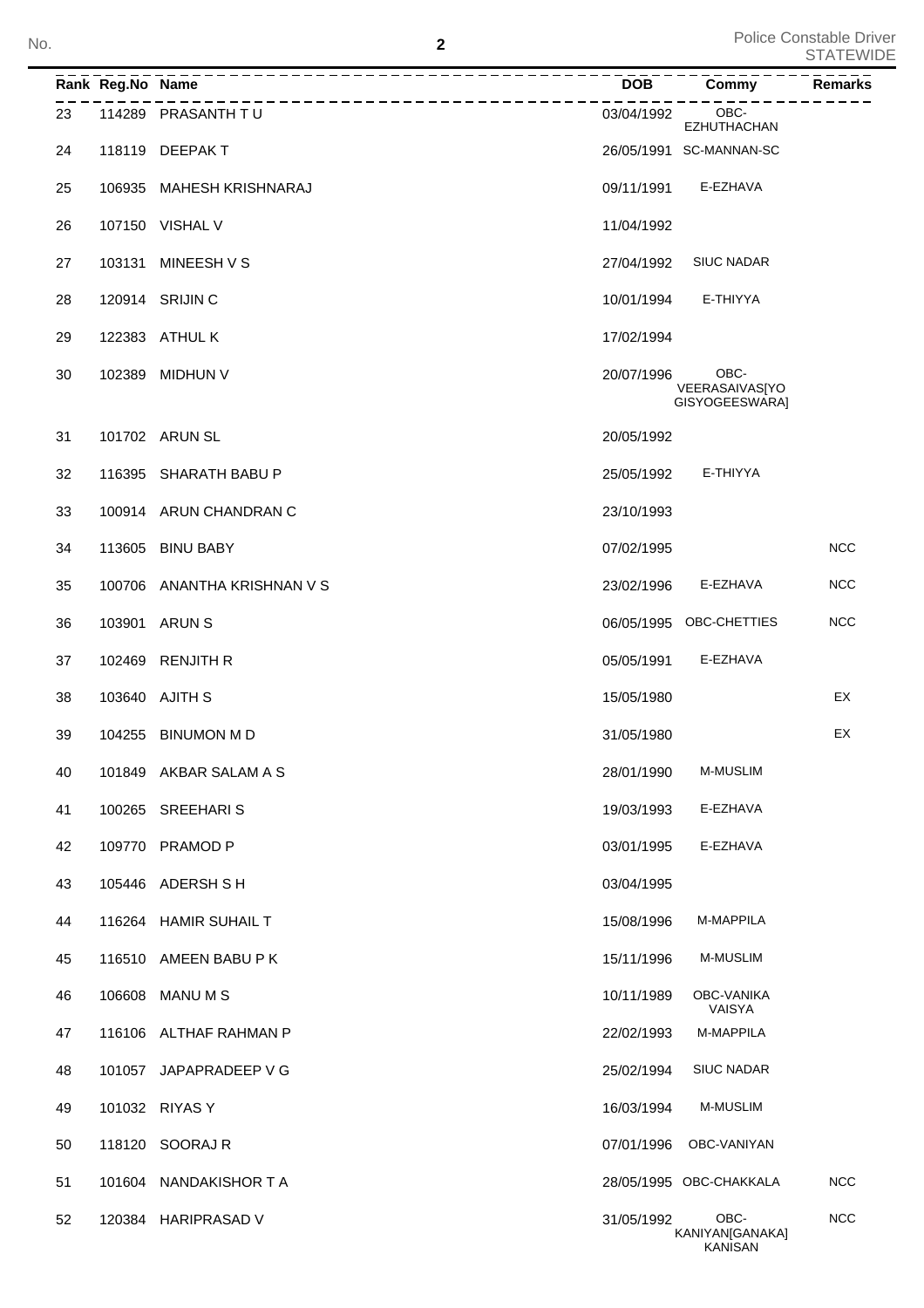| Rank | Reg.No | Name | DOB | Commy | Remarks |
|---|---|---|---|---|---|
| 23 | 114289 | PRASANTH T U | 03/04/1992 | OBC-EZHUTHACHAN | |
| 24 | 118119 | DEEPAK T | 26/05/1991 | SC-MANNAN-SC | |
| 25 | 106935 | MAHESH KRISHNARAJ | 09/11/1991 | E-EZHAVA | |
| 26 | 107150 | VISHAL V | 11/04/1992 | | |
| 27 | 103131 | MINEESH V S | 27/04/1992 | SIUC NADAR | |
| 28 | 120914 | SRIJIN C | 10/01/1994 | E-THIYYA | |
| 29 | 122383 | ATHUL K | 17/02/1994 | | |
| 30 | 102389 | MIDHUN V | 20/07/1996 | OBC-VEERASAIVAS[YOGISYOGEESWARA] | |
| 31 | 101702 | ARUN SL | 20/05/1992 | | |
| 32 | 116395 | SHARATH BABU P | 25/05/1992 | E-THIYYA | |
| 33 | 100914 | ARUN CHANDRAN C | 23/10/1993 | | |
| 34 | 113605 | BINU BABY | 07/02/1995 | | NCC |
| 35 | 100706 | ANANTHA KRISHNAN V S | 23/02/1996 | E-EZHAVA | NCC |
| 36 | 103901 | ARUN S | 06/05/1995 | OBC-CHETTIES | NCC |
| 37 | 102469 | RENJITH R | 05/05/1991 | E-EZHAVA | |
| 38 | 103640 | AJITH S | 15/05/1980 | | EX |
| 39 | 104255 | BINUMON M D | 31/05/1980 | | EX |
| 40 | 101849 | AKBAR SALAM A S | 28/01/1990 | M-MUSLIM | |
| 41 | 100265 | SREEHARI S | 19/03/1993 | E-EZHAVA | |
| 42 | 109770 | PRAMOD P | 03/01/1995 | E-EZHAVA | |
| 43 | 105446 | ADERSH S H | 03/04/1995 | | |
| 44 | 116264 | HAMIR SUHAIL T | 15/08/1996 | M-MAPPILA | |
| 45 | 116510 | AMEEN BABU P K | 15/11/1996 | M-MUSLIM | |
| 46 | 106608 | MANU M S | 10/11/1989 | OBC-VANIKA VAISYA | |
| 47 | 116106 | ALTHAF RAHMAN P | 22/02/1993 | M-MAPPILA | |
| 48 | 101057 | JAPAPRADEEP V G | 25/02/1994 | SIUC NADAR | |
| 49 | 101032 | RIYAS Y | 16/03/1994 | M-MUSLIM | |
| 50 | 118120 | SOORAJ R | 07/01/1996 | OBC-VANIYAN | |
| 51 | 101604 | NANDAKISHOR T A | 28/05/1995 | OBC-CHAKKALA | NCC |
| 52 | 120384 | HARIPRASAD V | 31/05/1992 | OBC-KANIYAN[GANAKA] KANISAN | NCC |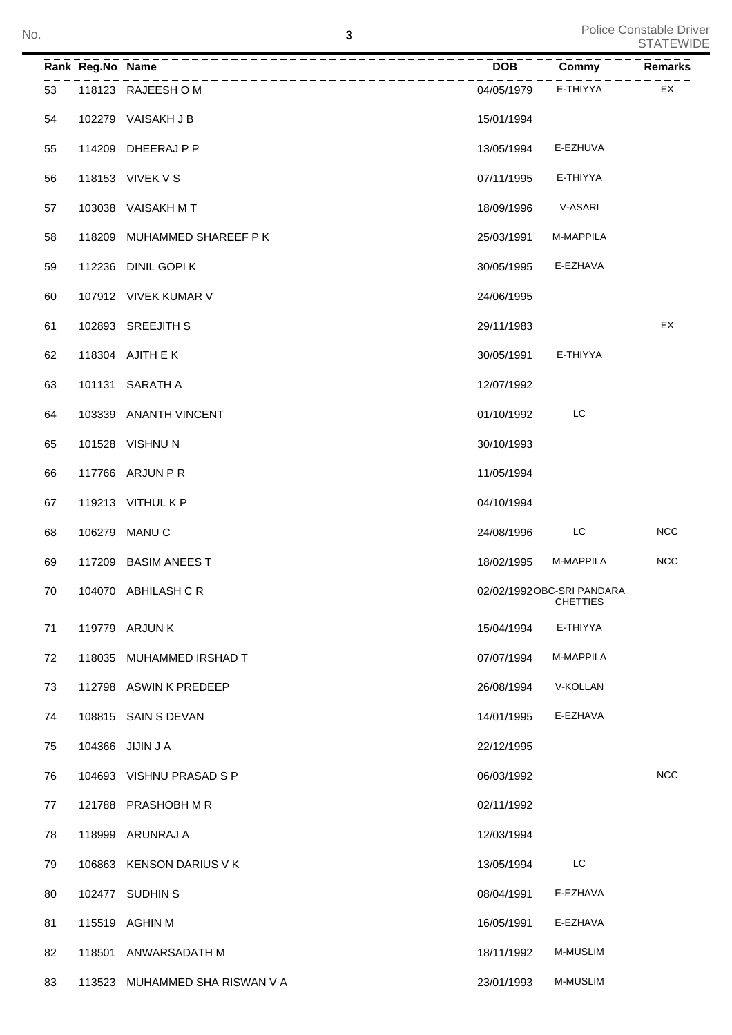| Rank | Reg.No | Name | DOB | Commy | Remarks |
|---|---|---|---|---|---|
| 53 | 118123 | RAJEESH O M | 04/05/1979 | E-THIYYA | EX |
| 54 | 102279 | VAISAKH J B | 15/01/1994 | | |
| 55 | 114209 | DHEERAJ P P | 13/05/1994 | E-EZHUVA | |
| 56 | 118153 | VIVEK V S | 07/11/1995 | E-THIYYA | |
| 57 | 103038 | VAISAKH M T | 18/09/1996 | V-ASARI | |
| 58 | 118209 | MUHAMMED SHAREEF P K | 25/03/1991 | M-MAPPILA | |
| 59 | 112236 | DINIL GOPI K | 30/05/1995 | E-EZHAVA | |
| 60 | 107912 | VIVEK KUMAR V | 24/06/1995 | | |
| 61 | 102893 | SREEJITH S | 29/11/1983 | | EX |
| 62 | 118304 | AJITH E K | 30/05/1991 | E-THIYYA | |
| 63 | 101131 | SARATH A | 12/07/1992 | | |
| 64 | 103339 | ANANTH VINCENT | 01/10/1992 | LC | |
| 65 | 101528 | VISHNU N | 30/10/1993 | | |
| 66 | 117766 | ARJUN P R | 11/05/1994 | | |
| 67 | 119213 | VITHUL K P | 04/10/1994 | | |
| 68 | 106279 | MANU C | 24/08/1996 | LC | NCC |
| 69 | 117209 | BASIM ANEES T | 18/02/1995 | M-MAPPILA | NCC |
| 70 | 104070 | ABHILASH C R | 02/02/1992 | OBC-SRI PANDARA CHETTIES | |
| 71 | 119779 | ARJUN K | 15/04/1994 | E-THIYYA | |
| 72 | 118035 | MUHAMMED IRSHAD T | 07/07/1994 | M-MAPPILA | |
| 73 | 112798 | ASWIN K PREDEEP | 26/08/1994 | V-KOLLAN | |
| 74 | 108815 | SAIN S DEVAN | 14/01/1995 | E-EZHAVA | |
| 75 | 104366 | JIJIN J A | 22/12/1995 | | |
| 76 | 104693 | VISHNU PRASAD S P | 06/03/1992 | | NCC |
| 77 | 121788 | PRASHOBH M R | 02/11/1992 | | |
| 78 | 118999 | ARUNRAJ A | 12/03/1994 | | |
| 79 | 106863 | KENSON DARIUS V K | 13/05/1994 | LC | |
| 80 | 102477 | SUDHIN S | 08/04/1991 | E-EZHAVA | |
| 81 | 115519 | AGHIN M | 16/05/1991 | E-EZHAVA | |
| 82 | 118501 | ANWARSADATH M | 18/11/1992 | M-MUSLIM | |
| 83 | 113523 | MUHAMMED SHA RISWAN V A | 23/01/1993 | M-MUSLIM | |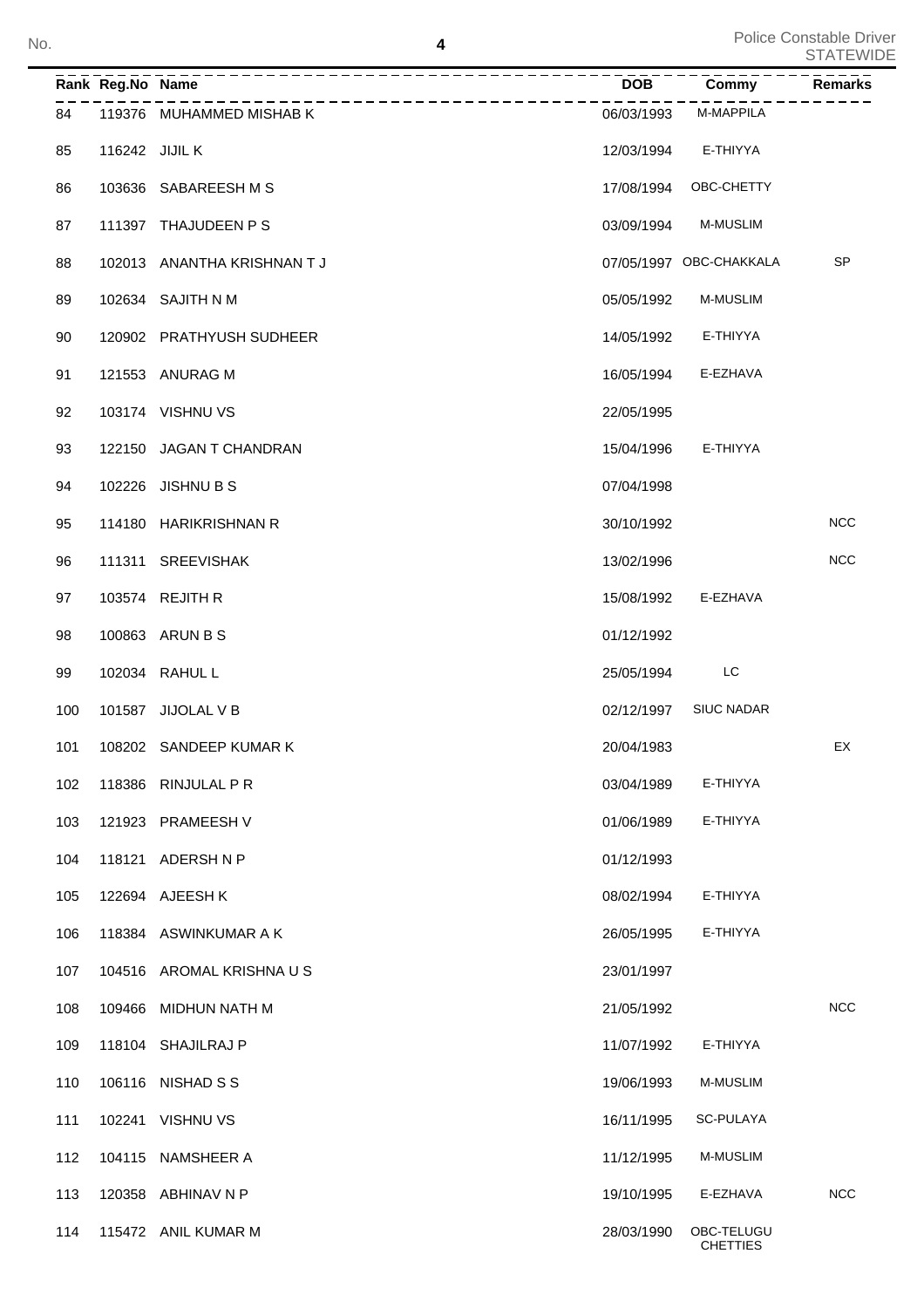| Rank | Reg.No | Name | DOB | Commy | Remarks |
|---|---|---|---|---|---|
| 84 | 119376 | MUHAMMED MISHAB K | 06/03/1993 | M-MAPPILA | |
| 85 | 116242 | JIJIL K | 12/03/1994 | E-THIYYA | |
| 86 | 103636 | SABAREESH M S | 17/08/1994 | OBC-CHETTY | |
| 87 | 111397 | THAJUDEEN P S | 03/09/1994 | M-MUSLIM | |
| 88 | 102013 | ANANTHA KRISHNAN T J | 07/05/1997 | OBC-CHAKKALA | SP |
| 89 | 102634 | SAJITH N M | 05/05/1992 | M-MUSLIM | |
| 90 | 120902 | PRATHYUSH SUDHEER | 14/05/1992 | E-THIYYA | |
| 91 | 121553 | ANURAG M | 16/05/1994 | E-EZHAVA | |
| 92 | 103174 | VISHNU VS | 22/05/1995 | | |
| 93 | 122150 | JAGAN T CHANDRAN | 15/04/1996 | E-THIYYA | |
| 94 | 102226 | JISHNU B S | 07/04/1998 | | |
| 95 | 114180 | HARIKRISHNAN R | 30/10/1992 | | NCC |
| 96 | 111311 | SREEVISHAK | 13/02/1996 | | NCC |
| 97 | 103574 | REJITH R | 15/08/1992 | E-EZHAVA | |
| 98 | 100863 | ARUN B S | 01/12/1992 | | |
| 99 | 102034 | RAHUL L | 25/05/1994 | LC | |
| 100 | 101587 | JIJOLAL V B | 02/12/1997 | SIUC NADAR | |
| 101 | 108202 | SANDEEP KUMAR K | 20/04/1983 | | EX |
| 102 | 118386 | RINJULAL P R | 03/04/1989 | E-THIYYA | |
| 103 | 121923 | PRAMEESH V | 01/06/1989 | E-THIYYA | |
| 104 | 118121 | ADERSH N P | 01/12/1993 | | |
| 105 | 122694 | AJEESH K | 08/02/1994 | E-THIYYA | |
| 106 | 118384 | ASWINKUMAR A K | 26/05/1995 | E-THIYYA | |
| 107 | 104516 | AROMAL KRISHNA U S | 23/01/1997 | | |
| 108 | 109466 | MIDHUN NATH M | 21/05/1992 | | NCC |
| 109 | 118104 | SHAJILRAJ P | 11/07/1992 | E-THIYYA | |
| 110 | 106116 | NISHAD S S | 19/06/1993 | M-MUSLIM | |
| 111 | 102241 | VISHNU VS | 16/11/1995 | SC-PULAYA | |
| 112 | 104115 | NAMSHEER A | 11/12/1995 | M-MUSLIM | |
| 113 | 120358 | ABHINAV N P | 19/10/1995 | E-EZHAVA | NCC |
| 114 | 115472 | ANIL KUMAR M | 28/03/1990 | OBC-TELUGU CHETTIES | |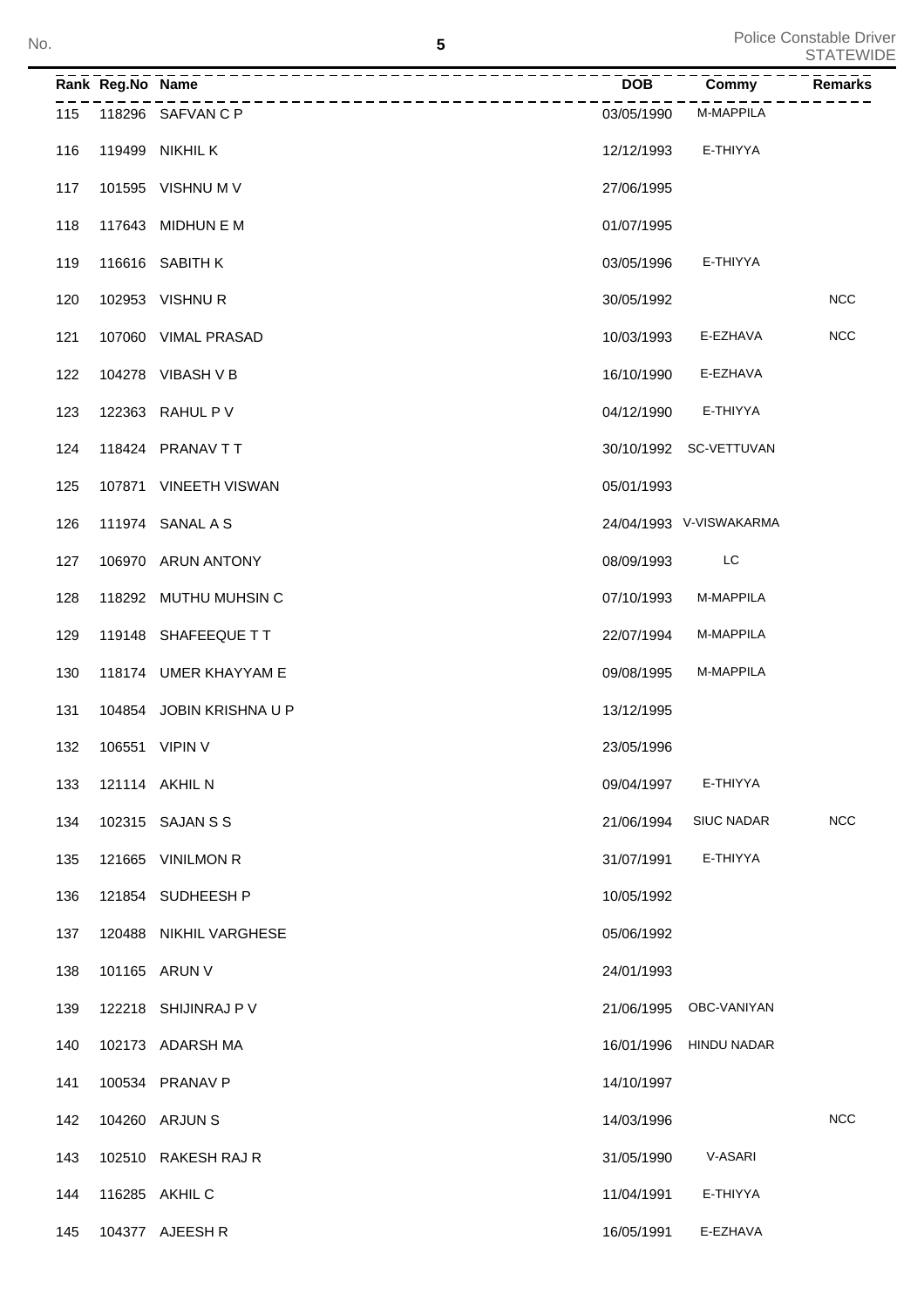| Rank | Reg.No | Name | DOB | Commy | Remarks |
|---|---|---|---|---|---|
| 115 | 118296 | SAFVAN C P | 03/05/1990 | M-MAPPILA | |
| 116 | 119499 | NIKHIL K | 12/12/1993 | E-THIYYA | |
| 117 | 101595 | VISHNU M V | 27/06/1995 | | |
| 118 | 117643 | MIDHUN E M | 01/07/1995 | | |
| 119 | 116616 | SABITH K | 03/05/1996 | E-THIYYA | |
| 120 | 102953 | VISHNU R | 30/05/1992 | | NCC |
| 121 | 107060 | VIMAL PRASAD | 10/03/1993 | E-EZHAVA | NCC |
| 122 | 104278 | VIBASH V B | 16/10/1990 | E-EZHAVA | |
| 123 | 122363 | RAHUL P V | 04/12/1990 | E-THIYYA | |
| 124 | 118424 | PRANAV T T | 30/10/1992 | SC-VETTUVAN | |
| 125 | 107871 | VINEETH VISWAN | 05/01/1993 | | |
| 126 | 111974 | SANAL A S | 24/04/1993 | V-VISWAKARMA | |
| 127 | 106970 | ARUN ANTONY | 08/09/1993 | LC | |
| 128 | 118292 | MUTHU MUHSIN C | 07/10/1993 | M-MAPPILA | |
| 129 | 119148 | SHAFEEQUE T T | 22/07/1994 | M-MAPPILA | |
| 130 | 118174 | UMER KHAYYAM E | 09/08/1995 | M-MAPPILA | |
| 131 | 104854 | JOBIN KRISHNA U P | 13/12/1995 | | |
| 132 | 106551 | VIPIN V | 23/05/1996 | | |
| 133 | 121114 | AKHIL N | 09/04/1997 | E-THIYYA | |
| 134 | 102315 | SAJAN S S | 21/06/1994 | SIUC NADAR | NCC |
| 135 | 121665 | VINILMON R | 31/07/1991 | E-THIYYA | |
| 136 | 121854 | SUDHEESH P | 10/05/1992 | | |
| 137 | 120488 | NIKHIL VARGHESE | 05/06/1992 | | |
| 138 | 101165 | ARUN V | 24/01/1993 | | |
| 139 | 122218 | SHIJINRAJ P V | 21/06/1995 | OBC-VANIYAN | |
| 140 | 102173 | ADARSH MA | 16/01/1996 | HINDU NADAR | |
| 141 | 100534 | PRANAV P | 14/10/1997 | | |
| 142 | 104260 | ARJUN S | 14/03/1996 | | NCC |
| 143 | 102510 | RAKESH RAJ R | 31/05/1990 | V-ASARI | |
| 144 | 116285 | AKHIL C | 11/04/1991 | E-THIYYA | |
| 145 | 104377 | AJEESH R | 16/05/1991 | E-EZHAVA | |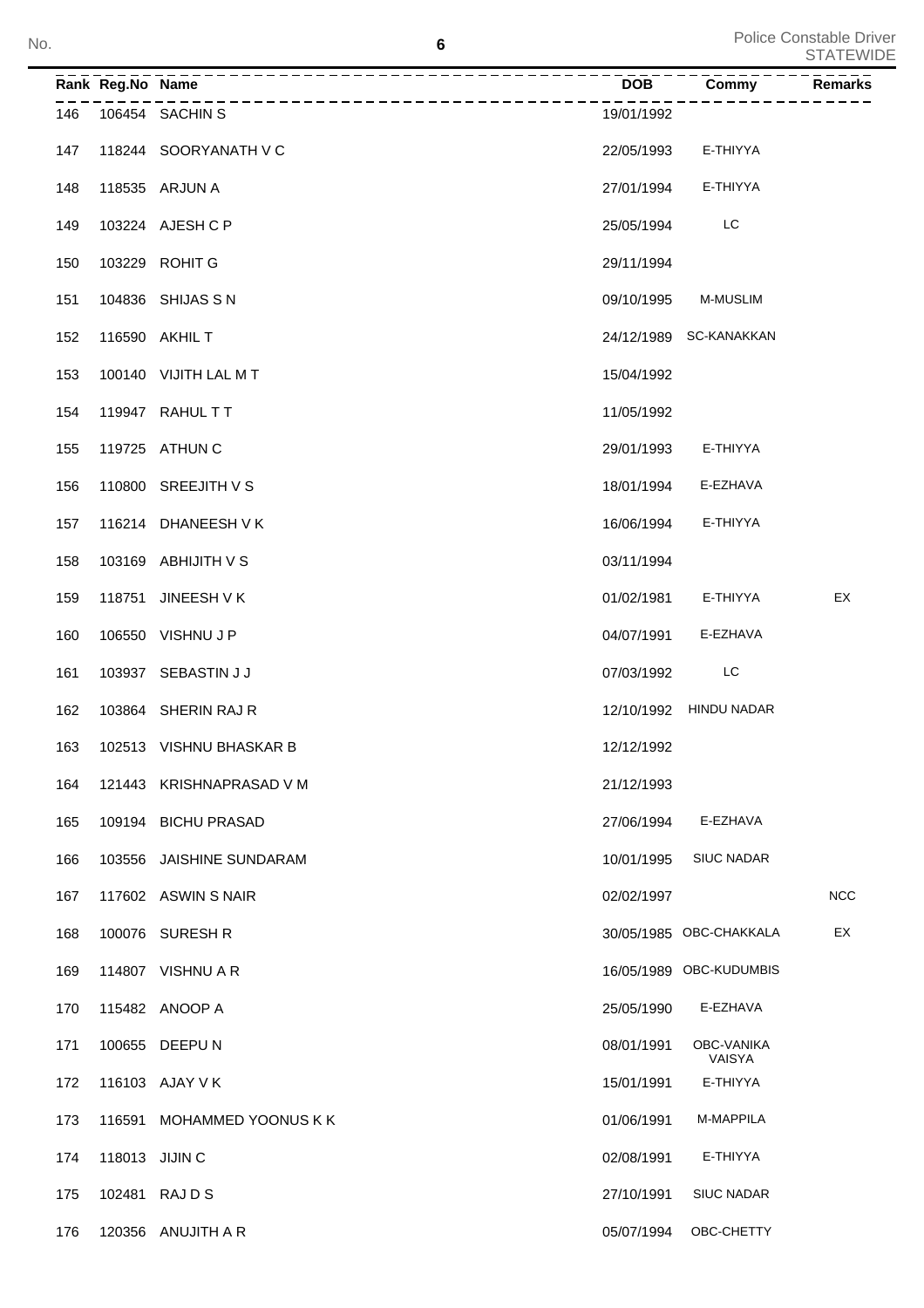| Rank | Reg.No | Name | DOB | Commy | Remarks |
|---|---|---|---|---|---|
| 146 | 106454 | SACHIN S | 19/01/1992 | | |
| 147 | 118244 | SOORYANATH V C | 22/05/1993 | E-THIYYA | |
| 148 | 118535 | ARJUN A | 27/01/1994 | E-THIYYA | |
| 149 | 103224 | AJESH C P | 25/05/1994 | LC | |
| 150 | 103229 | ROHIT G | 29/11/1994 | | |
| 151 | 104836 | SHIJAS S N | 09/10/1995 | M-MUSLIM | |
| 152 | 116590 | AKHIL T | 24/12/1989 | SC-KANAKKAN | |
| 153 | 100140 | VIJITH LAL M T | 15/04/1992 | | |
| 154 | 119947 | RAHUL T T | 11/05/1992 | | |
| 155 | 119725 | ATHUN C | 29/01/1993 | E-THIYYA | |
| 156 | 110800 | SREEJITH V S | 18/01/1994 | E-EZHAVA | |
| 157 | 116214 | DHANEESH V K | 16/06/1994 | E-THIYYA | |
| 158 | 103169 | ABHIJITH V S | 03/11/1994 | | |
| 159 | 118751 | JINEESH V K | 01/02/1981 | E-THIYYA | EX |
| 160 | 106550 | VISHNU J P | 04/07/1991 | E-EZHAVA | |
| 161 | 103937 | SEBASTIN J J | 07/03/1992 | LC | |
| 162 | 103864 | SHERIN RAJ R | 12/10/1992 | HINDU NADAR | |
| 163 | 102513 | VISHNU BHASKAR B | 12/12/1992 | | |
| 164 | 121443 | KRISHNAPRASAD V M | 21/12/1993 | | |
| 165 | 109194 | BICHU PRASAD | 27/06/1994 | E-EZHAVA | |
| 166 | 103556 | JAISHINE SUNDARAM | 10/01/1995 | SIUC NADAR | |
| 167 | 117602 | ASWIN S NAIR | 02/02/1997 | | NCC |
| 168 | 100076 | SURESH R | 30/05/1985 | OBC-CHAKKALA | EX |
| 169 | 114807 | VISHNU A R | 16/05/1989 | OBC-KUDUMBIS | |
| 170 | 115482 | ANOOP A | 25/05/1990 | E-EZHAVA | |
| 171 | 100655 | DEEPU N | 08/01/1991 | OBC-VANIKA VAISYA | |
| 172 | 116103 | AJAY V K | 15/01/1991 | E-THIYYA | |
| 173 | 116591 | MOHAMMED YOONUS K K | 01/06/1991 | M-MAPPILA | |
| 174 | 118013 | JIJIN C | 02/08/1991 | E-THIYYA | |
| 175 | 102481 | RAJ D S | 27/10/1991 | SIUC NADAR | |
| 176 | 120356 | ANUJITH A R | 05/07/1994 | OBC-CHETTY | |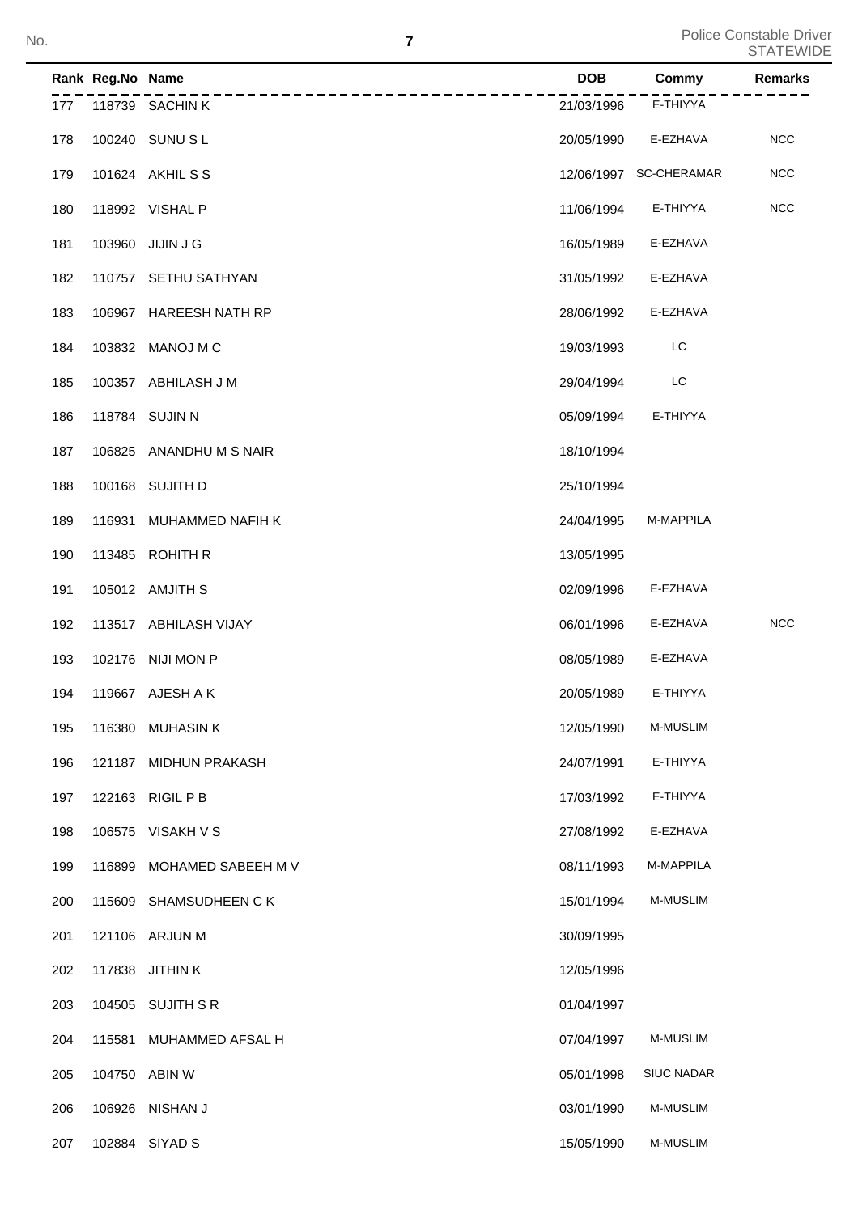| Rank | Reg.No | Name | DOB | Commy | Remarks |
|---|---|---|---|---|---|
| 177 | 118739 | SACHIN K | 21/03/1996 | E-THIYYA | |
| 178 | 100240 | SUNU S L | 20/05/1990 | E-EZHAVA | NCC |
| 179 | 101624 | AKHIL S S | 12/06/1997 | SC-CHERAMAR | NCC |
| 180 | 118992 | VISHAL P | 11/06/1994 | E-THIYYA | NCC |
| 181 | 103960 | JIJIN J G | 16/05/1989 | E-EZHAVA | |
| 182 | 110757 | SETHU SATHYAN | 31/05/1992 | E-EZHAVA | |
| 183 | 106967 | HAREESH NATH RP | 28/06/1992 | E-EZHAVA | |
| 184 | 103832 | MANOJ M C | 19/03/1993 | LC | |
| 185 | 100357 | ABHILASH J M | 29/04/1994 | LC | |
| 186 | 118784 | SUJIN N | 05/09/1994 | E-THIYYA | |
| 187 | 106825 | ANANDHU M S NAIR | 18/10/1994 | | |
| 188 | 100168 | SUJITH D | 25/10/1994 | | |
| 189 | 116931 | MUHAMMED NAFIH K | 24/04/1995 | M-MAPPILA | |
| 190 | 113485 | ROHITH R | 13/05/1995 | | |
| 191 | 105012 | AMJITH S | 02/09/1996 | E-EZHAVA | |
| 192 | 113517 | ABHILASH VIJAY | 06/01/1996 | E-EZHAVA | NCC |
| 193 | 102176 | NIJI MON P | 08/05/1989 | E-EZHAVA | |
| 194 | 119667 | AJESH A K | 20/05/1989 | E-THIYYA | |
| 195 | 116380 | MUHASIN K | 12/05/1990 | M-MUSLIM | |
| 196 | 121187 | MIDHUN PRAKASH | 24/07/1991 | E-THIYYA | |
| 197 | 122163 | RIGIL P B | 17/03/1992 | E-THIYYA | |
| 198 | 106575 | VISAKH V S | 27/08/1992 | E-EZHAVA | |
| 199 | 116899 | MOHAMED SABEEH M V | 08/11/1993 | M-MAPPILA | |
| 200 | 115609 | SHAMSUDHEEN C K | 15/01/1994 | M-MUSLIM | |
| 201 | 121106 | ARJUN M | 30/09/1995 | | |
| 202 | 117838 | JITHIN K | 12/05/1996 | | |
| 203 | 104505 | SUJITH S R | 01/04/1997 | | |
| 204 | 115581 | MUHAMMED AFSAL H | 07/04/1997 | M-MUSLIM | |
| 205 | 104750 | ABIN W | 05/01/1998 | SIUC NADAR | |
| 206 | 106926 | NISHAN J | 03/01/1990 | M-MUSLIM | |
| 207 | 102884 | SIYAD S | 15/05/1990 | M-MUSLIM | |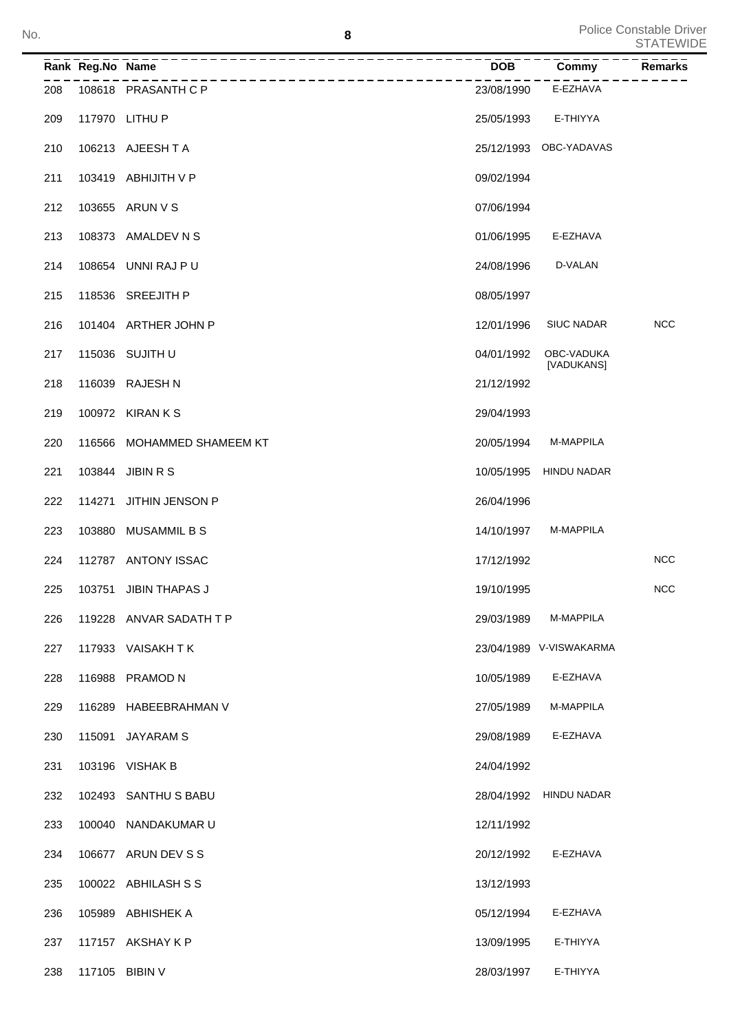| Rank | Reg.No | Name | DOB | Commy | Remarks |
|---|---|---|---|---|---|
| 208 | 108618 | PRASANTH C P | 23/08/1990 | E-EZHAVA | |
| 209 | 117970 | LITHU P | 25/05/1993 | E-THIYYA | |
| 210 | 106213 | AJEESH T A | 25/12/1993 | OBC-YADAVAS | |
| 211 | 103419 | ABHIJITH V P | 09/02/1994 | | |
| 212 | 103655 | ARUN V S | 07/06/1994 | | |
| 213 | 108373 | AMALDEV N S | 01/06/1995 | E-EZHAVA | |
| 214 | 108654 | UNNI RAJ P U | 24/08/1996 | D-VALAN | |
| 215 | 118536 | SREEJITH P | 08/05/1997 | | |
| 216 | 101404 | ARTHER JOHN P | 12/01/1996 | SIUC NADAR | NCC |
| 217 | 115036 | SUJITH U | 04/01/1992 | OBC-VADUKA [VADUKANS] | |
| 218 | 116039 | RAJESH N | 21/12/1992 | | |
| 219 | 100972 | KIRAN K S | 29/04/1993 | | |
| 220 | 116566 | MOHAMMED SHAMEEM KT | 20/05/1994 | M-MAPPILA | |
| 221 | 103844 | JIBIN R S | 10/05/1995 | HINDU NADAR | |
| 222 | 114271 | JITHIN JENSON P | 26/04/1996 | | |
| 223 | 103880 | MUSAMMIL B S | 14/10/1997 | M-MAPPILA | |
| 224 | 112787 | ANTONY ISSAC | 17/12/1992 | | NCC |
| 225 | 103751 | JIBIN THAPAS J | 19/10/1995 | | NCC |
| 226 | 119228 | ANVAR SADATH T P | 29/03/1989 | M-MAPPILA | |
| 227 | 117933 | VAISAKH T K | 23/04/1989 | V-VISWAKARMA | |
| 228 | 116988 | PRAMOD N | 10/05/1989 | E-EZHAVA | |
| 229 | 116289 | HABEEBRAHMAN V | 27/05/1989 | M-MAPPILA | |
| 230 | 115091 | JAYARAM S | 29/08/1989 | E-EZHAVA | |
| 231 | 103196 | VISHAK B | 24/04/1992 | | |
| 232 | 102493 | SANTHU S BABU | 28/04/1992 | HINDU NADAR | |
| 233 | 100040 | NANDAKUMAR U | 12/11/1992 | | |
| 234 | 106677 | ARUN DEV S S | 20/12/1992 | E-EZHAVA | |
| 235 | 100022 | ABHILASH S S | 13/12/1993 | | |
| 236 | 105989 | ABHISHEK A | 05/12/1994 | E-EZHAVA | |
| 237 | 117157 | AKSHAY K P | 13/09/1995 | E-THIYYA | |
| 238 | 117105 | BIBIN V | 28/03/1997 | E-THIYYA | |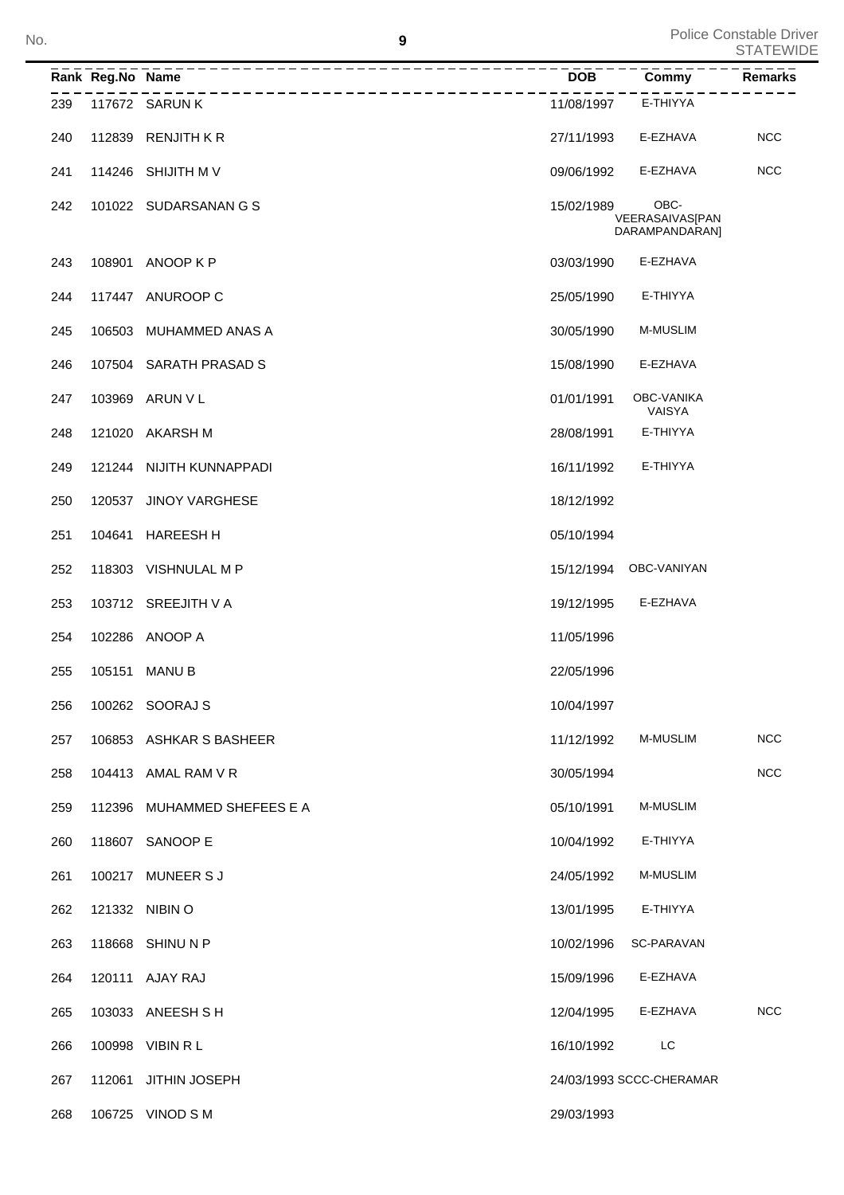| Rank | Reg.No | Name | DOB | Commy | Remarks |
|---|---|---|---|---|---|
| 239 | 117672 | SARUN K | 11/08/1997 | E-THIYYA | |
| 240 | 112839 | RENJITH K R | 27/11/1993 | E-EZHAVA | NCC |
| 241 | 114246 | SHIJITH M V | 09/06/1992 | E-EZHAVA | NCC |
| 242 | 101022 | SUDARSANAN G S | 15/02/1989 | OBC-VEERASAIVAS[PANDARAMPANDARAN] | |
| 243 | 108901 | ANOOP K P | 03/03/1990 | E-EZHAVA | |
| 244 | 117447 | ANUROOP C | 25/05/1990 | E-THIYYA | |
| 245 | 106503 | MUHAMMED ANAS A | 30/05/1990 | M-MUSLIM | |
| 246 | 107504 | SARATH PRASAD S | 15/08/1990 | E-EZHAVA | |
| 247 | 103969 | ARUN V L | 01/01/1991 | OBC-VANIKA VAISYA | |
| 248 | 121020 | AKARSH M | 28/08/1991 | E-THIYYA | |
| 249 | 121244 | NIJITH KUNNAPPADI | 16/11/1992 | E-THIYYA | |
| 250 | 120537 | JINOY VARGHESE | 18/12/1992 | | |
| 251 | 104641 | HAREESH H | 05/10/1994 | | |
| 252 | 118303 | VISHNULAL M P | 15/12/1994 | OBC-VANIYAN | |
| 253 | 103712 | SREEJITH V A | 19/12/1995 | E-EZHAVA | |
| 254 | 102286 | ANOOP A | 11/05/1996 | | |
| 255 | 105151 | MANU B | 22/05/1996 | | |
| 256 | 100262 | SOORAJ S | 10/04/1997 | | |
| 257 | 106853 | ASHKAR S BASHEER | 11/12/1992 | M-MUSLIM | NCC |
| 258 | 104413 | AMAL RAM V R | 30/05/1994 | | NCC |
| 259 | 112396 | MUHAMMED SHEFEES E A | 05/10/1991 | M-MUSLIM | |
| 260 | 118607 | SANOOP E | 10/04/1992 | E-THIYYA | |
| 261 | 100217 | MUNEER S J | 24/05/1992 | M-MUSLIM | |
| 262 | 121332 | NIBIN O | 13/01/1995 | E-THIYYA | |
| 263 | 118668 | SHINU N P | 10/02/1996 | SC-PARAVAN | |
| 264 | 120111 | AJAY RAJ | 15/09/1996 | E-EZHAVA | |
| 265 | 103033 | ANEESH S H | 12/04/1995 | E-EZHAVA | NCC |
| 266 | 100998 | VIBIN R L | 16/10/1992 | LC | |
| 267 | 112061 | JITHIN JOSEPH | 24/03/1993 | SCCC-CHERAMAR | |
| 268 | 106725 | VINOD S M | 29/03/1993 | | |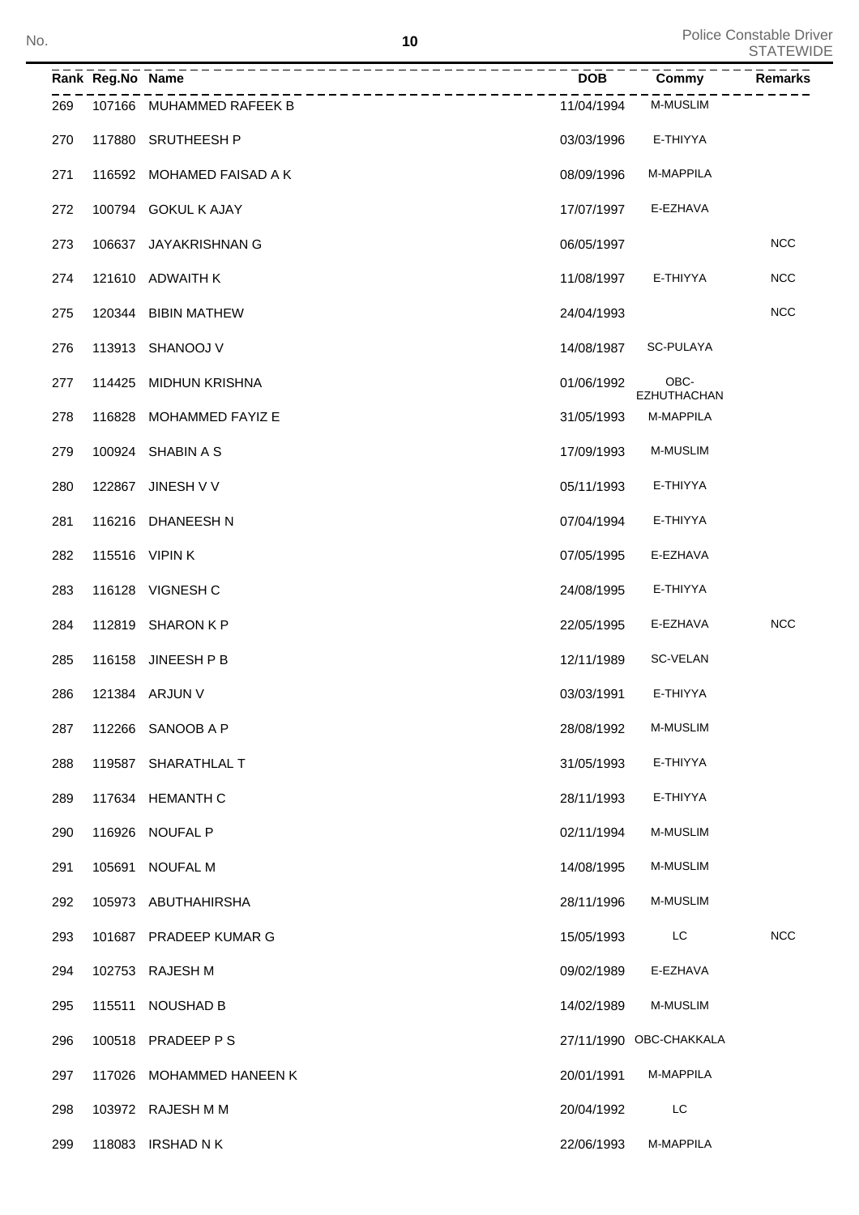| Rank | Reg.No | Name | DOB | Commy | Remarks |
|---|---|---|---|---|---|
| 269 | 107166 | MUHAMMED RAFEEK B | 11/04/1994 | M-MUSLIM | |
| 270 | 117880 | SRUTHEESH P | 03/03/1996 | E-THIYYA | |
| 271 | 116592 | MOHAMED FAISAD A K | 08/09/1996 | M-MAPPILA | |
| 272 | 100794 | GOKUL K AJAY | 17/07/1997 | E-EZHAVA | |
| 273 | 106637 | JAYAKRISHNAN G | 06/05/1997 | | NCC |
| 274 | 121610 | ADWAITH K | 11/08/1997 | E-THIYYA | NCC |
| 275 | 120344 | BIBIN MATHEW | 24/04/1993 | | NCC |
| 276 | 113913 | SHANOOJ V | 14/08/1987 | SC-PULAYA | |
| 277 | 114425 | MIDHUN KRISHNA | 01/06/1992 | OBC-EZHUTHACHAN | |
| 278 | 116828 | MOHAMMED FAYIZ E | 31/05/1993 | M-MAPPILA | |
| 279 | 100924 | SHABIN A S | 17/09/1993 | M-MUSLIM | |
| 280 | 122867 | JINESH V V | 05/11/1993 | E-THIYYA | |
| 281 | 116216 | DHANEESH N | 07/04/1994 | E-THIYYA | |
| 282 | 115516 | VIPIN K | 07/05/1995 | E-EZHAVA | |
| 283 | 116128 | VIGNESH C | 24/08/1995 | E-THIYYA | |
| 284 | 112819 | SHARON K P | 22/05/1995 | E-EZHAVA | NCC |
| 285 | 116158 | JINEESH P B | 12/11/1989 | SC-VELAN | |
| 286 | 121384 | ARJUN V | 03/03/1991 | E-THIYYA | |
| 287 | 112266 | SANOOB A P | 28/08/1992 | M-MUSLIM | |
| 288 | 119587 | SHARATHLAL T | 31/05/1993 | E-THIYYA | |
| 289 | 117634 | HEMANTH C | 28/11/1993 | E-THIYYA | |
| 290 | 116926 | NOUFAL P | 02/11/1994 | M-MUSLIM | |
| 291 | 105691 | NOUFAL M | 14/08/1995 | M-MUSLIM | |
| 292 | 105973 | ABUTHAHIRSHA | 28/11/1996 | M-MUSLIM | |
| 293 | 101687 | PRADEEP KUMAR G | 15/05/1993 | LC | NCC |
| 294 | 102753 | RAJESH M | 09/02/1989 | E-EZHAVA | |
| 295 | 115511 | NOUSHAD B | 14/02/1989 | M-MUSLIM | |
| 296 | 100518 | PRADEEP P S | 27/11/1990 | OBC-CHAKKALA | |
| 297 | 117026 | MOHAMMED HANEEN K | 20/01/1991 | M-MAPPILA | |
| 298 | 103972 | RAJESH M M | 20/04/1992 | LC | |
| 299 | 118083 | IRSHAD N K | 22/06/1993 | M-MAPPILA | |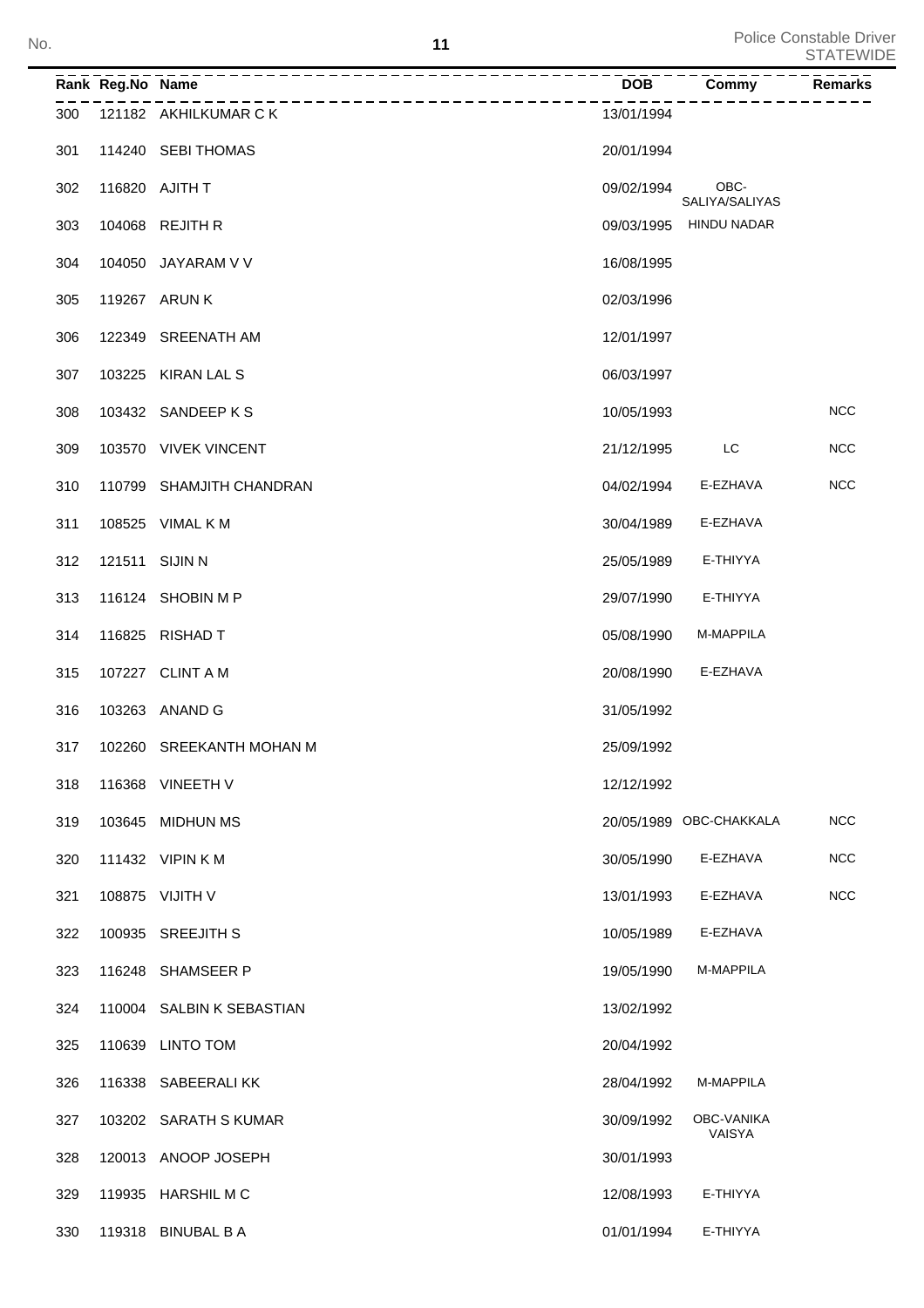| Rank | Reg.No | Name | DOB | Commy | Remarks |
|---|---|---|---|---|---|
| 300 | 121182 | AKHILKUMAR C K | 13/01/1994 | | |
| 301 | 114240 | SEBI THOMAS | 20/01/1994 | | |
| 302 | 116820 | AJITH T | 09/02/1994 | OBC-SALIYA/SALIYAS | |
| 303 | 104068 | REJITH R | 09/03/1995 | HINDU NADAR | |
| 304 | 104050 | JAYARAM V V | 16/08/1995 | | |
| 305 | 119267 | ARUN K | 02/03/1996 | | |
| 306 | 122349 | SREENATH AM | 12/01/1997 | | |
| 307 | 103225 | KIRAN LAL S | 06/03/1997 | | |
| 308 | 103432 | SANDEEP K S | 10/05/1993 | | NCC |
| 309 | 103570 | VIVEK VINCENT | 21/12/1995 | LC | NCC |
| 310 | 110799 | SHAMJITH CHANDRAN | 04/02/1994 | E-EZHAVA | NCC |
| 311 | 108525 | VIMAL K M | 30/04/1989 | E-EZHAVA | |
| 312 | 121511 | SIJIN N | 25/05/1989 | E-THIYYA | |
| 313 | 116124 | SHOBIN M P | 29/07/1990 | E-THIYYA | |
| 314 | 116825 | RISHAD T | 05/08/1990 | M-MAPPILA | |
| 315 | 107227 | CLINT A M | 20/08/1990 | E-EZHAVA | |
| 316 | 103263 | ANAND G | 31/05/1992 | | |
| 317 | 102260 | SREEKANTH MOHAN M | 25/09/1992 | | |
| 318 | 116368 | VINEETH V | 12/12/1992 | | |
| 319 | 103645 | MIDHUN MS | 20/05/1989 | OBC-CHAKKALA | NCC |
| 320 | 111432 | VIPIN K M | 30/05/1990 | E-EZHAVA | NCC |
| 321 | 108875 | VIJITH V | 13/01/1993 | E-EZHAVA | NCC |
| 322 | 100935 | SREEJITH S | 10/05/1989 | E-EZHAVA | |
| 323 | 116248 | SHAMSEER P | 19/05/1990 | M-MAPPILA | |
| 324 | 110004 | SALBIN K SEBASTIAN | 13/02/1992 | | |
| 325 | 110639 | LINTO TOM | 20/04/1992 | | |
| 326 | 116338 | SABEERALI KK | 28/04/1992 | M-MAPPILA | |
| 327 | 103202 | SARATH S KUMAR | 30/09/1992 | OBC-VANIKA VAISYA | |
| 328 | 120013 | ANOOP JOSEPH | 30/01/1993 | | |
| 329 | 119935 | HARSHIL M C | 12/08/1993 | E-THIYYA | |
| 330 | 119318 | BINUBAL B A | 01/01/1994 | E-THIYYA | |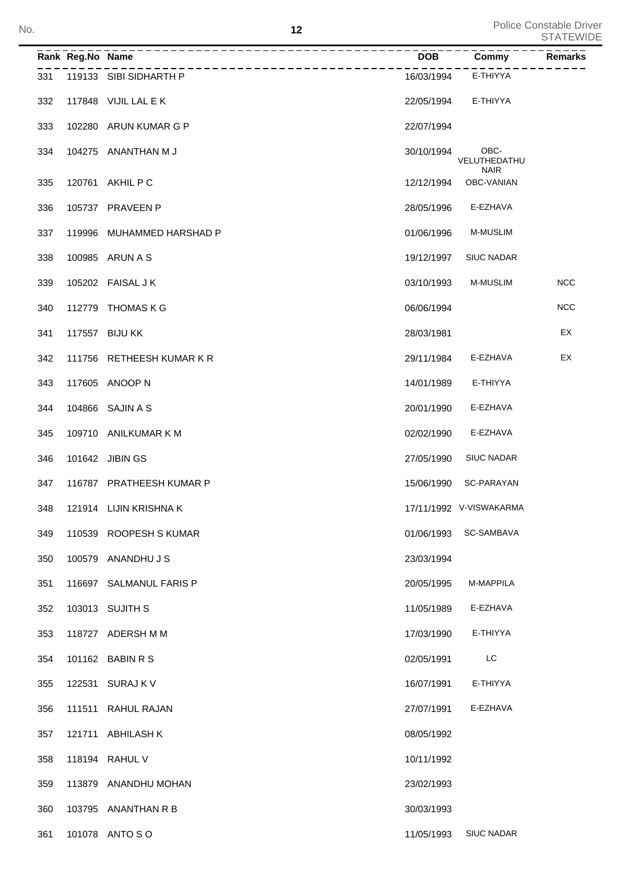| Rank | Reg.No | Name | DOB | Commy | Remarks |
|---|---|---|---|---|---|
| 331 | 119133 | SIBI SIDHARTH P | 16/03/1994 | E-THIYYA | |
| 332 | 117848 | VIJIL LAL E K | 22/05/1994 | E-THIYYA | |
| 333 | 102280 | ARUN KUMAR G P | 22/07/1994 | | |
| 334 | 104275 | ANANTHAN M J | 30/10/1994 | OBC-VELUTHEDATHU NAIR | |
| 335 | 120761 | AKHIL P C | 12/12/1994 | OBC-VANIAN | |
| 336 | 105737 | PRAVEEN P | 28/05/1996 | E-EZHAVA | |
| 337 | 119996 | MUHAMMED HARSHAD P | 01/06/1996 | M-MUSLIM | |
| 338 | 100985 | ARUN A S | 19/12/1997 | SIUC NADAR | |
| 339 | 105202 | FAISAL J K | 03/10/1993 | M-MUSLIM | NCC |
| 340 | 112779 | THOMAS K G | 06/06/1994 | | NCC |
| 341 | 117557 | BIJU KK | 28/03/1981 | | EX |
| 342 | 111756 | RETHEESH KUMAR K R | 29/11/1984 | E-EZHAVA | EX |
| 343 | 117605 | ANOOP N | 14/01/1989 | E-THIYYA | |
| 344 | 104866 | SAJIN A S | 20/01/1990 | E-EZHAVA | |
| 345 | 109710 | ANILKUMAR K M | 02/02/1990 | E-EZHAVA | |
| 346 | 101642 | JIBIN GS | 27/05/1990 | SIUC NADAR | |
| 347 | 116787 | PRATHEESH KUMAR P | 15/06/1990 | SC-PARAYAN | |
| 348 | 121914 | LIJIN KRISHNA K | 17/11/1992 | V-VISWAKARMA | |
| 349 | 110539 | ROOPESH S KUMAR | 01/06/1993 | SC-SAMBAVA | |
| 350 | 100579 | ANANDHU J S | 23/03/1994 | | |
| 351 | 116697 | SALMANUL FARIS P | 20/05/1995 | M-MAPPILA | |
| 352 | 103013 | SUJITH S | 11/05/1989 | E-EZHAVA | |
| 353 | 118727 | ADERSH M M | 17/03/1990 | E-THIYYA | |
| 354 | 101162 | BABIN R S | 02/05/1991 | LC | |
| 355 | 122531 | SURAJ K V | 16/07/1991 | E-THIYYA | |
| 356 | 111511 | RAHUL RAJAN | 27/07/1991 | E-EZHAVA | |
| 357 | 121711 | ABHILASH K | 08/05/1992 | | |
| 358 | 118194 | RAHUL V | 10/11/1992 | | |
| 359 | 113879 | ANANDHU MOHAN | 23/02/1993 | | |
| 360 | 103795 | ANANTHAN R B | 30/03/1993 | | |
| 361 | 101078 | ANTO S O | 11/05/1993 | SIUC NADAR | |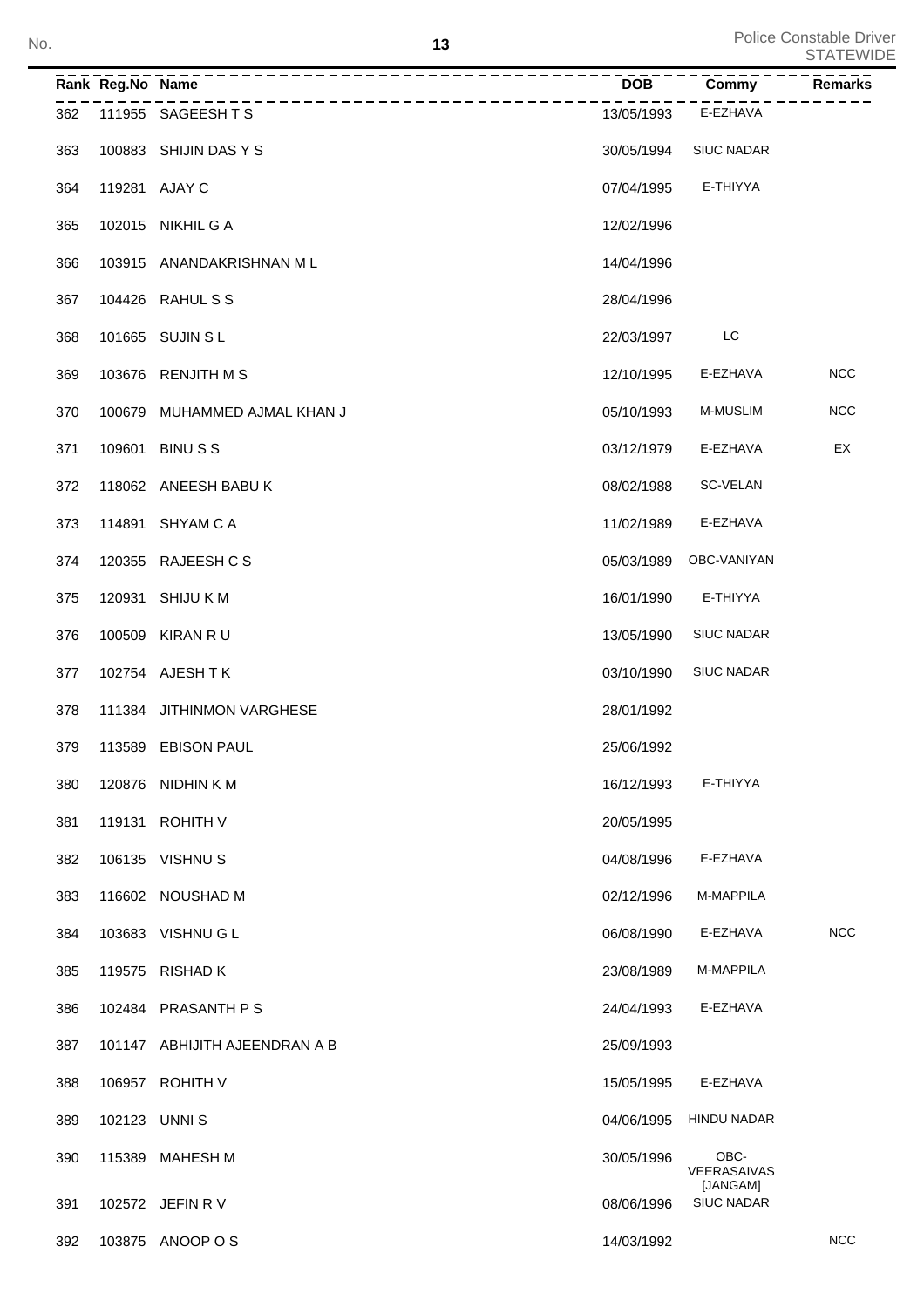| Rank | Reg.No | Name | DOB | Commy | Remarks |
|---|---|---|---|---|---|
| 362 | 111955 | SAGEESH T S | 13/05/1993 | E-EZHAVA | |
| 363 | 100883 | SHIJIN DAS Y S | 30/05/1994 | SIUC NADAR | |
| 364 | 119281 | AJAY C | 07/04/1995 | E-THIYYA | |
| 365 | 102015 | NIKHIL G A | 12/02/1996 | | |
| 366 | 103915 | ANANDAKRISHNAN M L | 14/04/1996 | | |
| 367 | 104426 | RAHUL S S | 28/04/1996 | | |
| 368 | 101665 | SUJIN S L | 22/03/1997 | LC | |
| 369 | 103676 | RENJITH M S | 12/10/1995 | E-EZHAVA | NCC |
| 370 | 100679 | MUHAMMED AJMAL KHAN J | 05/10/1993 | M-MUSLIM | NCC |
| 371 | 109601 | BINU S S | 03/12/1979 | E-EZHAVA | EX |
| 372 | 118062 | ANEESH BABU K | 08/02/1988 | SC-VELAN | |
| 373 | 114891 | SHYAM C A | 11/02/1989 | E-EZHAVA | |
| 374 | 120355 | RAJEESH C S | 05/03/1989 | OBC-VANIYAN | |
| 375 | 120931 | SHIJU K M | 16/01/1990 | E-THIYYA | |
| 376 | 100509 | KIRAN R U | 13/05/1990 | SIUC NADAR | |
| 377 | 102754 | AJESH T K | 03/10/1990 | SIUC NADAR | |
| 378 | 111384 | JITHINMON VARGHESE | 28/01/1992 | | |
| 379 | 113589 | EBISON PAUL | 25/06/1992 | | |
| 380 | 120876 | NIDHIN K M | 16/12/1993 | E-THIYYA | |
| 381 | 119131 | ROHITH V | 20/05/1995 | | |
| 382 | 106135 | VISHNU S | 04/08/1996 | E-EZHAVA | |
| 383 | 116602 | NOUSHAD M | 02/12/1996 | M-MAPPILA | |
| 384 | 103683 | VISHNU G L | 06/08/1990 | E-EZHAVA | NCC |
| 385 | 119575 | RISHAD K | 23/08/1989 | M-MAPPILA | |
| 386 | 102484 | PRASANTH P S | 24/04/1993 | E-EZHAVA | |
| 387 | 101147 | ABHIJITH AJEENDRAN A B | 25/09/1993 | | |
| 388 | 106957 | ROHITH V | 15/05/1995 | E-EZHAVA | |
| 389 | 102123 | UNNI S | 04/06/1995 | HINDU NADAR | |
| 390 | 115389 | MAHESH M | 30/05/1996 | OBC-VEERASAIVAS [JANGAM] | |
| 391 | 102572 | JEFIN R V | 08/06/1996 | SIUC NADAR | |
| 392 | 103875 | ANOOP O S | 14/03/1992 | | NCC |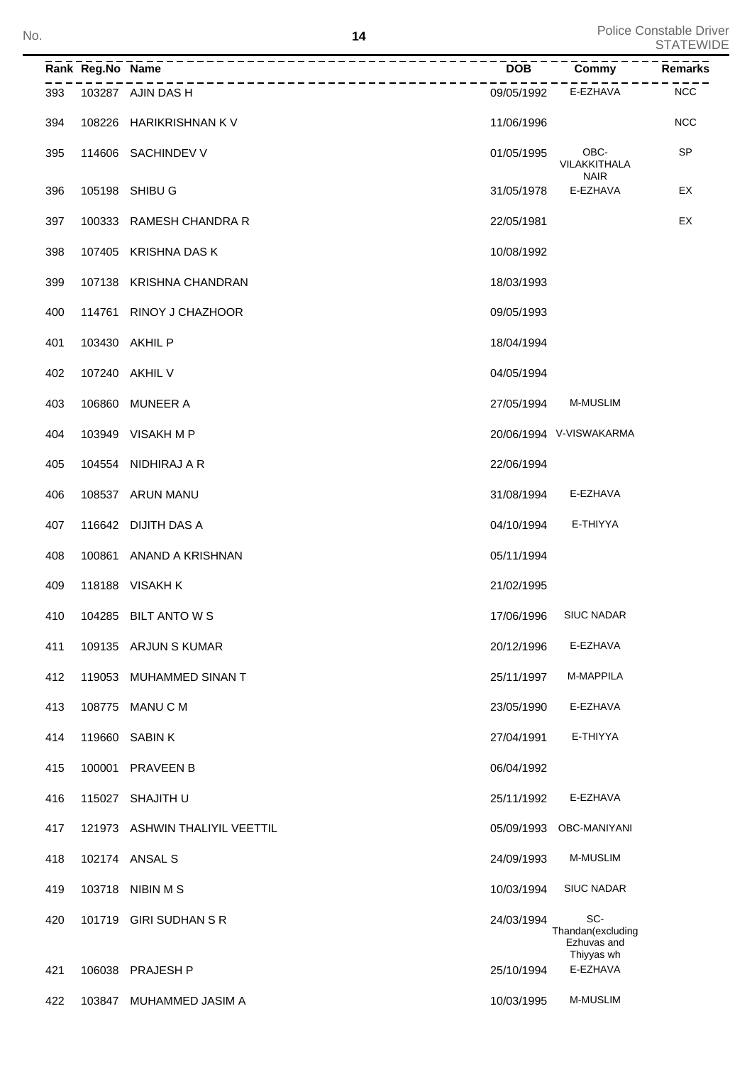| Rank | Reg.No | Name | DOB | Commy | Remarks |
|---|---|---|---|---|---|
| 393 | 103287 | AJIN DAS H | 09/05/1992 | E-EZHAVA | NCC |
| 394 | 108226 | HARIKRISHNAN K V | 11/06/1996 | | NCC |
| 395 | 114606 | SACHINDEV V | 01/05/1995 | OBC-VILAKKITHALA NAIR | SP |
| 396 | 105198 | SHIBU G | 31/05/1978 | E-EZHAVA | EX |
| 397 | 100333 | RAMESH CHANDRA R | 22/05/1981 | | EX |
| 398 | 107405 | KRISHNA DAS K | 10/08/1992 | | |
| 399 | 107138 | KRISHNA CHANDRAN | 18/03/1993 | | |
| 400 | 114761 | RINOY J CHAZHOOR | 09/05/1993 | | |
| 401 | 103430 | AKHIL P | 18/04/1994 | | |
| 402 | 107240 | AKHIL V | 04/05/1994 | | |
| 403 | 106860 | MUNEER A | 27/05/1994 | M-MUSLIM | |
| 404 | 103949 | VISAKH M P | 20/06/1994 | V-VISWAKARMA | |
| 405 | 104554 | NIDHIRAJ A R | 22/06/1994 | | |
| 406 | 108537 | ARUN MANU | 31/08/1994 | E-EZHAVA | |
| 407 | 116642 | DIJITH DAS A | 04/10/1994 | E-THIYYA | |
| 408 | 100861 | ANAND A KRISHNAN | 05/11/1994 | | |
| 409 | 118188 | VISAKH K | 21/02/1995 | | |
| 410 | 104285 | BILT ANTO W S | 17/06/1996 | SIUC NADAR | |
| 411 | 109135 | ARJUN S KUMAR | 20/12/1996 | E-EZHAVA | |
| 412 | 119053 | MUHAMMED SINAN T | 25/11/1997 | M-MAPPILA | |
| 413 | 108775 | MANU C M | 23/05/1990 | E-EZHAVA | |
| 414 | 119660 | SABIN K | 27/04/1991 | E-THIYYA | |
| 415 | 100001 | PRAVEEN B | 06/04/1992 | | |
| 416 | 115027 | SHAJITH U | 25/11/1992 | E-EZHAVA | |
| 417 | 121973 | ASHWIN THALIYIL VEETTIL | 05/09/1993 | OBC-MANIYANI | |
| 418 | 102174 | ANSAL S | 24/09/1993 | M-MUSLIM | |
| 419 | 103718 | NIBIN M S | 10/03/1994 | SIUC NADAR | |
| 420 | 101719 | GIRI SUDHAN S R | 24/03/1994 | SC-Thandan(excluding Ezhuvas and Thiyyas wh | |
| 421 | 106038 | PRAJESH P | 25/10/1994 | E-EZHAVA | |
| 422 | 103847 | MUHAMMED JASIM A | 10/03/1995 | M-MUSLIM | |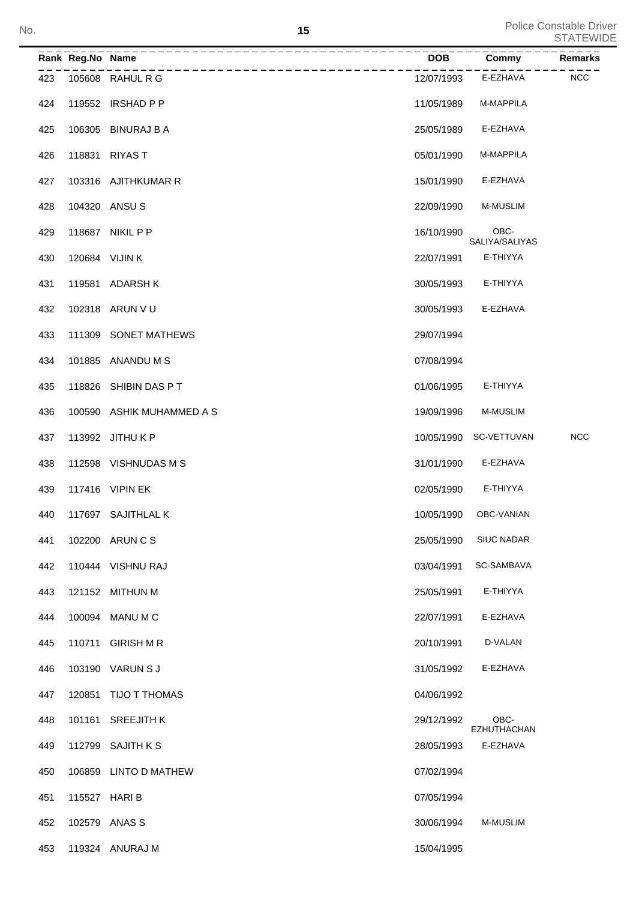| Rank | Reg.No | Name | DOB | Commy | Remarks |
|---|---|---|---|---|---|
| 423 | 105608 | RAHUL R G | 12/07/1993 | E-EZHAVA | NCC |
| 424 | 119552 | IRSHAD P P | 11/05/1989 | M-MAPPILA | |
| 425 | 106305 | BINURAJ B A | 25/05/1989 | E-EZHAVA | |
| 426 | 118831 | RIYAS T | 05/01/1990 | M-MAPPILA | |
| 427 | 103316 | AJITHKUMAR R | 15/01/1990 | E-EZHAVA | |
| 428 | 104320 | ANSU S | 22/09/1990 | M-MUSLIM | |
| 429 | 118687 | NIKIL P P | 16/10/1990 | OBC-SALIYA/SALIYAS | |
| 430 | 120684 | VIJIN K | 22/07/1991 | E-THIYYA | |
| 431 | 119581 | ADARSH K | 30/05/1993 | E-THIYYA | |
| 432 | 102318 | ARUN V U | 30/05/1993 | E-EZHAVA | |
| 433 | 111309 | SONET MATHEWS | 29/07/1994 | | |
| 434 | 101885 | ANANDU M S | 07/08/1994 | | |
| 435 | 118826 | SHIBIN DAS P T | 01/06/1995 | E-THIYYA | |
| 436 | 100590 | ASHIK MUHAMMED A S | 19/09/1996 | M-MUSLIM | |
| 437 | 113992 | JITHU K P | 10/05/1990 | SC-VETTUVAN | NCC |
| 438 | 112598 | VISHNUDAS M S | 31/01/1990 | E-EZHAVA | |
| 439 | 117416 | VIPIN EK | 02/05/1990 | E-THIYYA | |
| 440 | 117697 | SAJITHLAL K | 10/05/1990 | OBC-VANIAN | |
| 441 | 102200 | ARUN C S | 25/05/1990 | SIUC NADAR | |
| 442 | 110444 | VISHNU RAJ | 03/04/1991 | SC-SAMBAVA | |
| 443 | 121152 | MITHUN M | 25/05/1991 | E-THIYYA | |
| 444 | 100094 | MANU M C | 22/07/1991 | E-EZHAVA | |
| 445 | 110711 | GIRISH M R | 20/10/1991 | D-VALAN | |
| 446 | 103190 | VARUN S J | 31/05/1992 | E-EZHAVA | |
| 447 | 120851 | TIJO T THOMAS | 04/06/1992 | | |
| 448 | 101161 | SREEJITH K | 29/12/1992 | OBC-EZHUTHACHAN | |
| 449 | 112799 | SAJITH K S | 28/05/1993 | E-EZHAVA | |
| 450 | 106859 | LINTO D MATHEW | 07/02/1994 | | |
| 451 | 115527 | HARI B | 07/05/1994 | | |
| 452 | 102579 | ANAS S | 30/06/1994 | M-MUSLIM | |
| 453 | 119324 | ANURAJ M | 15/04/1995 | | |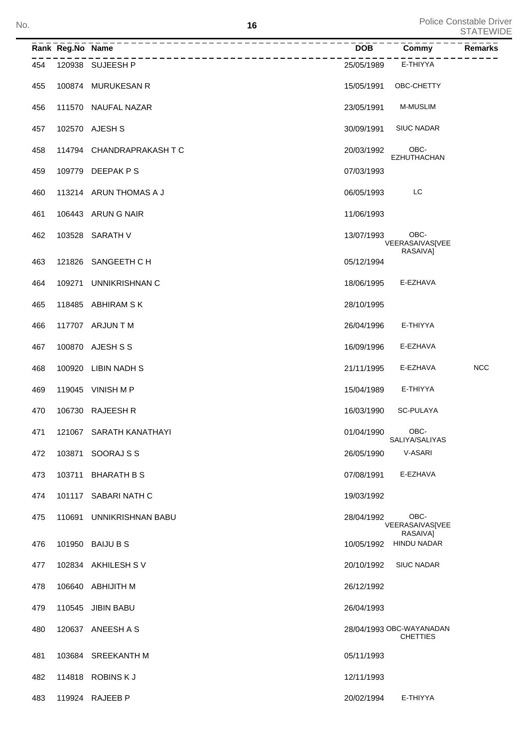| Rank | Reg.No | Name | DOB | Commy | Remarks |
|---|---|---|---|---|---|
| 454 | 120938 | SUJEESH P | 25/05/1989 | E-THIYYA | |
| 455 | 100874 | MURUKESAN R | 15/05/1991 | OBC-CHETTY | |
| 456 | 111570 | NAUFAL NAZAR | 23/05/1991 | M-MUSLIM | |
| 457 | 102570 | AJESH S | 30/09/1991 | SIUC NADAR | |
| 458 | 114794 | CHANDRAPRAKASH T C | 20/03/1992 | OBC-EZHUTHACHAN | |
| 459 | 109779 | DEEPAK P S | 07/03/1993 | | |
| 460 | 113214 | ARUN THOMAS A J | 06/05/1993 | LC | |
| 461 | 106443 | ARUN G NAIR | 11/06/1993 | | |
| 462 | 103528 | SARATH V | 13/07/1993 | OBC-VEERASAIVAS[VEERASAIVA] | |
| 463 | 121826 | SANGEETH C H | 05/12/1994 | | |
| 464 | 109271 | UNNIKRISHNAN C | 18/06/1995 | E-EZHAVA | |
| 465 | 118485 | ABHIRAM S K | 28/10/1995 | | |
| 466 | 117707 | ARJUN T M | 26/04/1996 | E-THIYYA | |
| 467 | 100870 | AJESH S S | 16/09/1996 | E-EZHAVA | |
| 468 | 100920 | LIBIN NADH S | 21/11/1995 | E-EZHAVA | NCC |
| 469 | 119045 | VINISH M P | 15/04/1989 | E-THIYYA | |
| 470 | 106730 | RAJEESH R | 16/03/1990 | SC-PULAYA | |
| 471 | 121067 | SARATH KANATHAYI | 01/04/1990 | OBC-SALIYA/SALIYAS | |
| 472 | 103871 | SOORAJ S S | 26/05/1990 | V-ASARI | |
| 473 | 103711 | BHARATH B S | 07/08/1991 | E-EZHAVA | |
| 474 | 101117 | SABARI NATH C | 19/03/1992 | | |
| 475 | 110691 | UNNIKRISHNAN BABU | 28/04/1992 | OBC-VEERASAIVAS[VEERASAIVA] | |
| 476 | 101950 | BAIJU B S | 10/05/1992 | HINDU NADAR | |
| 477 | 102834 | AKHILESH S V | 20/10/1992 | SIUC NADAR | |
| 478 | 106640 | ABHIJITH M | 26/12/1992 | | |
| 479 | 110545 | JIBIN BABU | 26/04/1993 | | |
| 480 | 120637 | ANEESH A S | 28/04/1993 | OBC-WAYANADAN CHETTIES | |
| 481 | 103684 | SREEKANTH M | 05/11/1993 | | |
| 482 | 114818 | ROBINS K J | 12/11/1993 | | |
| 483 | 119924 | RAJEEB P | 20/02/1994 | E-THIYYA | |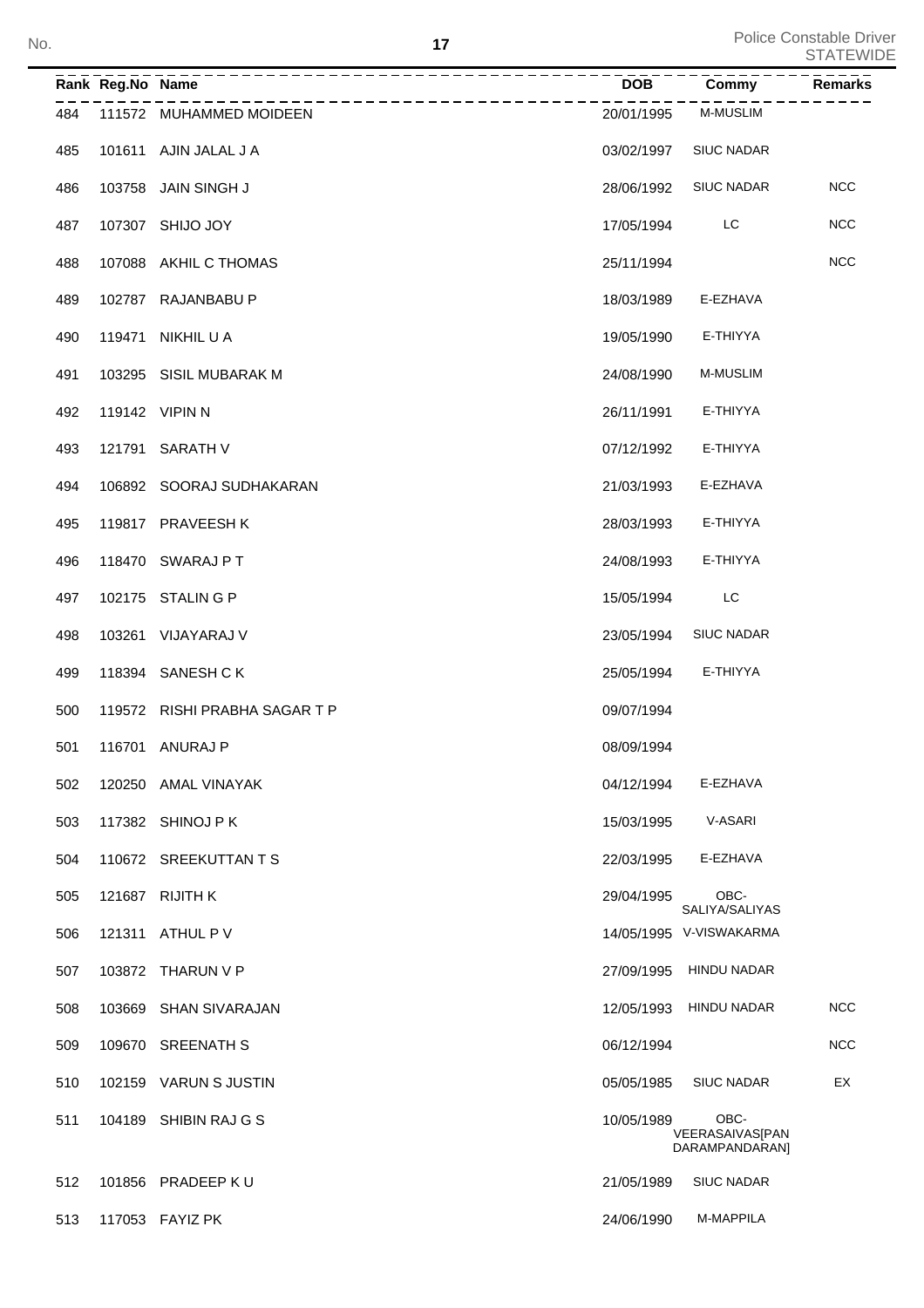| Rank | Reg.No | Name | DOB | Commy | Remarks |
|---|---|---|---|---|---|
| 484 | 111572 | MUHAMMED MOIDEEN | 20/01/1995 | M-MUSLIM | |
| 485 | 101611 | AJIN JALAL J A | 03/02/1997 | SIUC NADAR | |
| 486 | 103758 | JAIN SINGH J | 28/06/1992 | SIUC NADAR | NCC |
| 487 | 107307 | SHIJO JOY | 17/05/1994 | LC | NCC |
| 488 | 107088 | AKHIL C THOMAS | 25/11/1994 | | NCC |
| 489 | 102787 | RAJANBABU P | 18/03/1989 | E-EZHAVA | |
| 490 | 119471 | NIKHIL U A | 19/05/1990 | E-THIYYA | |
| 491 | 103295 | SISIL MUBARAK M | 24/08/1990 | M-MUSLIM | |
| 492 | 119142 | VIPIN N | 26/11/1991 | E-THIYYA | |
| 493 | 121791 | SARATH V | 07/12/1992 | E-THIYYA | |
| 494 | 106892 | SOORAJ SUDHAKARAN | 21/03/1993 | E-EZHAVA | |
| 495 | 119817 | PRAVEESH K | 28/03/1993 | E-THIYYA | |
| 496 | 118470 | SWARAJ P T | 24/08/1993 | E-THIYYA | |
| 497 | 102175 | STALIN G P | 15/05/1994 | LC | |
| 498 | 103261 | VIJAYARAJ V | 23/05/1994 | SIUC NADAR | |
| 499 | 118394 | SANESH C K | 25/05/1994 | E-THIYYA | |
| 500 | 119572 | RISHI PRABHA SAGAR T P | 09/07/1994 | | |
| 501 | 116701 | ANURAJ P | 08/09/1994 | | |
| 502 | 120250 | AMAL VINAYAK | 04/12/1994 | E-EZHAVA | |
| 503 | 117382 | SHINOJ P K | 15/03/1995 | V-ASARI | |
| 504 | 110672 | SREEKUTTAN T S | 22/03/1995 | E-EZHAVA | |
| 505 | 121687 | RIJITH K | 29/04/1995 | OBC-SALIYA/SALIYAS | |
| 506 | 121311 | ATHUL P V | 14/05/1995 | V-VISWAKARMA | |
| 507 | 103872 | THARUN V P | 27/09/1995 | HINDU NADAR | |
| 508 | 103669 | SHAN SIVARAJAN | 12/05/1993 | HINDU NADAR | NCC |
| 509 | 109670 | SREENATH S | 06/12/1994 | | NCC |
| 510 | 102159 | VARUN S JUSTIN | 05/05/1985 | SIUC NADAR | EX |
| 511 | 104189 | SHIBIN RAJ G S | 10/05/1989 | OBC-VEERASAIVAS[PANDARAMPANDARAN] | |
| 512 | 101856 | PRADEEP K U | 21/05/1989 | SIUC NADAR | |
| 513 | 117053 | FAYIZ PK | 24/06/1990 | M-MAPPILA | |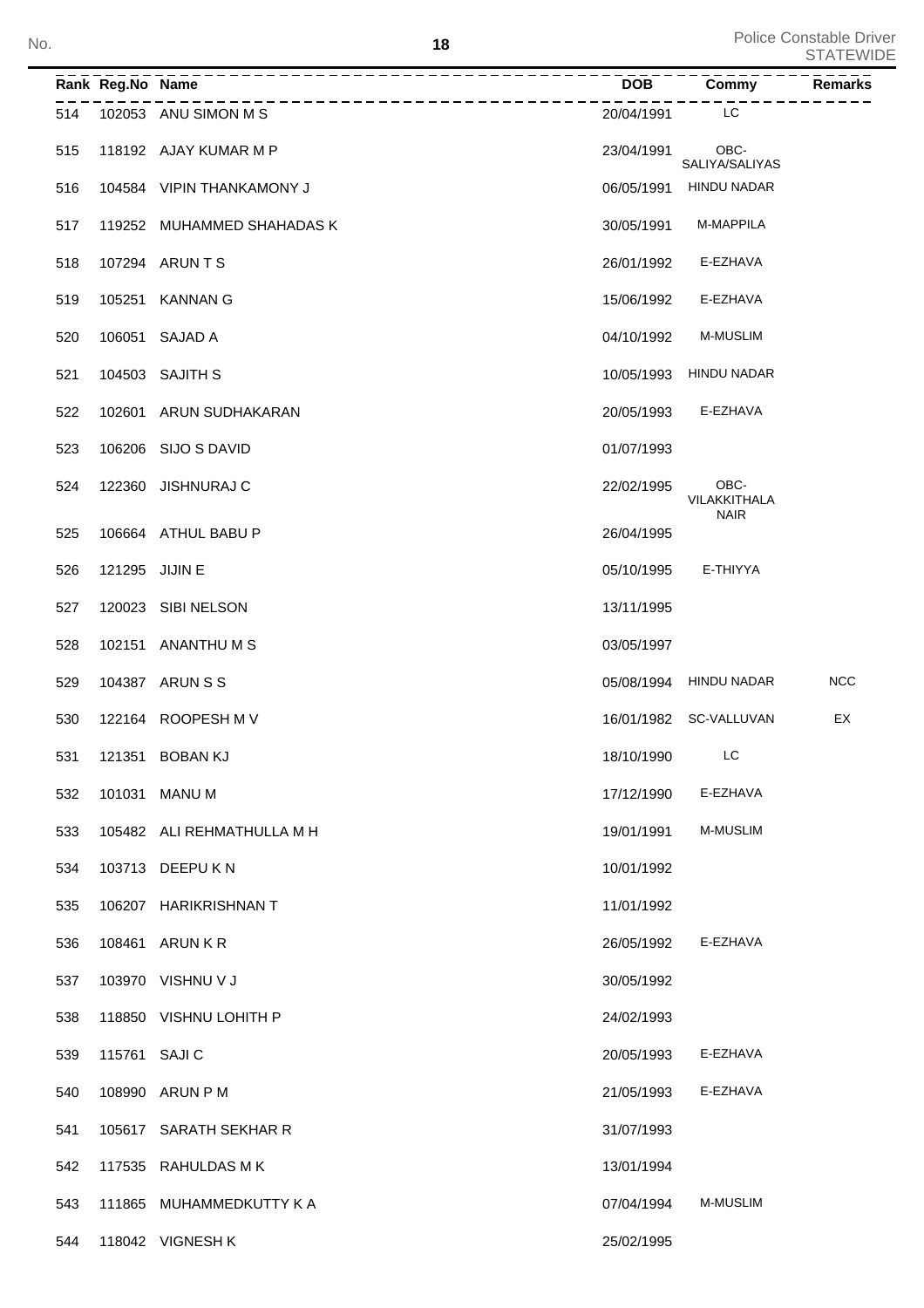| Rank | Reg.No | Name | DOB | Commy | Remarks |
|---|---|---|---|---|---|
| 514 | 102053 | ANU SIMON M S | 20/04/1991 | LC | |
| 515 | 118192 | AJAY KUMAR M P | 23/04/1991 | OBC-SALIYA/SALIYAS | |
| 516 | 104584 | VIPIN THANKAMONY J | 06/05/1991 | HINDU NADAR | |
| 517 | 119252 | MUHAMMED SHAHADAS K | 30/05/1991 | M-MAPPILA | |
| 518 | 107294 | ARUN T S | 26/01/1992 | E-EZHAVA | |
| 519 | 105251 | KANNAN G | 15/06/1992 | E-EZHAVA | |
| 520 | 106051 | SAJAD A | 04/10/1992 | M-MUSLIM | |
| 521 | 104503 | SAJITH S | 10/05/1993 | HINDU NADAR | |
| 522 | 102601 | ARUN SUDHAKARAN | 20/05/1993 | E-EZHAVA | |
| 523 | 106206 | SIJO S DAVID | 01/07/1993 | | |
| 524 | 122360 | JISHNURAJ C | 22/02/1995 | OBC-VILAKKITHALA NAIR | |
| 525 | 106664 | ATHUL BABU P | 26/04/1995 | | |
| 526 | 121295 | JIJIN E | 05/10/1995 | E-THIYYA | |
| 527 | 120023 | SIBI NELSON | 13/11/1995 | | |
| 528 | 102151 | ANANTHU M S | 03/05/1997 | | |
| 529 | 104387 | ARUN S S | 05/08/1994 | HINDU NADAR | NCC |
| 530 | 122164 | ROOPESH M V | 16/01/1982 | SC-VALLUVAN | EX |
| 531 | 121351 | BOBAN KJ | 18/10/1990 | LC | |
| 532 | 101031 | MANU M | 17/12/1990 | E-EZHAVA | |
| 533 | 105482 | ALI REHMATHULLA M H | 19/01/1991 | M-MUSLIM | |
| 534 | 103713 | DEEPU K N | 10/01/1992 | | |
| 535 | 106207 | HARIKRISHNAN T | 11/01/1992 | | |
| 536 | 108461 | ARUN K R | 26/05/1992 | E-EZHAVA | |
| 537 | 103970 | VISHNU V J | 30/05/1992 | | |
| 538 | 118850 | VISHNU LOHITH P | 24/02/1993 | | |
| 539 | 115761 | SAJI C | 20/05/1993 | E-EZHAVA | |
| 540 | 108990 | ARUN P M | 21/05/1993 | E-EZHAVA | |
| 541 | 105617 | SARATH SEKHAR R | 31/07/1993 | | |
| 542 | 117535 | RAHULDAS M K | 13/01/1994 | | |
| 543 | 111865 | MUHAMMEDKUTTY K A | 07/04/1994 | M-MUSLIM | |
| 544 | 118042 | VIGNESH K | 25/02/1995 | | |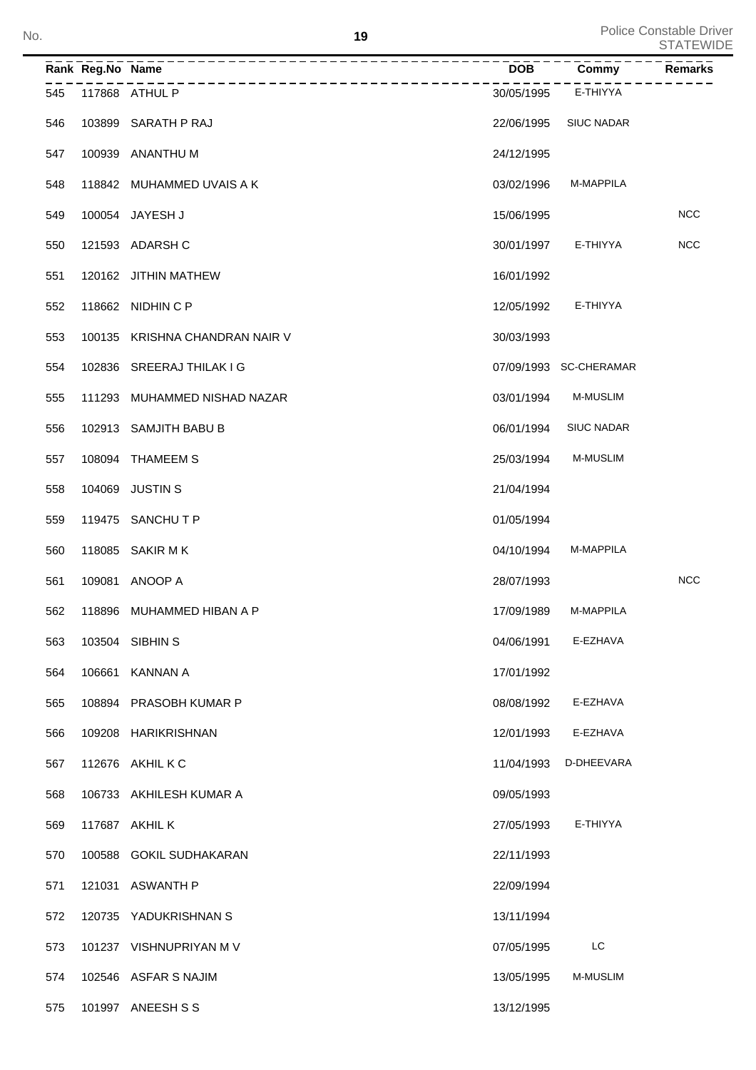| Rank | Reg.No | Name | DOB | Commy | Remarks |
|---|---|---|---|---|---|
| 545 | 117868 | ATHUL P | 30/05/1995 | E-THIYYA | |
| 546 | 103899 | SARATH P RAJ | 22/06/1995 | SIUC NADAR | |
| 547 | 100939 | ANANTHU M | 24/12/1995 | | |
| 548 | 118842 | MUHAMMED UVAIS A K | 03/02/1996 | M-MAPPILA | |
| 549 | 100054 | JAYESH J | 15/06/1995 | | NCC |
| 550 | 121593 | ADARSH C | 30/01/1997 | E-THIYYA | NCC |
| 551 | 120162 | JITHIN MATHEW | 16/01/1992 | | |
| 552 | 118662 | NIDHIN C P | 12/05/1992 | E-THIYYA | |
| 553 | 100135 | KRISHNA CHANDRAN NAIR V | 30/03/1993 | | |
| 554 | 102836 | SREERAJ THILAK I G | 07/09/1993 | SC-CHERAMAR | |
| 555 | 111293 | MUHAMMED NISHAD NAZAR | 03/01/1994 | M-MUSLIM | |
| 556 | 102913 | SAMJITH BABU B | 06/01/1994 | SIUC NADAR | |
| 557 | 108094 | THAMEEM S | 25/03/1994 | M-MUSLIM | |
| 558 | 104069 | JUSTIN S | 21/04/1994 | | |
| 559 | 119475 | SANCHU T P | 01/05/1994 | | |
| 560 | 118085 | SAKIR M K | 04/10/1994 | M-MAPPILA | |
| 561 | 109081 | ANOOP A | 28/07/1993 | | NCC |
| 562 | 118896 | MUHAMMED HIBAN A P | 17/09/1989 | M-MAPPILA | |
| 563 | 103504 | SIBHIN S | 04/06/1991 | E-EZHAVA | |
| 564 | 106661 | KANNAN A | 17/01/1992 | | |
| 565 | 108894 | PRASOBH KUMAR P | 08/08/1992 | E-EZHAVA | |
| 566 | 109208 | HARIKRISHNAN | 12/01/1993 | E-EZHAVA | |
| 567 | 112676 | AKHIL K C | 11/04/1993 | D-DHEEVARA | |
| 568 | 106733 | AKHILESH KUMAR A | 09/05/1993 | | |
| 569 | 117687 | AKHIL K | 27/05/1993 | E-THIYYA | |
| 570 | 100588 | GOKIL SUDHAKARAN | 22/11/1993 | | |
| 571 | 121031 | ASWANTH P | 22/09/1994 | | |
| 572 | 120735 | YADUKRISHNAN S | 13/11/1994 | | |
| 573 | 101237 | VISHNUPRIYAN M V | 07/05/1995 | LC | |
| 574 | 102546 | ASFAR S NAJIM | 13/05/1995 | M-MUSLIM | |
| 575 | 101997 | ANEESH S S | 13/12/1995 | | |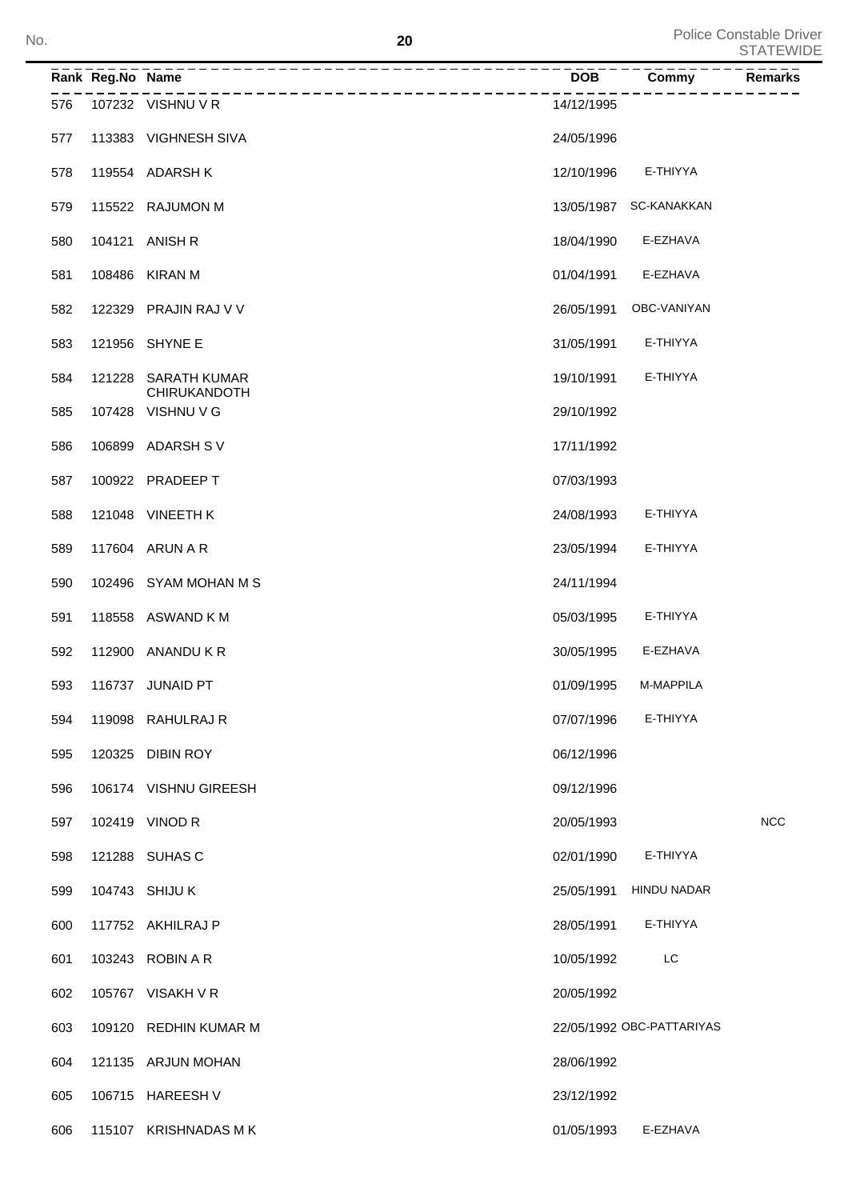| Rank | Reg.No | Name | DOB | Commy | Remarks |
|---|---|---|---|---|---|
| 576 | 107232 | VISHNU V R | 14/12/1995 | | |
| 577 | 113383 | VIGHNESH SIVA | 24/05/1996 | | |
| 578 | 119554 | ADARSH K | 12/10/1996 | E-THIYYA | |
| 579 | 115522 | RAJUMON M | 13/05/1987 | SC-KANAKKAN | |
| 580 | 104121 | ANISH R | 18/04/1990 | E-EZHAVA | |
| 581 | 108486 | KIRAN M | 01/04/1991 | E-EZHAVA | |
| 582 | 122329 | PRAJIN RAJ V V | 26/05/1991 | OBC-VANIYAN | |
| 583 | 121956 | SHYNE E | 31/05/1991 | E-THIYYA | |
| 584 | 121228 | SARATH KUMAR CHIRUKANDOTH | 19/10/1991 | E-THIYYA | |
| 585 | 107428 | VISHNU V G | 29/10/1992 | | |
| 586 | 106899 | ADARSH S V | 17/11/1992 | | |
| 587 | 100922 | PRADEEP T | 07/03/1993 | | |
| 588 | 121048 | VINEETH K | 24/08/1993 | E-THIYYA | |
| 589 | 117604 | ARUN A R | 23/05/1994 | E-THIYYA | |
| 590 | 102496 | SYAM MOHAN M S | 24/11/1994 | | |
| 591 | 118558 | ASWAND K M | 05/03/1995 | E-THIYYA | |
| 592 | 112900 | ANANDU K R | 30/05/1995 | E-EZHAVA | |
| 593 | 116737 | JUNAID PT | 01/09/1995 | M-MAPPILA | |
| 594 | 119098 | RAHULRAJ R | 07/07/1996 | E-THIYYA | |
| 595 | 120325 | DIBIN ROY | 06/12/1996 | | |
| 596 | 106174 | VISHNU GIREESH | 09/12/1996 | | |
| 597 | 102419 | VINOD R | 20/05/1993 | | NCC |
| 598 | 121288 | SUHAS C | 02/01/1990 | E-THIYYA | |
| 599 | 104743 | SHIJU K | 25/05/1991 | HINDU NADAR | |
| 600 | 117752 | AKHILRAJ P | 28/05/1991 | E-THIYYA | |
| 601 | 103243 | ROBIN A R | 10/05/1992 | LC | |
| 602 | 105767 | VISAKH V R | 20/05/1992 | | |
| 603 | 109120 | REDHIN KUMAR M | 22/05/1992 | OBC-PATTARIYAS | |
| 604 | 121135 | ARJUN MOHAN | 28/06/1992 | | |
| 605 | 106715 | HAREESH V | 23/12/1992 | | |
| 606 | 115107 | KRISHNADAS M K | 01/05/1993 | E-EZHAVA | |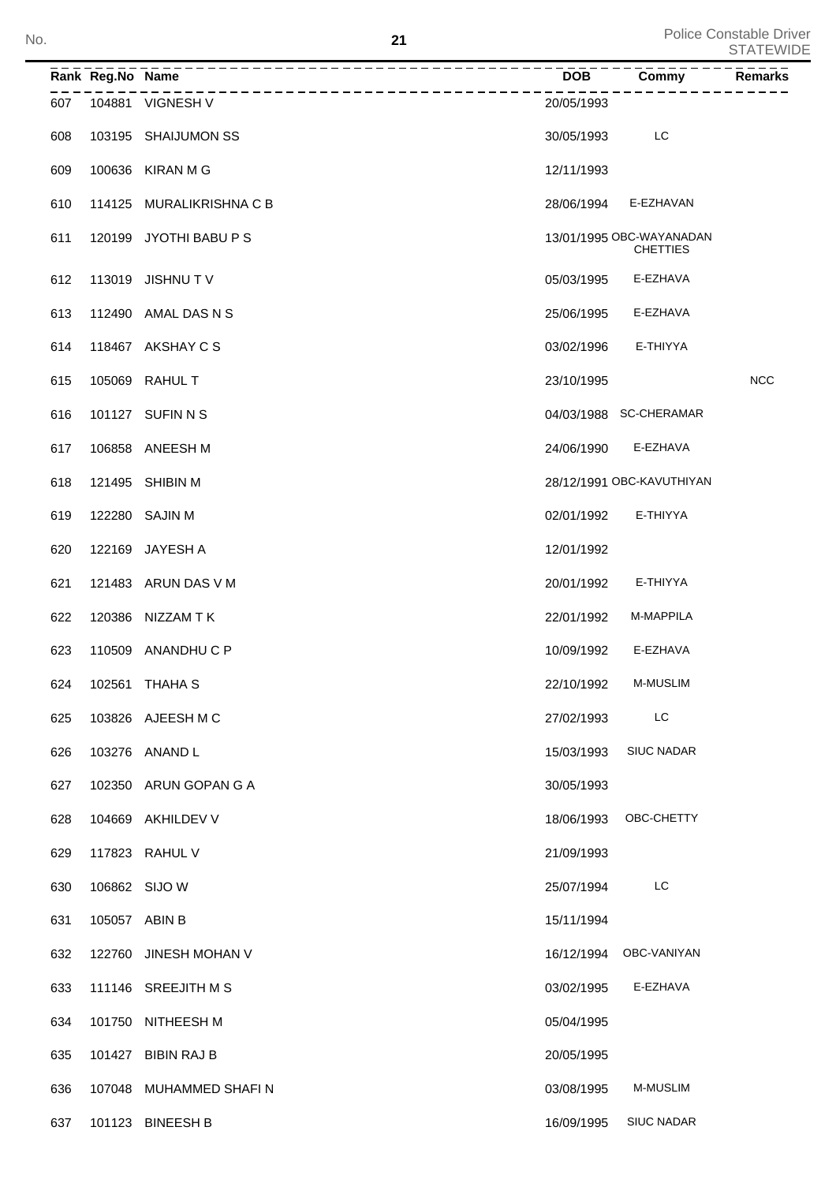| Rank | Reg.No | Name | DOB | Commy | Remarks |
|---|---|---|---|---|---|
| 607 | 104881 | VIGNESH V | 20/05/1993 | | |
| 608 | 103195 | SHAIJUMON SS | 30/05/1993 | LC | |
| 609 | 100636 | KIRAN M G | 12/11/1993 | | |
| 610 | 114125 | MURALIKRISHNA C B | 28/06/1994 | E-EZHAVAN | |
| 611 | 120199 | JYOTHI BABU P S | 13/01/1995 | OBC-WAYANADAN CHETTIES | |
| 612 | 113019 | JISHNU T V | 05/03/1995 | E-EZHAVA | |
| 613 | 112490 | AMAL DAS N S | 25/06/1995 | E-EZHAVA | |
| 614 | 118467 | AKSHAY C S | 03/02/1996 | E-THIYYA | |
| 615 | 105069 | RAHUL T | 23/10/1995 | | NCC |
| 616 | 101127 | SUFIN N S | 04/03/1988 | SC-CHERAMAR | |
| 617 | 106858 | ANEESH M | 24/06/1990 | E-EZHAVA | |
| 618 | 121495 | SHIBIN M | 28/12/1991 | OBC-KAVUTHIYAN | |
| 619 | 122280 | SAJIN M | 02/01/1992 | E-THIYYA | |
| 620 | 122169 | JAYESH A | 12/01/1992 | | |
| 621 | 121483 | ARUN DAS V M | 20/01/1992 | E-THIYYA | |
| 622 | 120386 | NIZZAM T K | 22/01/1992 | M-MAPPILA | |
| 623 | 110509 | ANANDHU C P | 10/09/1992 | E-EZHAVA | |
| 624 | 102561 | THAHA S | 22/10/1992 | M-MUSLIM | |
| 625 | 103826 | AJEESH M C | 27/02/1993 | LC | |
| 626 | 103276 | ANAND L | 15/03/1993 | SIUC NADAR | |
| 627 | 102350 | ARUN GOPAN G A | 30/05/1993 | | |
| 628 | 104669 | AKHILDEV V | 18/06/1993 | OBC-CHETTY | |
| 629 | 117823 | RAHUL V | 21/09/1993 | | |
| 630 | 106862 | SIJO W | 25/07/1994 | LC | |
| 631 | 105057 | ABIN B | 15/11/1994 | | |
| 632 | 122760 | JINESH MOHAN V | 16/12/1994 | OBC-VANIYAN | |
| 633 | 111146 | SREEJITH M S | 03/02/1995 | E-EZHAVA | |
| 634 | 101750 | NITHEESH M | 05/04/1995 | | |
| 635 | 101427 | BIBIN RAJ B | 20/05/1995 | | |
| 636 | 107048 | MUHAMMED SHAFI N | 03/08/1995 | M-MUSLIM | |
| 637 | 101123 | BINEESH B | 16/09/1995 | SIUC NADAR | |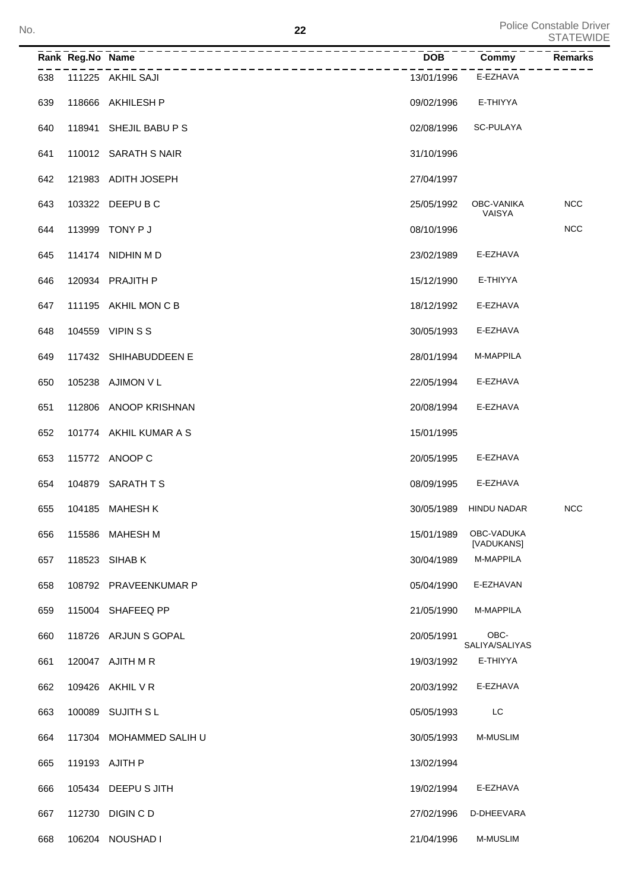| Rank | Reg.No | Name | DOB | Commy | Remarks |
|---|---|---|---|---|---|
| 638 | 111225 | AKHIL SAJI | 13/01/1996 | E-EZHAVA | |
| 639 | 118666 | AKHILESH P | 09/02/1996 | E-THIYYA | |
| 640 | 118941 | SHEJIL BABU P S | 02/08/1996 | SC-PULAYA | |
| 641 | 110012 | SARATH S NAIR | 31/10/1996 | | |
| 642 | 121983 | ADITH JOSEPH | 27/04/1997 | | |
| 643 | 103322 | DEEPU B C | 25/05/1992 | OBC-VANIKA VAISYA | NCC |
| 644 | 113999 | TONY P J | 08/10/1996 | | NCC |
| 645 | 114174 | NIDHIN M D | 23/02/1989 | E-EZHAVA | |
| 646 | 120934 | PRAJITH P | 15/12/1990 | E-THIYYA | |
| 647 | 111195 | AKHIL MON C B | 18/12/1992 | E-EZHAVA | |
| 648 | 104559 | VIPIN S S | 30/05/1993 | E-EZHAVA | |
| 649 | 117432 | SHIHABUDDEEN E | 28/01/1994 | M-MAPPILA | |
| 650 | 105238 | AJIMON V L | 22/05/1994 | E-EZHAVA | |
| 651 | 112806 | ANOOP KRISHNAN | 20/08/1994 | E-EZHAVA | |
| 652 | 101774 | AKHIL KUMAR A S | 15/01/1995 | | |
| 653 | 115772 | ANOOP C | 20/05/1995 | E-EZHAVA | |
| 654 | 104879 | SARATH T S | 08/09/1995 | E-EZHAVA | |
| 655 | 104185 | MAHESH K | 30/05/1989 | HINDU NADAR | NCC |
| 656 | 115586 | MAHESH M | 15/01/1989 | OBC-VADUKA [VADUKANS] | |
| 657 | 118523 | SIHAB K | 30/04/1989 | M-MAPPILA | |
| 658 | 108792 | PRAVEENKUMAR P | 05/04/1990 | E-EZHAVAN | |
| 659 | 115004 | SHAFEEQ PP | 21/05/1990 | M-MAPPILA | |
| 660 | 118726 | ARJUN S GOPAL | 20/05/1991 | OBC-SALIYA/SALIYAS | |
| 661 | 120047 | AJITH M R | 19/03/1992 | E-THIYYA | |
| 662 | 109426 | AKHIL V R | 20/03/1992 | E-EZHAVA | |
| 663 | 100089 | SUJITH S L | 05/05/1993 | LC | |
| 664 | 117304 | MOHAMMED SALIH U | 30/05/1993 | M-MUSLIM | |
| 665 | 119193 | AJITH P | 13/02/1994 | | |
| 666 | 105434 | DEEPU S JITH | 19/02/1994 | E-EZHAVA | |
| 667 | 112730 | DIGIN C D | 27/02/1996 | D-DHEEVARA | |
| 668 | 106204 | NOUSHAD I | 21/04/1996 | M-MUSLIM | |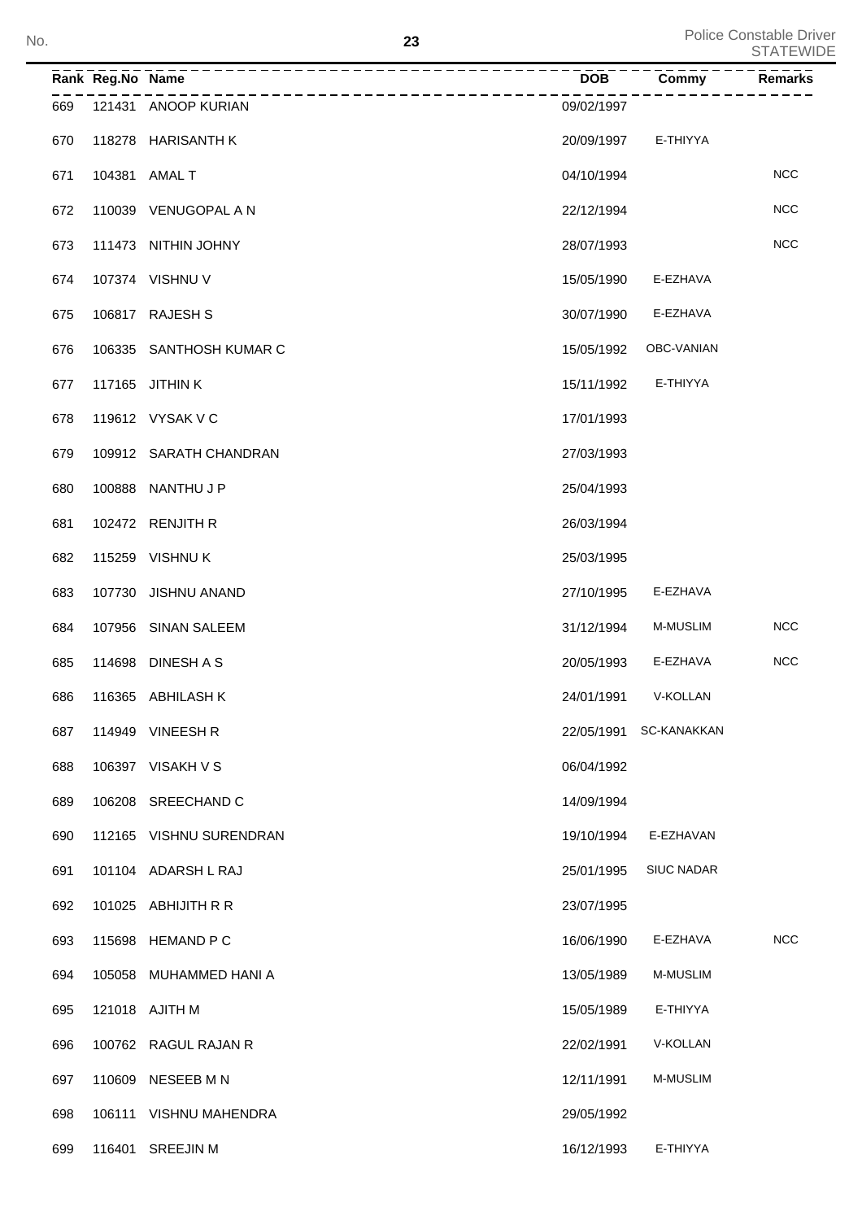| Rank | Reg.No | Name | DOB | Commy | Remarks |
|---|---|---|---|---|---|
| 669 | 121431 | ANOOP KURIAN | 09/02/1997 | | |
| 670 | 118278 | HARISANTH K | 20/09/1997 | E-THIYYA | |
| 671 | 104381 | AMAL T | 04/10/1994 | | NCC |
| 672 | 110039 | VENUGOPAL A N | 22/12/1994 | | NCC |
| 673 | 111473 | NITHIN JOHNY | 28/07/1993 | | NCC |
| 674 | 107374 | VISHNU V | 15/05/1990 | E-EZHAVA | |
| 675 | 106817 | RAJESH S | 30/07/1990 | E-EZHAVA | |
| 676 | 106335 | SANTHOSH KUMAR C | 15/05/1992 | OBC-VANIAN | |
| 677 | 117165 | JITHIN K | 15/11/1992 | E-THIYYA | |
| 678 | 119612 | VYSAK V C | 17/01/1993 | | |
| 679 | 109912 | SARATH CHANDRAN | 27/03/1993 | | |
| 680 | 100888 | NANTHU J P | 25/04/1993 | | |
| 681 | 102472 | RENJITH R | 26/03/1994 | | |
| 682 | 115259 | VISHNU K | 25/03/1995 | | |
| 683 | 107730 | JISHNU ANAND | 27/10/1995 | E-EZHAVA | |
| 684 | 107956 | SINAN SALEEM | 31/12/1994 | M-MUSLIM | NCC |
| 685 | 114698 | DINESH A S | 20/05/1993 | E-EZHAVA | NCC |
| 686 | 116365 | ABHILASH K | 24/01/1991 | V-KOLLAN | |
| 687 | 114949 | VINEESH R | 22/05/1991 | SC-KANAKKAN | |
| 688 | 106397 | VISAKH V S | 06/04/1992 | | |
| 689 | 106208 | SREECHAND C | 14/09/1994 | | |
| 690 | 112165 | VISHNU SURENDRAN | 19/10/1994 | E-EZHAVAN | |
| 691 | 101104 | ADARSH L RAJ | 25/01/1995 | SIUC NADAR | |
| 692 | 101025 | ABHIJITH R R | 23/07/1995 | | |
| 693 | 115698 | HEMAND P C | 16/06/1990 | E-EZHAVA | NCC |
| 694 | 105058 | MUHAMMED HANI A | 13/05/1989 | M-MUSLIM | |
| 695 | 121018 | AJITH M | 15/05/1989 | E-THIYYA | |
| 696 | 100762 | RAGUL RAJAN R | 22/02/1991 | V-KOLLAN | |
| 697 | 110609 | NESEEB M N | 12/11/1991 | M-MUSLIM | |
| 698 | 106111 | VISHNU MAHENDRA | 29/05/1992 | | |
| 699 | 116401 | SREEJIN M | 16/12/1993 | E-THIYYA | |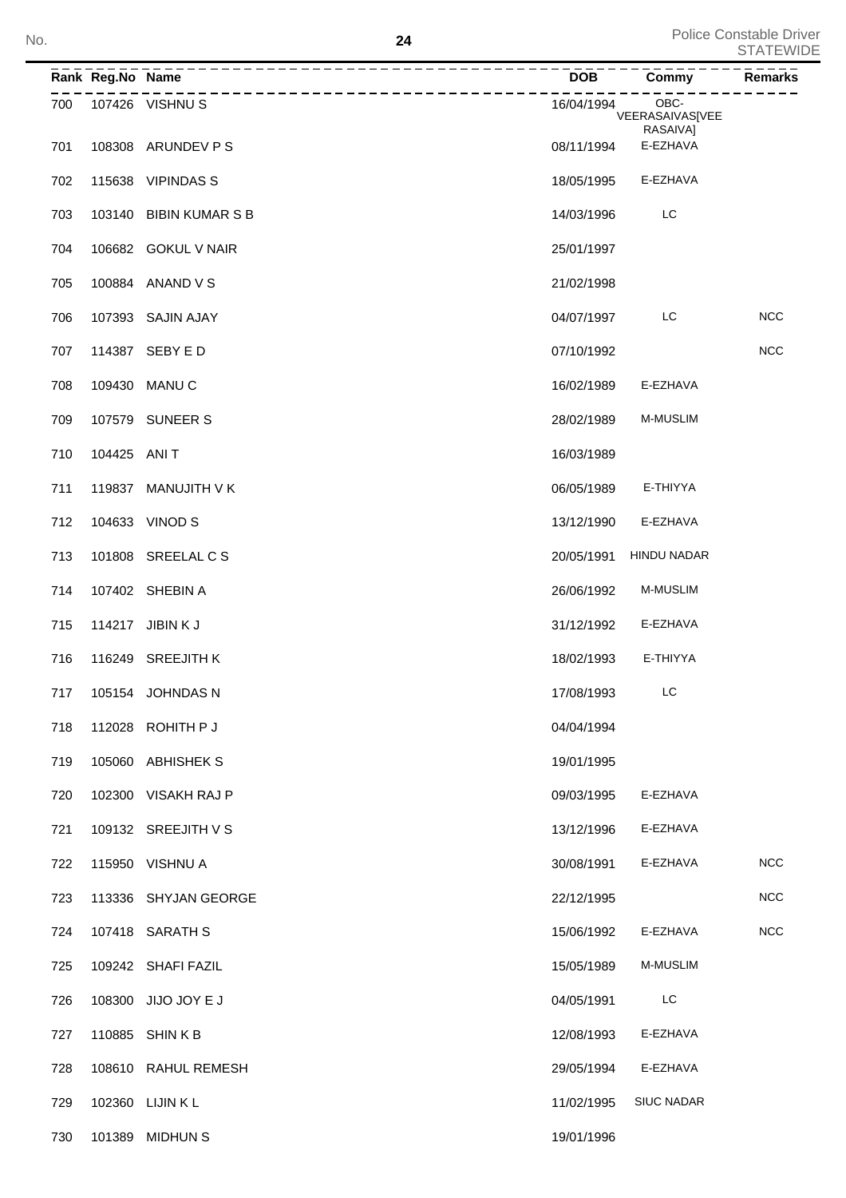| Rank | Reg.No | Name | DOB | Commy | Remarks |
|---|---|---|---|---|---|
| 700 | 107426 | VISHNU S | 16/04/1994 | OBC-VEERASAIVAS[VEERASAIVA] | |
| 701 | 108308 | ARUNDEV P S | 08/11/1994 | E-EZHAVA | |
| 702 | 115638 | VIPINDAS S | 18/05/1995 | E-EZHAVA | |
| 703 | 103140 | BIBIN KUMAR S B | 14/03/1996 | LC | |
| 704 | 106682 | GOKUL V NAIR | 25/01/1997 | | |
| 705 | 100884 | ANAND V S | 21/02/1998 | | |
| 706 | 107393 | SAJIN AJAY | 04/07/1997 | LC | NCC |
| 707 | 114387 | SEBY E D | 07/10/1992 | | NCC |
| 708 | 109430 | MANU C | 16/02/1989 | E-EZHAVA | |
| 709 | 107579 | SUNEER S | 28/02/1989 | M-MUSLIM | |
| 710 | 104425 | ANI T | 16/03/1989 | | |
| 711 | 119837 | MANUJITH V K | 06/05/1989 | E-THIYYA | |
| 712 | 104633 | VINOD S | 13/12/1990 | E-EZHAVA | |
| 713 | 101808 | SREELAL C S | 20/05/1991 | HINDU NADAR | |
| 714 | 107402 | SHEBIN A | 26/06/1992 | M-MUSLIM | |
| 715 | 114217 | JIBIN K J | 31/12/1992 | E-EZHAVA | |
| 716 | 116249 | SREEJITH K | 18/02/1993 | E-THIYYA | |
| 717 | 105154 | JOHNDAS N | 17/08/1993 | LC | |
| 718 | 112028 | ROHITH P J | 04/04/1994 | | |
| 719 | 105060 | ABHISHEK S | 19/01/1995 | | |
| 720 | 102300 | VISAKH RAJ P | 09/03/1995 | E-EZHAVA | |
| 721 | 109132 | SREEJITH V S | 13/12/1996 | E-EZHAVA | |
| 722 | 115950 | VISHNU A | 30/08/1991 | E-EZHAVA | NCC |
| 723 | 113336 | SHYJAN GEORGE | 22/12/1995 | | NCC |
| 724 | 107418 | SARATH S | 15/06/1992 | E-EZHAVA | NCC |
| 725 | 109242 | SHAFI FAZIL | 15/05/1989 | M-MUSLIM | |
| 726 | 108300 | JIJO JOY E J | 04/05/1991 | LC | |
| 727 | 110885 | SHIN K B | 12/08/1993 | E-EZHAVA | |
| 728 | 108610 | RAHUL REMESH | 29/05/1994 | E-EZHAVA | |
| 729 | 102360 | LIJIN K L | 11/02/1995 | SIUC NADAR | |
| 730 | 101389 | MIDHUN S | 19/01/1996 | | |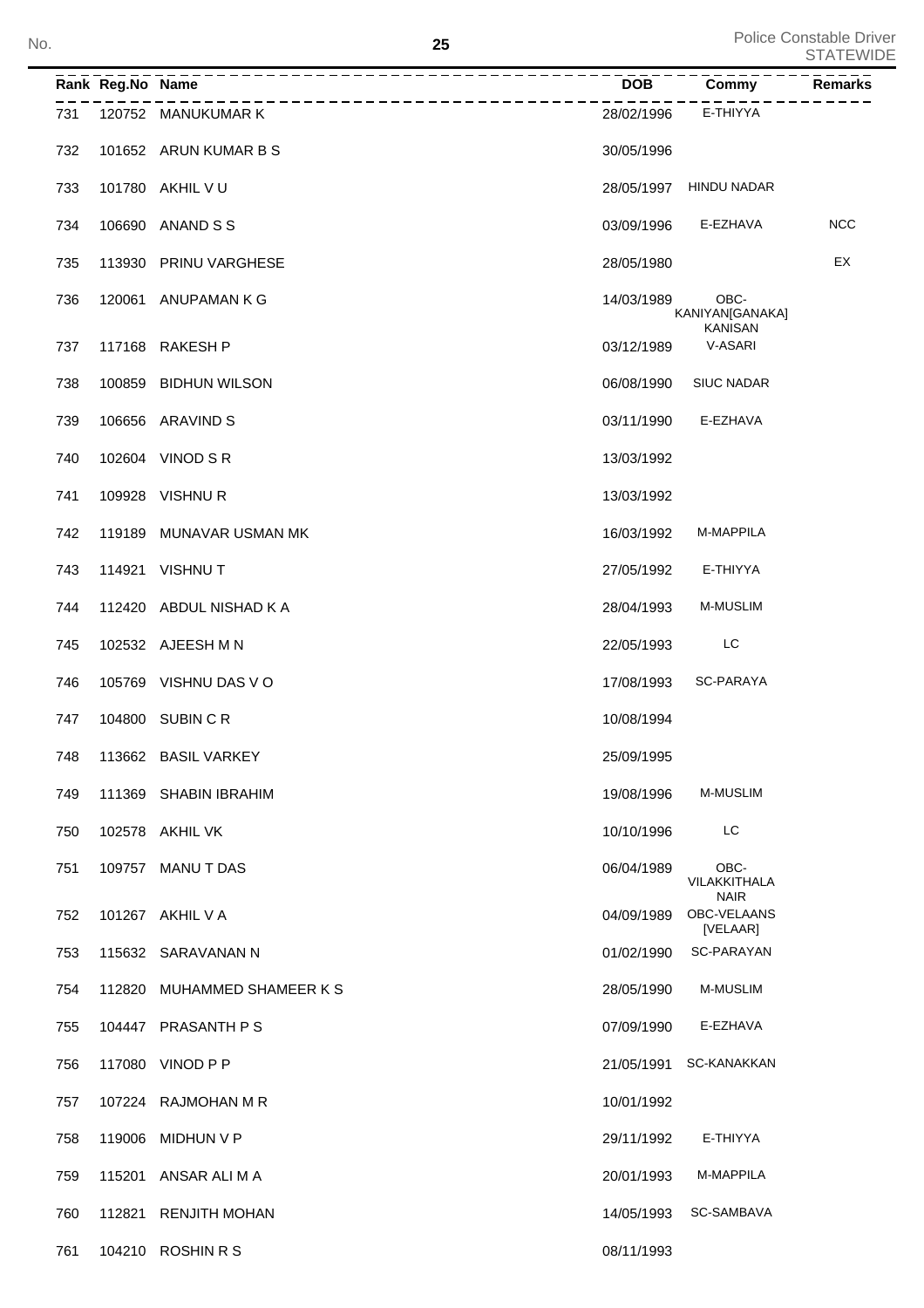| Rank | Reg.No | Name | DOB | Commy | Remarks |
|---|---|---|---|---|---|
| 731 | 120752 | MANUKUMAR K | 28/02/1996 | E-THIYYA | |
| 732 | 101652 | ARUN KUMAR B S | 30/05/1996 | | |
| 733 | 101780 | AKHIL V U | 28/05/1997 | HINDU NADAR | |
| 734 | 106690 | ANAND S S | 03/09/1996 | E-EZHAVA | NCC |
| 735 | 113930 | PRINU VARGHESE | 28/05/1980 | | EX |
| 736 | 120061 | ANUPAMAN K G | 14/03/1989 | OBC-KANIYAN[GANAKA] KANISAN | |
| 737 | 117168 | RAKESH P | 03/12/1989 | V-ASARI | |
| 738 | 100859 | BIDHUN WILSON | 06/08/1990 | SIUC NADAR | |
| 739 | 106656 | ARAVIND S | 03/11/1990 | E-EZHAVA | |
| 740 | 102604 | VINOD S R | 13/03/1992 | | |
| 741 | 109928 | VISHNU R | 13/03/1992 | | |
| 742 | 119189 | MUNAVAR USMAN MK | 16/03/1992 | M-MAPPILA | |
| 743 | 114921 | VISHNU T | 27/05/1992 | E-THIYYA | |
| 744 | 112420 | ABDUL NISHAD K A | 28/04/1993 | M-MUSLIM | |
| 745 | 102532 | AJEESH M N | 22/05/1993 | LC | |
| 746 | 105769 | VISHNU DAS V O | 17/08/1993 | SC-PARAYA | |
| 747 | 104800 | SUBIN C R | 10/08/1994 | | |
| 748 | 113662 | BASIL VARKEY | 25/09/1995 | | |
| 749 | 111369 | SHABIN IBRAHIM | 19/08/1996 | M-MUSLIM | |
| 750 | 102578 | AKHIL VK | 10/10/1996 | LC | |
| 751 | 109757 | MANU T DAS | 06/04/1989 | OBC-VILAKKITHALA NAIR | |
| 752 | 101267 | AKHIL V A | 04/09/1989 | OBC-VELAANS [VELAAR] | |
| 753 | 115632 | SARAVANAN N | 01/02/1990 | SC-PARAYAN | |
| 754 | 112820 | MUHAMMED SHAMEER K S | 28/05/1990 | M-MUSLIM | |
| 755 | 104447 | PRASANTH P S | 07/09/1990 | E-EZHAVA | |
| 756 | 117080 | VINOD P P | 21/05/1991 | SC-KANAKKAN | |
| 757 | 107224 | RAJMOHAN M R | 10/01/1992 | | |
| 758 | 119006 | MIDHUN V P | 29/11/1992 | E-THIYYA | |
| 759 | 115201 | ANSAR ALI M A | 20/01/1993 | M-MAPPILA | |
| 760 | 112821 | RENJITH MOHAN | 14/05/1993 | SC-SAMBAVA | |
| 761 | 104210 | ROSHIN R S | 08/11/1993 | | |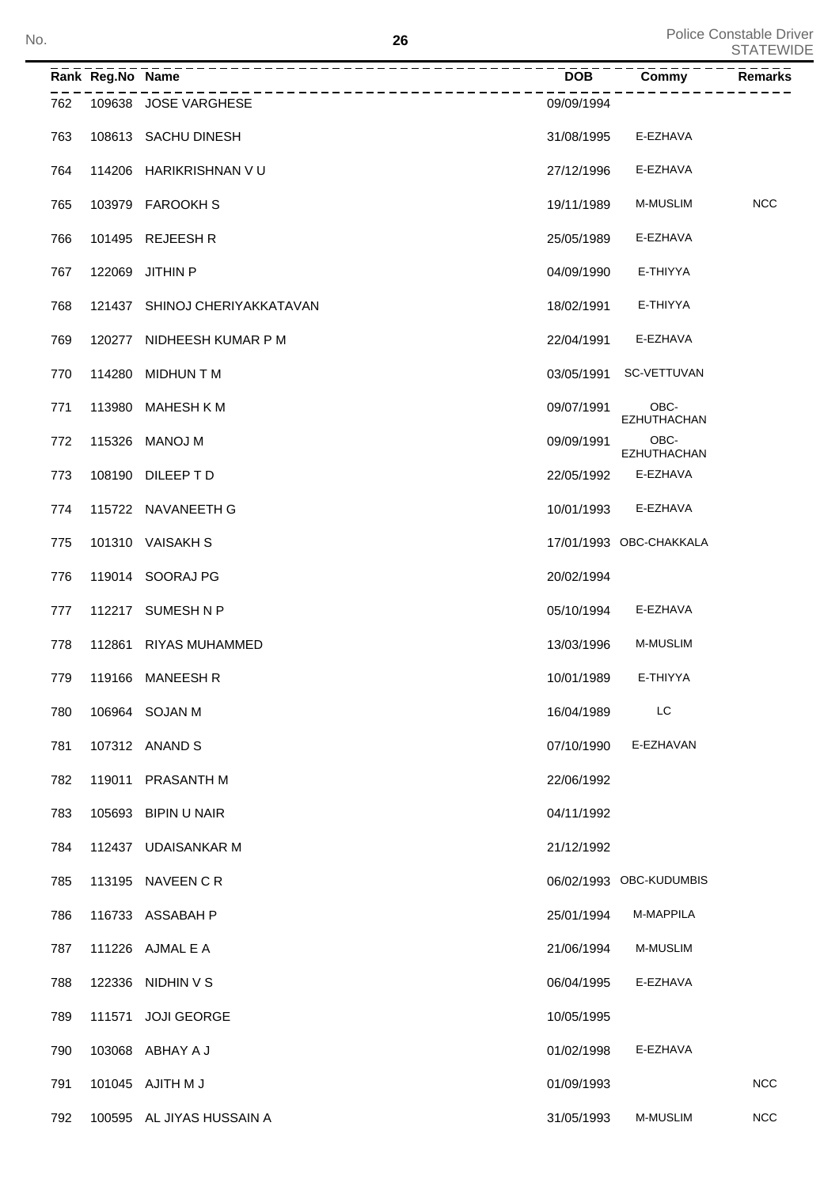| Rank | Reg.No | Name | DOB | Commy | Remarks |
|---|---|---|---|---|---|
| 762 | 109638 | JOSE VARGHESE | 09/09/1994 | | |
| 763 | 108613 | SACHU DINESH | 31/08/1995 | E-EZHAVA | |
| 764 | 114206 | HARIKRISHNAN V U | 27/12/1996 | E-EZHAVA | |
| 765 | 103979 | FAROOKH S | 19/11/1989 | M-MUSLIM | NCC |
| 766 | 101495 | REJEESH R | 25/05/1989 | E-EZHAVA | |
| 767 | 122069 | JITHIN P | 04/09/1990 | E-THIYYA | |
| 768 | 121437 | SHINOJ CHERIYAKKATAVAN | 18/02/1991 | E-THIYYA | |
| 769 | 120277 | NIDHEESH KUMAR P M | 22/04/1991 | E-EZHAVA | |
| 770 | 114280 | MIDHUN T M | 03/05/1991 | SC-VETTUVAN | |
| 771 | 113980 | MAHESH K M | 09/07/1991 | OBC-EZHUTHACHAN | |
| 772 | 115326 | MANOJ M | 09/09/1991 | OBC-EZHUTHACHAN | |
| 773 | 108190 | DILEEP T D | 22/05/1992 | E-EZHAVA | |
| 774 | 115722 | NAVANEETH G | 10/01/1993 | E-EZHAVA | |
| 775 | 101310 | VAISAKH S | 17/01/1993 | OBC-CHAKKALA | |
| 776 | 119014 | SOORAJ PG | 20/02/1994 | | |
| 777 | 112217 | SUMESH N P | 05/10/1994 | E-EZHAVA | |
| 778 | 112861 | RIYAS MUHAMMED | 13/03/1996 | M-MUSLIM | |
| 779 | 119166 | MANEESH R | 10/01/1989 | E-THIYYA | |
| 780 | 106964 | SOJAN M | 16/04/1989 | LC | |
| 781 | 107312 | ANAND S | 07/10/1990 | E-EZHAVAN | |
| 782 | 119011 | PRASANTH M | 22/06/1992 | | |
| 783 | 105693 | BIPIN U NAIR | 04/11/1992 | | |
| 784 | 112437 | UDAISANKAR M | 21/12/1992 | | |
| 785 | 113195 | NAVEEN C R | 06/02/1993 | OBC-KUDUMBIS | |
| 786 | 116733 | ASSABAH P | 25/01/1994 | M-MAPPILA | |
| 787 | 111226 | AJMAL E A | 21/06/1994 | M-MUSLIM | |
| 788 | 122336 | NIDHIN V S | 06/04/1995 | E-EZHAVA | |
| 789 | 111571 | JOJI GEORGE | 10/05/1995 | | |
| 790 | 103068 | ABHAY A J | 01/02/1998 | E-EZHAVA | |
| 791 | 101045 | AJITH M J | 01/09/1993 | | NCC |
| 792 | 100595 | AL JIYAS HUSSAIN A | 31/05/1993 | M-MUSLIM | NCC |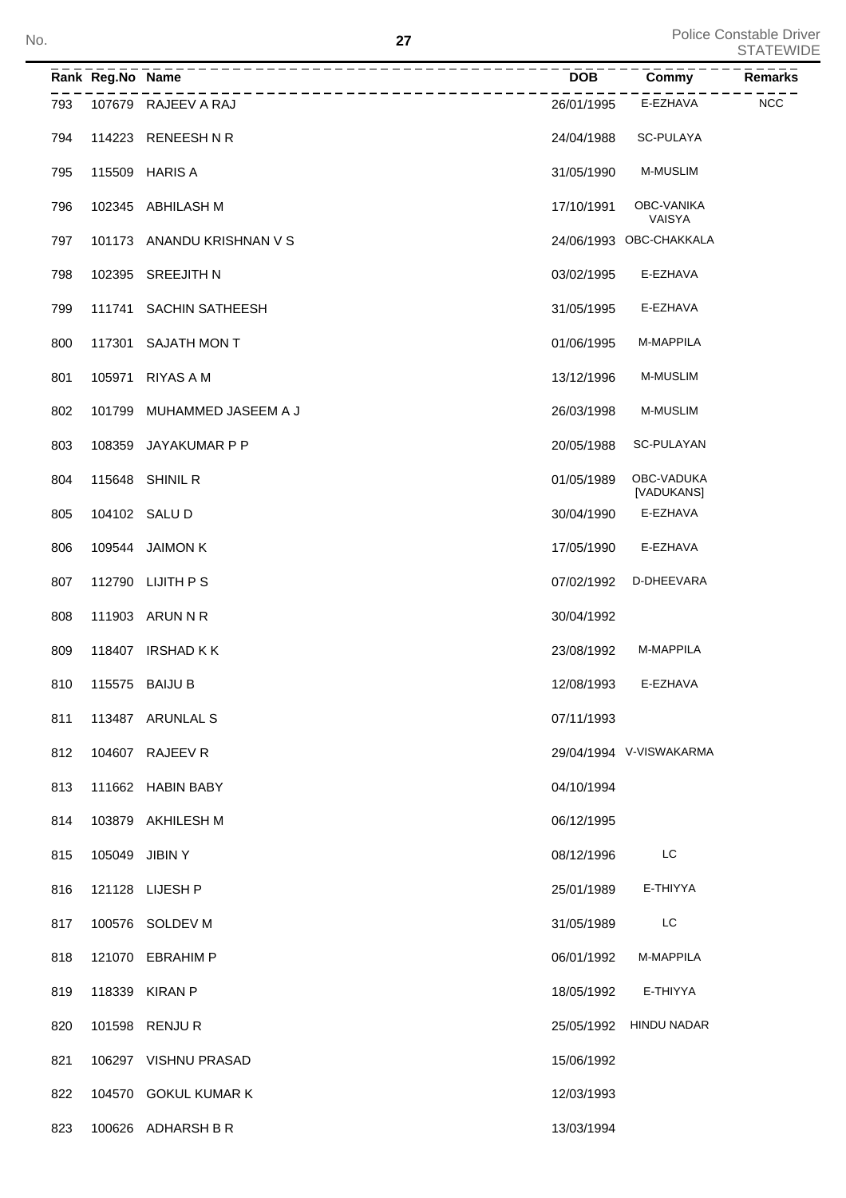| Rank | Reg.No | Name | DOB | Commy | Remarks |
|---|---|---|---|---|---|
| 793 | 107679 | RAJEEV A RAJ | 26/01/1995 | E-EZHAVA | NCC |
| 794 | 114223 | RENEESH N R | 24/04/1988 | SC-PULAYA | |
| 795 | 115509 | HARIS A | 31/05/1990 | M-MUSLIM | |
| 796 | 102345 | ABHILASH M | 17/10/1991 | OBC-VANIKA VAISYA | |
| 797 | 101173 | ANANDU KRISHNAN V S | 24/06/1993 | OBC-CHAKKALA | |
| 798 | 102395 | SREEJITH N | 03/02/1995 | E-EZHAVA | |
| 799 | 111741 | SACHIN SATHEESH | 31/05/1995 | E-EZHAVA | |
| 800 | 117301 | SAJATH MON T | 01/06/1995 | M-MAPPILA | |
| 801 | 105971 | RIYAS A M | 13/12/1996 | M-MUSLIM | |
| 802 | 101799 | MUHAMMED JASEEM A J | 26/03/1998 | M-MUSLIM | |
| 803 | 108359 | JAYAKUMAR P P | 20/05/1988 | SC-PULAYAN | |
| 804 | 115648 | SHINIL R | 01/05/1989 | OBC-VADUKA [VADUKANS] | |
| 805 | 104102 | SALU D | 30/04/1990 | E-EZHAVA | |
| 806 | 109544 | JAIMON K | 17/05/1990 | E-EZHAVA | |
| 807 | 112790 | LIJITH P S | 07/02/1992 | D-DHEEVARA | |
| 808 | 111903 | ARUN N R | 30/04/1992 | | |
| 809 | 118407 | IRSHAD K K | 23/08/1992 | M-MAPPILA | |
| 810 | 115575 | BAIJU B | 12/08/1993 | E-EZHAVA | |
| 811 | 113487 | ARUNLAL S | 07/11/1993 | | |
| 812 | 104607 | RAJEEV R | 29/04/1994 | V-VISWAKARMA | |
| 813 | 111662 | HABIN BABY | 04/10/1994 | | |
| 814 | 103879 | AKHILESH M | 06/12/1995 | | |
| 815 | 105049 | JIBIN Y | 08/12/1996 | LC | |
| 816 | 121128 | LIJESH P | 25/01/1989 | E-THIYYA | |
| 817 | 100576 | SOLDEV M | 31/05/1989 | LC | |
| 818 | 121070 | EBRAHIM P | 06/01/1992 | M-MAPPILA | |
| 819 | 118339 | KIRAN P | 18/05/1992 | E-THIYYA | |
| 820 | 101598 | RENJU R | 25/05/1992 | HINDU NADAR | |
| 821 | 106297 | VISHNU PRASAD | 15/06/1992 | | |
| 822 | 104570 | GOKUL KUMAR K | 12/03/1993 | | |
| 823 | 100626 | ADHARSH B R | 13/03/1994 | | |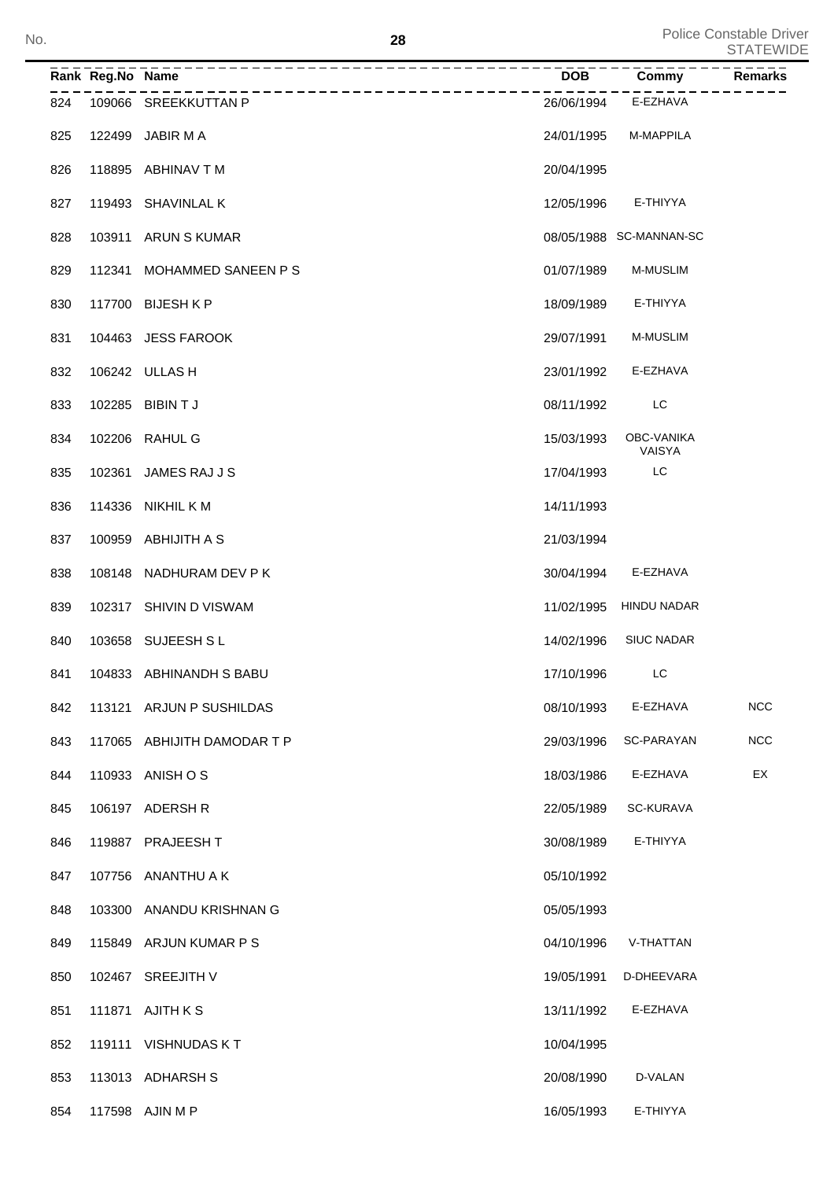Police Constable Driver
STATEWIDE

| Rank | Reg.No | Name | DOB | Commy | Remarks |
|---|---|---|---|---|---|
| 824 | 109066 | SREEKKUTTAN P | 26/06/1994 | E-EZHAVA | |
| 825 | 122499 | JABIR M A | 24/01/1995 | M-MAPPILA | |
| 826 | 118895 | ABHINAV T M | 20/04/1995 | | |
| 827 | 119493 | SHAVINLAL K | 12/05/1996 | E-THIYYA | |
| 828 | 103911 | ARUN S KUMAR | 08/05/1988 | SC-MANNAN-SC | |
| 829 | 112341 | MOHAMMED SANEEN P S | 01/07/1989 | M-MUSLIM | |
| 830 | 117700 | BIJESH K P | 18/09/1989 | E-THIYYA | |
| 831 | 104463 | JESS FAROOK | 29/07/1991 | M-MUSLIM | |
| 832 | 106242 | ULLAS H | 23/01/1992 | E-EZHAVA | |
| 833 | 102285 | BIBIN T J | 08/11/1992 | LC | |
| 834 | 102206 | RAHUL G | 15/03/1993 | OBC-VANIKA VAISYA | |
| 835 | 102361 | JAMES RAJ J S | 17/04/1993 | LC | |
| 836 | 114336 | NIKHIL K M | 14/11/1993 | | |
| 837 | 100959 | ABHIJITH A S | 21/03/1994 | | |
| 838 | 108148 | NADHURAM DEV P K | 30/04/1994 | E-EZHAVA | |
| 839 | 102317 | SHIVIN D VISWAM | 11/02/1995 | HINDU NADAR | |
| 840 | 103658 | SUJEESH S L | 14/02/1996 | SIUC NADAR | |
| 841 | 104833 | ABHINANDH S BABU | 17/10/1996 | LC | |
| 842 | 113121 | ARJUN P SUSHILDAS | 08/10/1993 | E-EZHAVA | NCC |
| 843 | 117065 | ABHIJITH DAMODAR T P | 29/03/1996 | SC-PARAYAN | NCC |
| 844 | 110933 | ANISH O S | 18/03/1986 | E-EZHAVA | EX |
| 845 | 106197 | ADERSH R | 22/05/1989 | SC-KURAVA | |
| 846 | 119887 | PRAJEESH T | 30/08/1989 | E-THIYYA | |
| 847 | 107756 | ANANTHU A K | 05/10/1992 | | |
| 848 | 103300 | ANANDU KRISHNAN G | 05/05/1993 | | |
| 849 | 115849 | ARJUN KUMAR P S | 04/10/1996 | V-THATTAN | |
| 850 | 102467 | SREEJITH V | 19/05/1991 | D-DHEEVARA | |
| 851 | 111871 | AJITH K S | 13/11/1992 | E-EZHAVA | |
| 852 | 119111 | VISHNUDAS K T | 10/04/1995 | | |
| 853 | 113013 | ADHARSH S | 20/08/1990 | D-VALAN | |
| 854 | 117598 | AJIN M P | 16/05/1993 | E-THIYYA | |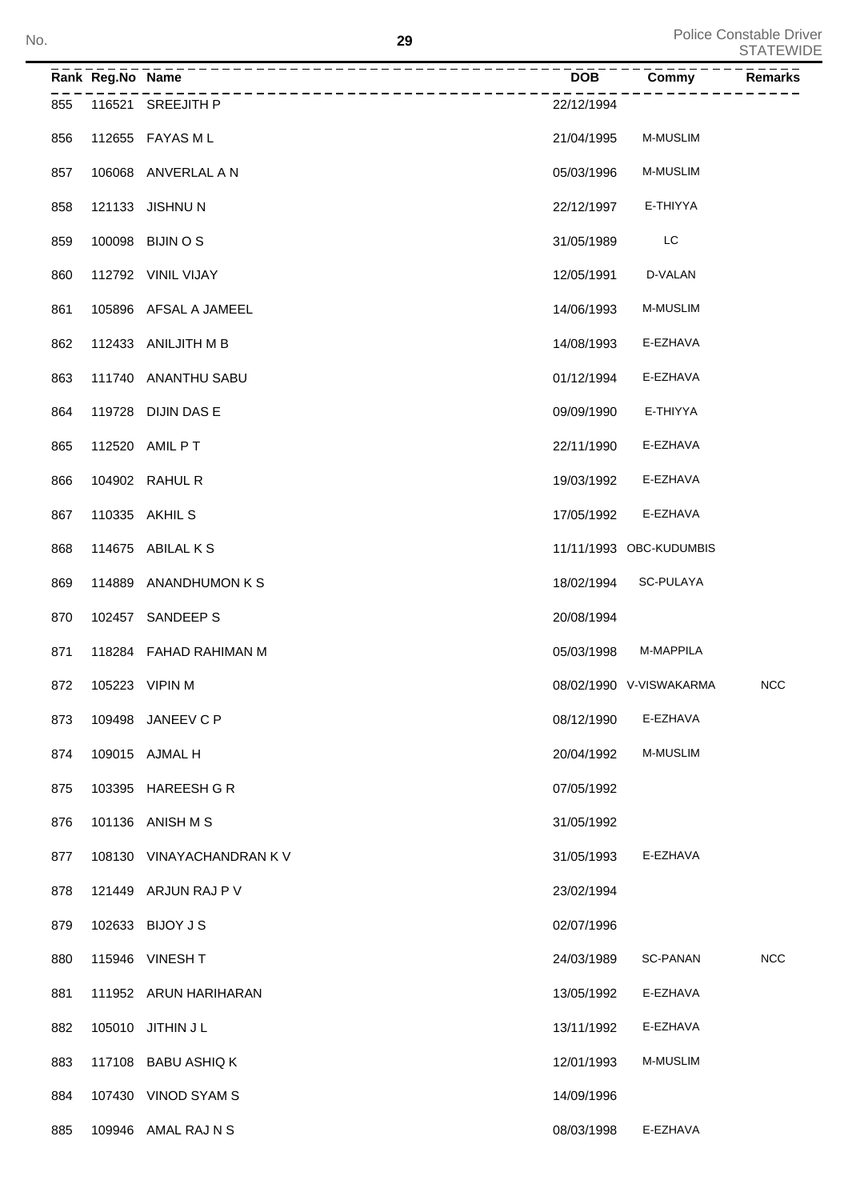| Rank | Reg.No | Name | DOB | Commy | Remarks |
|---|---|---|---|---|---|
| 855 | 116521 | SREEJITH P | 22/12/1994 | | |
| 856 | 112655 | FAYAS M L | 21/04/1995 | M-MUSLIM | |
| 857 | 106068 | ANVERLAL A N | 05/03/1996 | M-MUSLIM | |
| 858 | 121133 | JISHNU N | 22/12/1997 | E-THIYYA | |
| 859 | 100098 | BIJIN O S | 31/05/1989 | LC | |
| 860 | 112792 | VINIL VIJAY | 12/05/1991 | D-VALAN | |
| 861 | 105896 | AFSAL A JAMEEL | 14/06/1993 | M-MUSLIM | |
| 862 | 112433 | ANILJITH M B | 14/08/1993 | E-EZHAVA | |
| 863 | 111740 | ANANTHU SABU | 01/12/1994 | E-EZHAVA | |
| 864 | 119728 | DIJIN DAS E | 09/09/1990 | E-THIYYA | |
| 865 | 112520 | AMIL P T | 22/11/1990 | E-EZHAVA | |
| 866 | 104902 | RAHUL R | 19/03/1992 | E-EZHAVA | |
| 867 | 110335 | AKHIL S | 17/05/1992 | E-EZHAVA | |
| 868 | 114675 | ABILAL K S | 11/11/1993 | OBC-KUDUMBIS | |
| 869 | 114889 | ANANDHUMON K S | 18/02/1994 | SC-PULAYA | |
| 870 | 102457 | SANDEEP S | 20/08/1994 | | |
| 871 | 118284 | FAHAD RAHIMAN M | 05/03/1998 | M-MAPPILA | |
| 872 | 105223 | VIPIN M | 08/02/1990 | V-VISWAKARMA | NCC |
| 873 | 109498 | JANEEV C P | 08/12/1990 | E-EZHAVA | |
| 874 | 109015 | AJMAL H | 20/04/1992 | M-MUSLIM | |
| 875 | 103395 | HAREESH G R | 07/05/1992 | | |
| 876 | 101136 | ANISH M S | 31/05/1992 | | |
| 877 | 108130 | VINAYACHANDRAN K V | 31/05/1993 | E-EZHAVA | |
| 878 | 121449 | ARJUN RAJ P V | 23/02/1994 | | |
| 879 | 102633 | BIJOY J S | 02/07/1996 | | |
| 880 | 115946 | VINESH T | 24/03/1989 | SC-PANAN | NCC |
| 881 | 111952 | ARUN HARIHARAN | 13/05/1992 | E-EZHAVA | |
| 882 | 105010 | JITHIN J L | 13/11/1992 | E-EZHAVA | |
| 883 | 117108 | BABU ASHIQ K | 12/01/1993 | M-MUSLIM | |
| 884 | 107430 | VINOD SYAM S | 14/09/1996 | | |
| 885 | 109946 | AMAL RAJ N S | 08/03/1998 | E-EZHAVA | |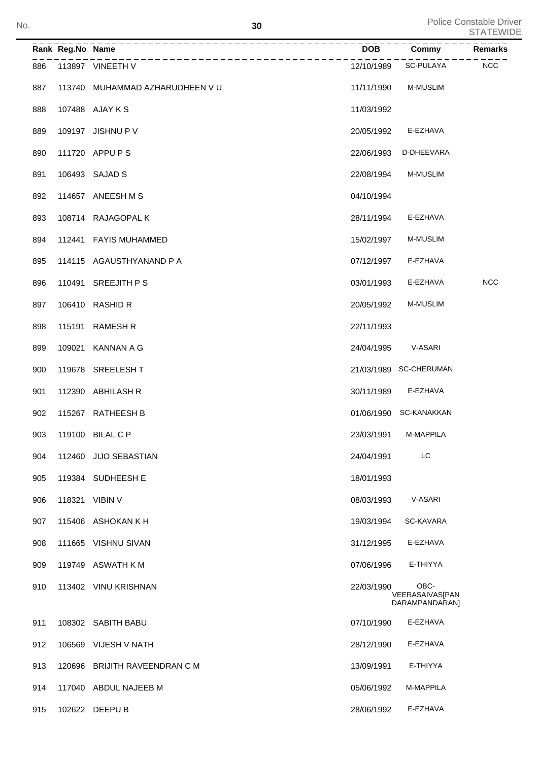| Rank | Reg.No | Name | DOB | Commy | Remarks |
|---|---|---|---|---|---|
| 886 | 113897 | VINEETH V | 12/10/1989 | SC-PULAYA | NCC |
| 887 | 113740 | MUHAMMAD AZHARUDHEEN V U | 11/11/1990 | M-MUSLIM | |
| 888 | 107488 | AJAY K S | 11/03/1992 | | |
| 889 | 109197 | JISHNU P V | 20/05/1992 | E-EZHAVA | |
| 890 | 111720 | APPU P S | 22/06/1993 | D-DHEEVARA | |
| 891 | 106493 | SAJAD S | 22/08/1994 | M-MUSLIM | |
| 892 | 114657 | ANEESH M S | 04/10/1994 | | |
| 893 | 108714 | RAJAGOPAL K | 28/11/1994 | E-EZHAVA | |
| 894 | 112441 | FAYIS MUHAMMED | 15/02/1997 | M-MUSLIM | |
| 895 | 114115 | AGAUSTHYANAND P A | 07/12/1997 | E-EZHAVA | |
| 896 | 110491 | SREEJITH P S | 03/01/1993 | E-EZHAVA | NCC |
| 897 | 106410 | RASHID R | 20/05/1992 | M-MUSLIM | |
| 898 | 115191 | RAMESH R | 22/11/1993 | | |
| 899 | 109021 | KANNAN A G | 24/04/1995 | V-ASARI | |
| 900 | 119678 | SREELESH T | 21/03/1989 | SC-CHERUMAN | |
| 901 | 112390 | ABHILASH R | 30/11/1989 | E-EZHAVA | |
| 902 | 115267 | RATHEESH B | 01/06/1990 | SC-KANAKKAN | |
| 903 | 119100 | BILAL C P | 23/03/1991 | M-MAPPILA | |
| 904 | 112460 | JIJO SEBASTIAN | 24/04/1991 | LC | |
| 905 | 119384 | SUDHEESH E | 18/01/1993 | | |
| 906 | 118321 | VIBIN V | 08/03/1993 | V-ASARI | |
| 907 | 115406 | ASHOKAN K H | 19/03/1994 | SC-KAVARA | |
| 908 | 111665 | VISHNU SIVAN | 31/12/1995 | E-EZHAVA | |
| 909 | 119749 | ASWATH K M | 07/06/1996 | E-THIYYA | |
| 910 | 113402 | VINU KRISHNAN | 22/03/1990 | OBC-VEERASAIVAS[PANDARAMPANDARAN] | |
| 911 | 108302 | SABITH BABU | 07/10/1990 | E-EZHAVA | |
| 912 | 106569 | VIJESH V NATH | 28/12/1990 | E-EZHAVA | |
| 913 | 120696 | BRIJITH RAVEENDRAN C M | 13/09/1991 | E-THIYYA | |
| 914 | 117040 | ABDUL NAJEEB M | 05/06/1992 | M-MAPPILA | |
| 915 | 102622 | DEEPU B | 28/06/1992 | E-EZHAVA | |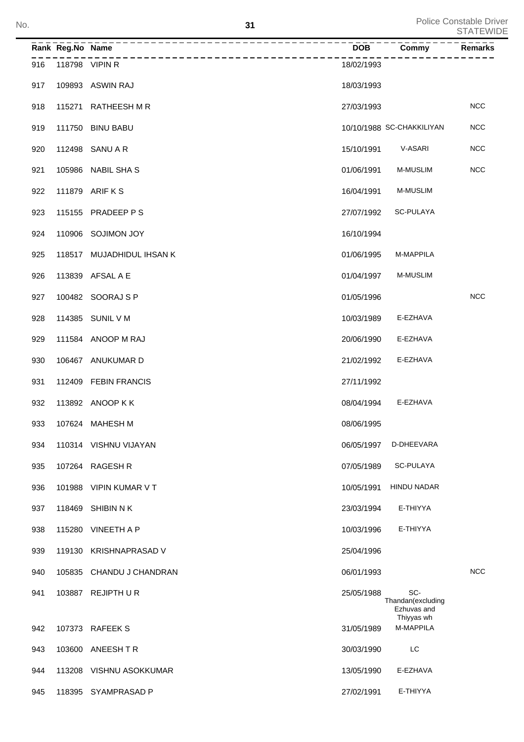Police Constable Driver
STATEWIDE

| Rank | Reg.No | Name | DOB | Commy | Remarks |
|---|---|---|---|---|---|
| 916 | 118798 | VIPIN R | 18/02/1993 | | |
| 917 | 109893 | ASWIN RAJ | 18/03/1993 | | |
| 918 | 115271 | RATHEESH M R | 27/03/1993 | | NCC |
| 919 | 111750 | BINU BABU | 10/10/1988 | SC-CHAKKILIYAN | NCC |
| 920 | 112498 | SANU A R | 15/10/1991 | V-ASARI | NCC |
| 921 | 105986 | NABIL SHA S | 01/06/1991 | M-MUSLIM | NCC |
| 922 | 111879 | ARIF K S | 16/04/1991 | M-MUSLIM | |
| 923 | 115155 | PRADEEP P S | 27/07/1992 | SC-PULAYA | |
| 924 | 110906 | SOJIMON JOY | 16/10/1994 | | |
| 925 | 118517 | MUJADHIDUL IHSAN K | 01/06/1995 | M-MAPPILA | |
| 926 | 113839 | AFSAL A E | 01/04/1997 | M-MUSLIM | |
| 927 | 100482 | SOORAJ S P | 01/05/1996 | | NCC |
| 928 | 114385 | SUNIL V M | 10/03/1989 | E-EZHAVA | |
| 929 | 111584 | ANOOP M RAJ | 20/06/1990 | E-EZHAVA | |
| 930 | 106467 | ANUKUMAR D | 21/02/1992 | E-EZHAVA | |
| 931 | 112409 | FEBIN FRANCIS | 27/11/1992 | | |
| 932 | 113892 | ANOOP K K | 08/04/1994 | E-EZHAVA | |
| 933 | 107624 | MAHESH M | 08/06/1995 | | |
| 934 | 110314 | VISHNU VIJAYAN | 06/05/1997 | D-DHEEVARA | |
| 935 | 107264 | RAGESH R | 07/05/1989 | SC-PULAYA | |
| 936 | 101988 | VIPIN KUMAR V T | 10/05/1991 | HINDU NADAR | |
| 937 | 118469 | SHIBIN N K | 23/03/1994 | E-THIYYA | |
| 938 | 115280 | VINEETH A P | 10/03/1996 | E-THIYYA | |
| 939 | 119130 | KRISHNAPRASAD V | 25/04/1996 | | |
| 940 | 105835 | CHANDU J CHANDRAN | 06/01/1993 | | NCC |
| 941 | 103887 | REJIPTH U R | 25/05/1988 | SC-Thandan(excluding Ezhuvas and Thiyyas wh | |
| 942 | 107373 | RAFEEK S | 31/05/1989 | M-MAPPILA | |
| 943 | 103600 | ANEESH T R | 30/03/1990 | LC | |
| 944 | 113208 | VISHNU ASOKKUMAR | 13/05/1990 | E-EZHAVA | |
| 945 | 118395 | SYAMPRASAD P | 27/02/1991 | E-THIYYA | |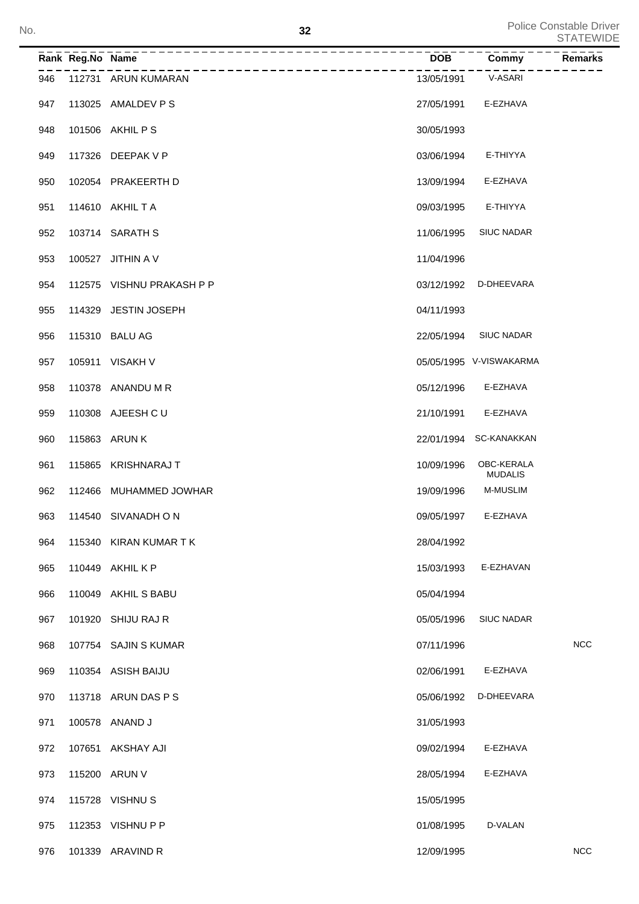| Rank | Reg.No | Name | DOB | Commy | Remarks |
|---|---|---|---|---|---|
| 946 | 112731 | ARUN KUMARAN | 13/05/1991 | V-ASARI | |
| 947 | 113025 | AMALDEV P S | 27/05/1991 | E-EZHAVA | |
| 948 | 101506 | AKHIL P S | 30/05/1993 | | |
| 949 | 117326 | DEEPAK V P | 03/06/1994 | E-THIYYA | |
| 950 | 102054 | PRAKEERTH D | 13/09/1994 | E-EZHAVA | |
| 951 | 114610 | AKHIL T A | 09/03/1995 | E-THIYYA | |
| 952 | 103714 | SARATH S | 11/06/1995 | SIUC NADAR | |
| 953 | 100527 | JITHIN A V | 11/04/1996 | | |
| 954 | 112575 | VISHNU PRAKASH P P | 03/12/1992 | D-DHEEVARA | |
| 955 | 114329 | JESTIN JOSEPH | 04/11/1993 | | |
| 956 | 115310 | BALU AG | 22/05/1994 | SIUC NADAR | |
| 957 | 105911 | VISAKH V | 05/05/1995 | V-VISWAKARMA | |
| 958 | 110378 | ANANDU M R | 05/12/1996 | E-EZHAVA | |
| 959 | 110308 | AJEESH C U | 21/10/1991 | E-EZHAVA | |
| 960 | 115863 | ARUN K | 22/01/1994 | SC-KANAKKAN | |
| 961 | 115865 | KRISHNARAJ T | 10/09/1996 | OBC-KERALA MUDALIS | |
| 962 | 112466 | MUHAMMED JOWHAR | 19/09/1996 | M-MUSLIM | |
| 963 | 114540 | SIVANADH O N | 09/05/1997 | E-EZHAVA | |
| 964 | 115340 | KIRAN KUMAR T K | 28/04/1992 | | |
| 965 | 110449 | AKHIL K P | 15/03/1993 | E-EZHAVAN | |
| 966 | 110049 | AKHIL S BABU | 05/04/1994 | | |
| 967 | 101920 | SHIJU RAJ R | 05/05/1996 | SIUC NADAR | |
| 968 | 107754 | SAJIN S KUMAR | 07/11/1996 | | NCC |
| 969 | 110354 | ASISH BAIJU | 02/06/1991 | E-EZHAVA | |
| 970 | 113718 | ARUN DAS P S | 05/06/1992 | D-DHEEVARA | |
| 971 | 100578 | ANAND J | 31/05/1993 | | |
| 972 | 107651 | AKSHAY AJI | 09/02/1994 | E-EZHAVA | |
| 973 | 115200 | ARUN V | 28/05/1994 | E-EZHAVA | |
| 974 | 115728 | VISHNU S | 15/05/1995 | | |
| 975 | 112353 | VISHNU P P | 01/08/1995 | D-VALAN | |
| 976 | 101339 | ARAVIND R | 12/09/1995 | | NCC |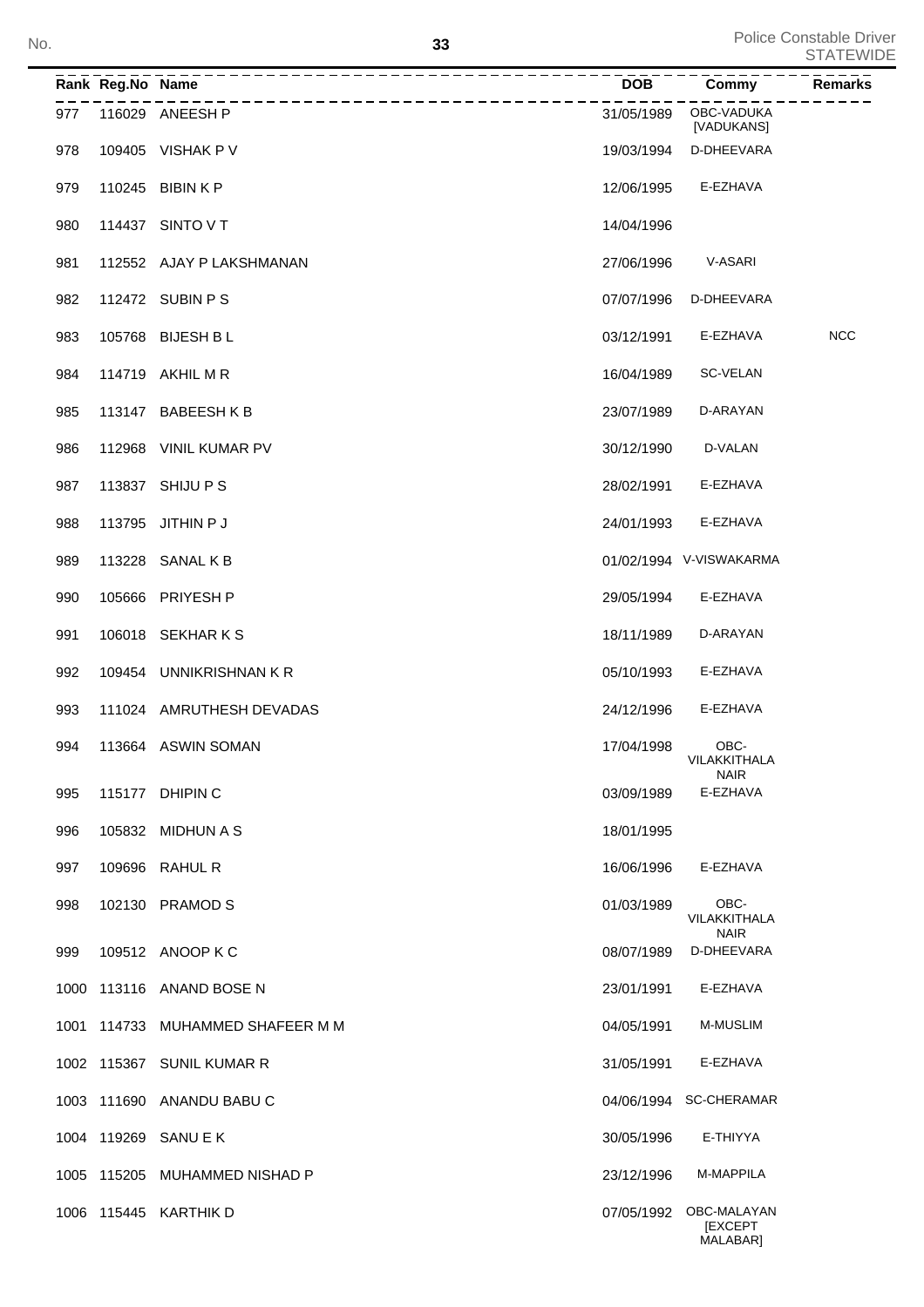| Rank | Reg.No | Name | DOB | Commy | Remarks |
|---|---|---|---|---|---|
| 977 | 116029 | ANEESH P | 31/05/1989 | OBC-VADUKA [VADUKANS] | |
| 978 | 109405 | VISHAK P V | 19/03/1994 | D-DHEEVARA | |
| 979 | 110245 | BIBIN K P | 12/06/1995 | E-EZHAVA | |
| 980 | 114437 | SINTO V T | 14/04/1996 | | |
| 981 | 112552 | AJAY P LAKSHMANAN | 27/06/1996 | V-ASARI | |
| 982 | 112472 | SUBIN P S | 07/07/1996 | D-DHEEVARA | |
| 983 | 105768 | BIJESH B L | 03/12/1991 | E-EZHAVA | NCC |
| 984 | 114719 | AKHIL M R | 16/04/1989 | SC-VELAN | |
| 985 | 113147 | BABEESH K B | 23/07/1989 | D-ARAYAN | |
| 986 | 112968 | VINIL KUMAR PV | 30/12/1990 | D-VALAN | |
| 987 | 113837 | SHIJU P S | 28/02/1991 | E-EZHAVA | |
| 988 | 113795 | JITHIN P J | 24/01/1993 | E-EZHAVA | |
| 989 | 113228 | SANAL K B | 01/02/1994 | V-VISWAKARMA | |
| 990 | 105666 | PRIYESH P | 29/05/1994 | E-EZHAVA | |
| 991 | 106018 | SEKHAR K S | 18/11/1989 | D-ARAYAN | |
| 992 | 109454 | UNNIKRISHNAN K R | 05/10/1993 | E-EZHAVA | |
| 993 | 111024 | AMRUTHESH DEVADAS | 24/12/1996 | E-EZHAVA | |
| 994 | 113664 | ASWIN SOMAN | 17/04/1998 | OBC-VILAKKITHALA NAIR | |
| 995 | 115177 | DHIPIN C | 03/09/1989 | E-EZHAVA | |
| 996 | 105832 | MIDHUN A S | 18/01/1995 | | |
| 997 | 109696 | RAHUL R | 16/06/1996 | E-EZHAVA | |
| 998 | 102130 | PRAMOD S | 01/03/1989 | OBC-VILAKKITHALA NAIR | |
| 999 | 109512 | ANOOP K C | 08/07/1989 | D-DHEEVARA | |
| 1000 | 113116 | ANAND BOSE N | 23/01/1991 | E-EZHAVA | |
| 1001 | 114733 | MUHAMMED SHAFEER M M | 04/05/1991 | M-MUSLIM | |
| 1002 | 115367 | SUNIL KUMAR R | 31/05/1991 | E-EZHAVA | |
| 1003 | 111690 | ANANDU BABU C | 04/06/1994 | SC-CHERAMAR | |
| 1004 | 119269 | SANU E K | 30/05/1996 | E-THIYYA | |
| 1005 | 115205 | MUHAMMED NISHAD P | 23/12/1996 | M-MAPPILA | |
| 1006 | 115445 | KARTHIK D | 07/05/1992 | OBC-MALAYAN [EXCEPT MALABAR] | |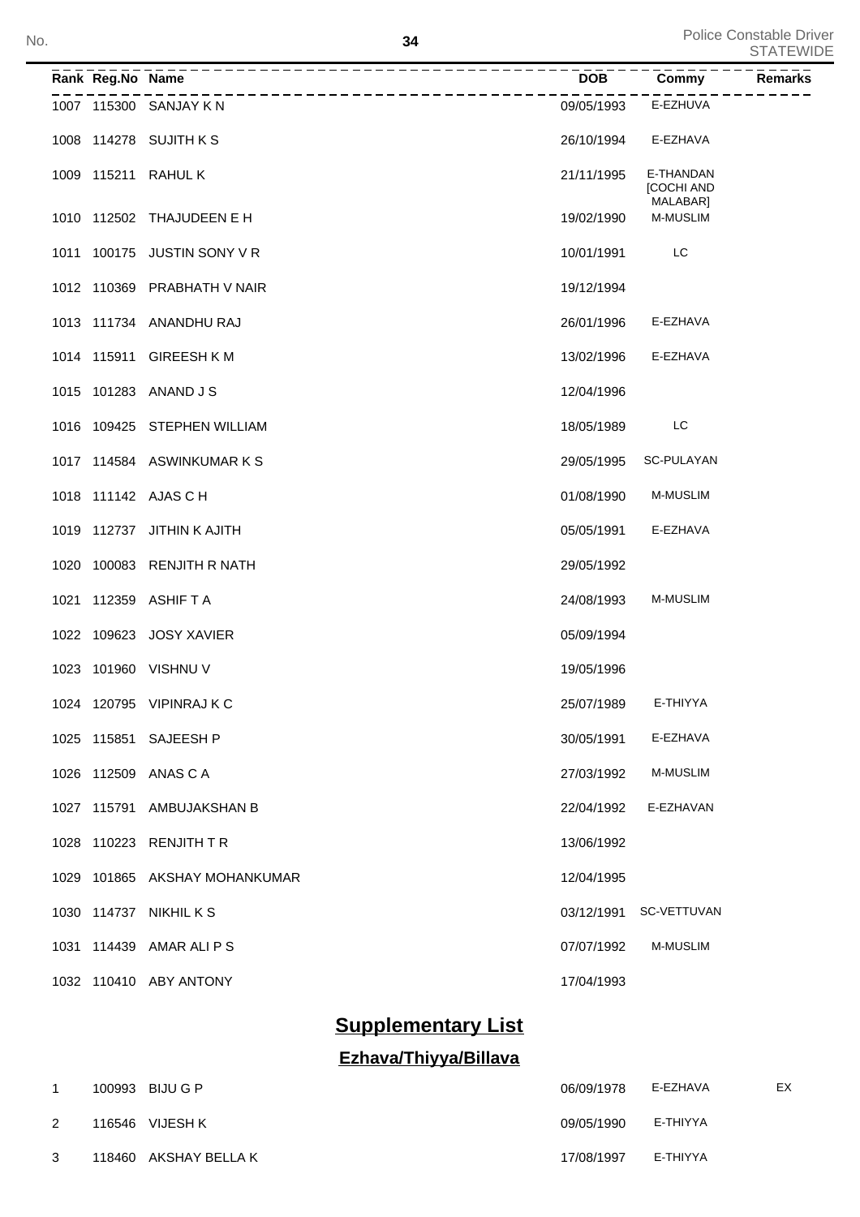| Rank | Reg.No | Name | DOB | Commy | Remarks |
|---|---|---|---|---|---|
| 1007 | 115300 | SANJAY K N | 09/05/1993 | E-EZHUVA | |
| 1008 | 114278 | SUJITH K S | 26/10/1994 | E-EZHAVA | |
| 1009 | 115211 | RAHUL K | 21/11/1995 | E-THANDAN [COCHI AND MALABAR] | |
| 1010 | 112502 | THAJUDEEN E H | 19/02/1990 | M-MUSLIM | |
| 1011 | 100175 | JUSTIN SONY V R | 10/01/1991 | LC | |
| 1012 | 110369 | PRABHATH V NAIR | 19/12/1994 | | |
| 1013 | 111734 | ANANDHU RAJ | 26/01/1996 | E-EZHAVA | |
| 1014 | 115911 | GIREESH K M | 13/02/1996 | E-EZHAVA | |
| 1015 | 101283 | ANAND J S | 12/04/1996 | | |
| 1016 | 109425 | STEPHEN WILLIAM | 18/05/1989 | LC | |
| 1017 | 114584 | ASWINKUMAR K S | 29/05/1995 | SC-PULAYAN | |
| 1018 | 111142 | AJAS C H | 01/08/1990 | M-MUSLIM | |
| 1019 | 112737 | JITHIN K AJITH | 05/05/1991 | E-EZHAVA | |
| 1020 | 100083 | RENJITH R NATH | 29/05/1992 | | |
| 1021 | 112359 | ASHIF T A | 24/08/1993 | M-MUSLIM | |
| 1022 | 109623 | JOSY XAVIER | 05/09/1994 | | |
| 1023 | 101960 | VISHNU V | 19/05/1996 | | |
| 1024 | 120795 | VIPINRAJ K C | 25/07/1989 | E-THIYYA | |
| 1025 | 115851 | SAJEESH P | 30/05/1991 | E-EZHAVA | |
| 1026 | 112509 | ANAS C A | 27/03/1992 | M-MUSLIM | |
| 1027 | 115791 | AMBUJAKSHAN B | 22/04/1992 | E-EZHAVAN | |
| 1028 | 110223 | RENJITH T R | 13/06/1992 | | |
| 1029 | 101865 | AKSHAY MOHANKUMAR | 12/04/1995 | | |
| 1030 | 114737 | NIKHIL K S | 03/12/1991 | SC-VETTUVAN | |
| 1031 | 114439 | AMAR ALI P S | 07/07/1992 | M-MUSLIM | |
| 1032 | 110410 | ABY ANTONY | 17/04/1993 | | |

## Supplementary List

### Ezhava/Thiyya/Billava

| Rank | Reg.No | Name | DOB | Commy | Remarks |
|---|---|---|---|---|---|
| 1 | 100993 | BIJU G P | 06/09/1978 | E-EZHAVA | EX |
| 2 | 116546 | VIJESH K | 09/05/1990 | E-THIYYA | |
| 3 | 118460 | AKSHAY BELLA K | 17/08/1997 | E-THIYYA | |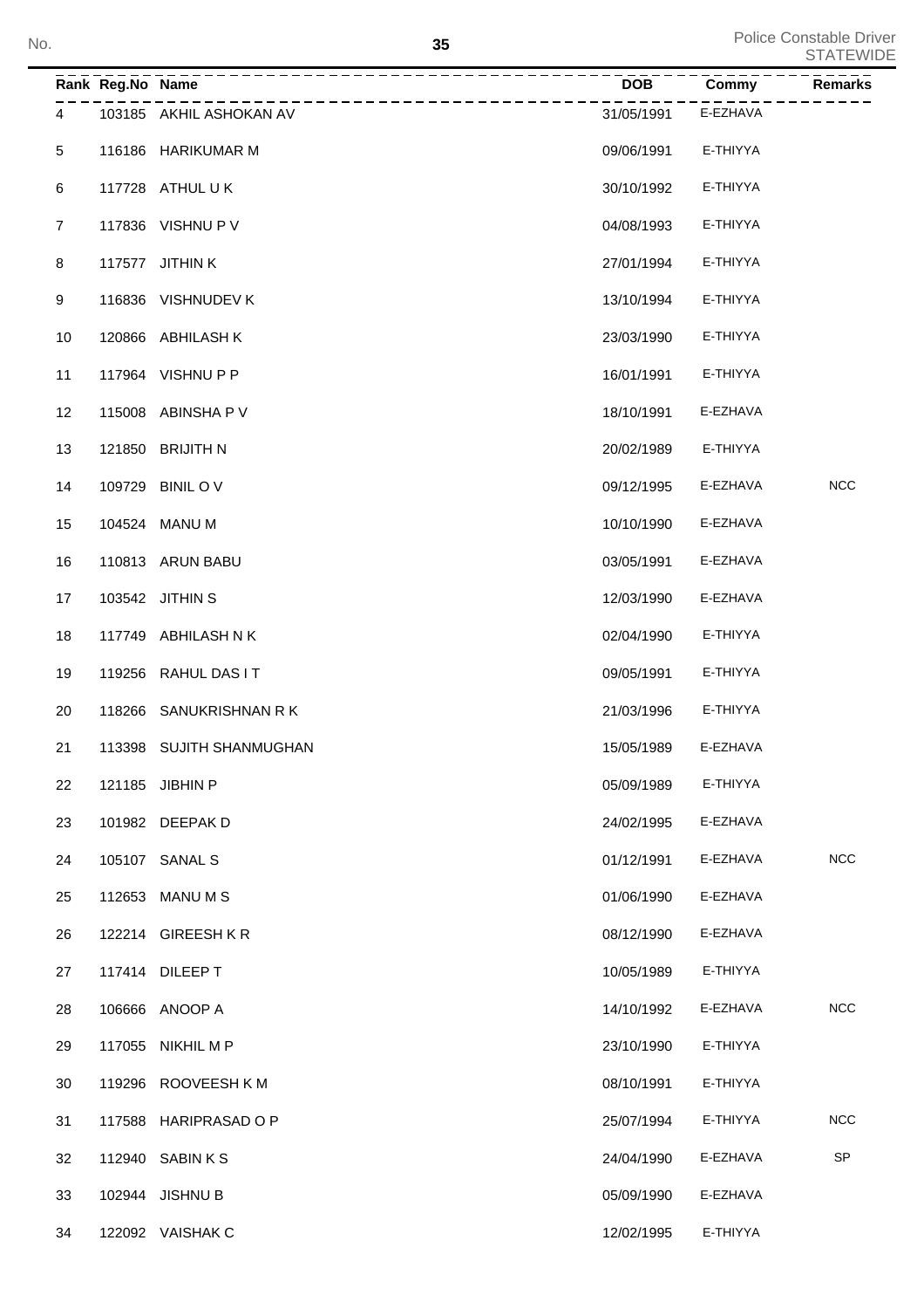No.

Police Constable Driver
STATEWIDE

| Rank | Reg.No | Name | DOB | Commy | Remarks |
|---|---|---|---|---|---|
| 4 | 103185 | AKHIL ASHOKAN AV | 31/05/1991 | E-EZHAVA | |
| 5 | 116186 | HARIKUMAR M | 09/06/1991 | E-THIYYA | |
| 6 | 117728 | ATHUL U K | 30/10/1992 | E-THIYYA | |
| 7 | 117836 | VISHNU P V | 04/08/1993 | E-THIYYA | |
| 8 | 117577 | JITHIN K | 27/01/1994 | E-THIYYA | |
| 9 | 116836 | VISHNUDEV K | 13/10/1994 | E-THIYYA | |
| 10 | 120866 | ABHILASH K | 23/03/1990 | E-THIYYA | |
| 11 | 117964 | VISHNU P P | 16/01/1991 | E-THIYYA | |
| 12 | 115008 | ABINSHA P V | 18/10/1991 | E-EZHAVA | |
| 13 | 121850 | BRIJITH N | 20/02/1989 | E-THIYYA | |
| 14 | 109729 | BINIL O V | 09/12/1995 | E-EZHAVA | NCC |
| 15 | 104524 | MANU M | 10/10/1990 | E-EZHAVA | |
| 16 | 110813 | ARUN BABU | 03/05/1991 | E-EZHAVA | |
| 17 | 103542 | JITHIN S | 12/03/1990 | E-EZHAVA | |
| 18 | 117749 | ABHILASH N K | 02/04/1990 | E-THIYYA | |
| 19 | 119256 | RAHUL DAS I T | 09/05/1991 | E-THIYYA | |
| 20 | 118266 | SANUKRISHNAN R K | 21/03/1996 | E-THIYYA | |
| 21 | 113398 | SUJITH SHANMUGHAN | 15/05/1989 | E-EZHAVA | |
| 22 | 121185 | JIBHIN P | 05/09/1989 | E-THIYYA | |
| 23 | 101982 | DEEPAK D | 24/02/1995 | E-EZHAVA | |
| 24 | 105107 | SANAL S | 01/12/1991 | E-EZHAVA | NCC |
| 25 | 112653 | MANU M S | 01/06/1990 | E-EZHAVA | |
| 26 | 122214 | GIREESH K R | 08/12/1990 | E-EZHAVA | |
| 27 | 117414 | DILEEP T | 10/05/1989 | E-THIYYA | |
| 28 | 106666 | ANOOP A | 14/10/1992 | E-EZHAVA | NCC |
| 29 | 117055 | NIKHIL M P | 23/10/1990 | E-THIYYA | |
| 30 | 119296 | ROOVEESH K M | 08/10/1991 | E-THIYYA | |
| 31 | 117588 | HARIPRASAD O P | 25/07/1994 | E-THIYYA | NCC |
| 32 | 112940 | SABIN K S | 24/04/1990 | E-EZHAVA | SP |
| 33 | 102944 | JISHNU B | 05/09/1990 | E-EZHAVA | |
| 34 | 122092 | VAISHAK C | 12/02/1995 | E-THIYYA | |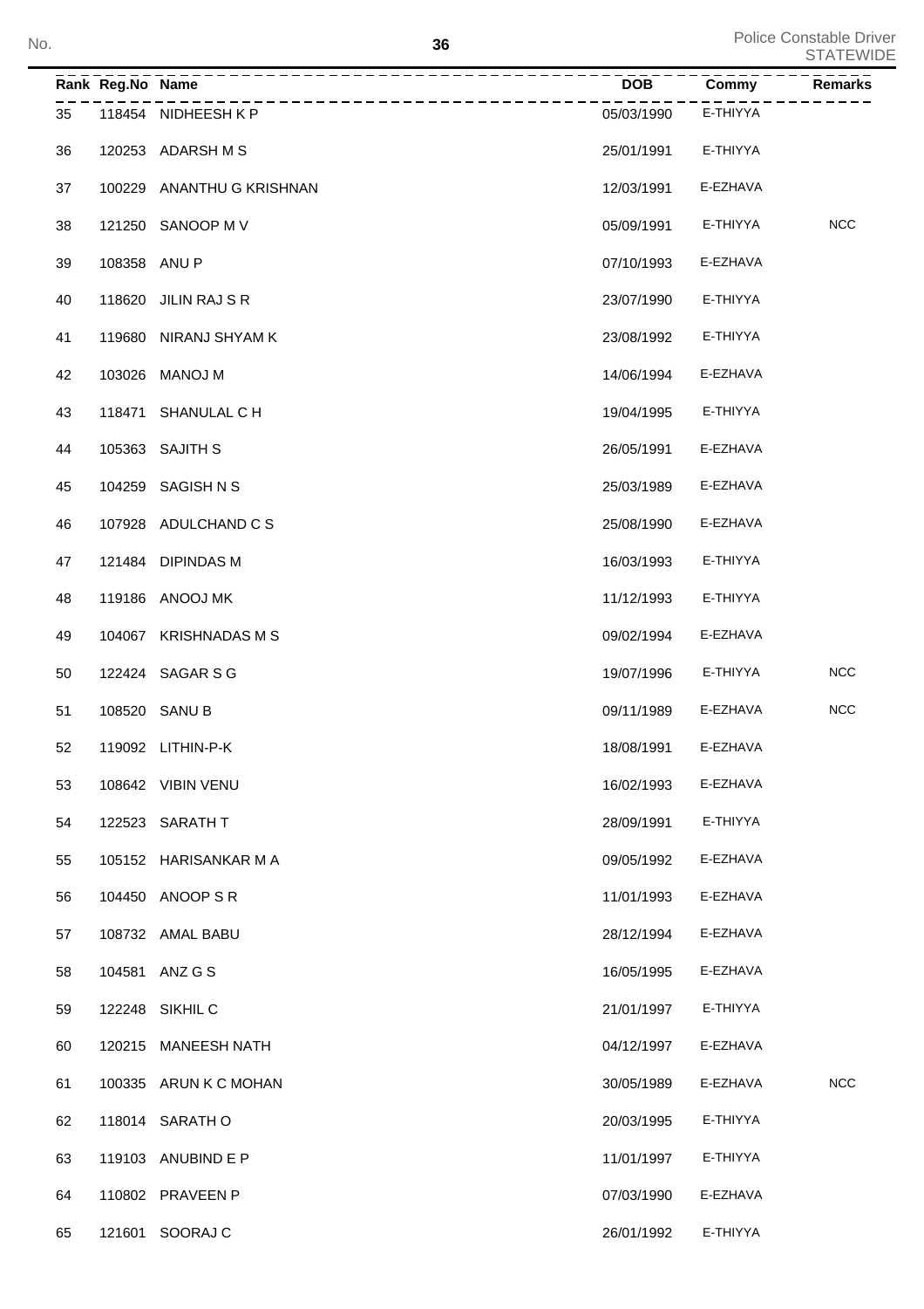| Rank | Reg.No | Name | DOB | Commy | Remarks |
|---|---|---|---|---|---|
| 35 | 118454 | NIDHEESH K P | 05/03/1990 | E-THIYYA | |
| 36 | 120253 | ADARSH M S | 25/01/1991 | E-THIYYA | |
| 37 | 100229 | ANANTHU G KRISHNAN | 12/03/1991 | E-EZHAVA | |
| 38 | 121250 | SANOOP M V | 05/09/1991 | E-THIYYA | NCC |
| 39 | 108358 | ANU P | 07/10/1993 | E-EZHAVA | |
| 40 | 118620 | JILIN RAJ S R | 23/07/1990 | E-THIYYA | |
| 41 | 119680 | NIRANJ SHYAM K | 23/08/1992 | E-THIYYA | |
| 42 | 103026 | MANOJ M | 14/06/1994 | E-EZHAVA | |
| 43 | 118471 | SHANULAL C H | 19/04/1995 | E-THIYYA | |
| 44 | 105363 | SAJITH S | 26/05/1991 | E-EZHAVA | |
| 45 | 104259 | SAGISH N S | 25/03/1989 | E-EZHAVA | |
| 46 | 107928 | ADULCHAND C S | 25/08/1990 | E-EZHAVA | |
| 47 | 121484 | DIPINDAS M | 16/03/1993 | E-THIYYA | |
| 48 | 119186 | ANOOJ MK | 11/12/1993 | E-THIYYA | |
| 49 | 104067 | KRISHNADAS M S | 09/02/1994 | E-EZHAVA | |
| 50 | 122424 | SAGAR S G | 19/07/1996 | E-THIYYA | NCC |
| 51 | 108520 | SANU B | 09/11/1989 | E-EZHAVA | NCC |
| 52 | 119092 | LITHIN-P-K | 18/08/1991 | E-EZHAVA | |
| 53 | 108642 | VIBIN VENU | 16/02/1993 | E-EZHAVA | |
| 54 | 122523 | SARATH T | 28/09/1991 | E-THIYYA | |
| 55 | 105152 | HARISANKAR M A | 09/05/1992 | E-EZHAVA | |
| 56 | 104450 | ANOOP S R | 11/01/1993 | E-EZHAVA | |
| 57 | 108732 | AMAL BABU | 28/12/1994 | E-EZHAVA | |
| 58 | 104581 | ANZ G S | 16/05/1995 | E-EZHAVA | |
| 59 | 122248 | SIKHIL C | 21/01/1997 | E-THIYYA | |
| 60 | 120215 | MANEESH NATH | 04/12/1997 | E-EZHAVA | |
| 61 | 100335 | ARUN K C MOHAN | 30/05/1989 | E-EZHAVA | NCC |
| 62 | 118014 | SARATH O | 20/03/1995 | E-THIYYA | |
| 63 | 119103 | ANUBIND E P | 11/01/1997 | E-THIYYA | |
| 64 | 110802 | PRAVEEN P | 07/03/1990 | E-EZHAVA | |
| 65 | 121601 | SOORAJ C | 26/01/1992 | E-THIYYA | |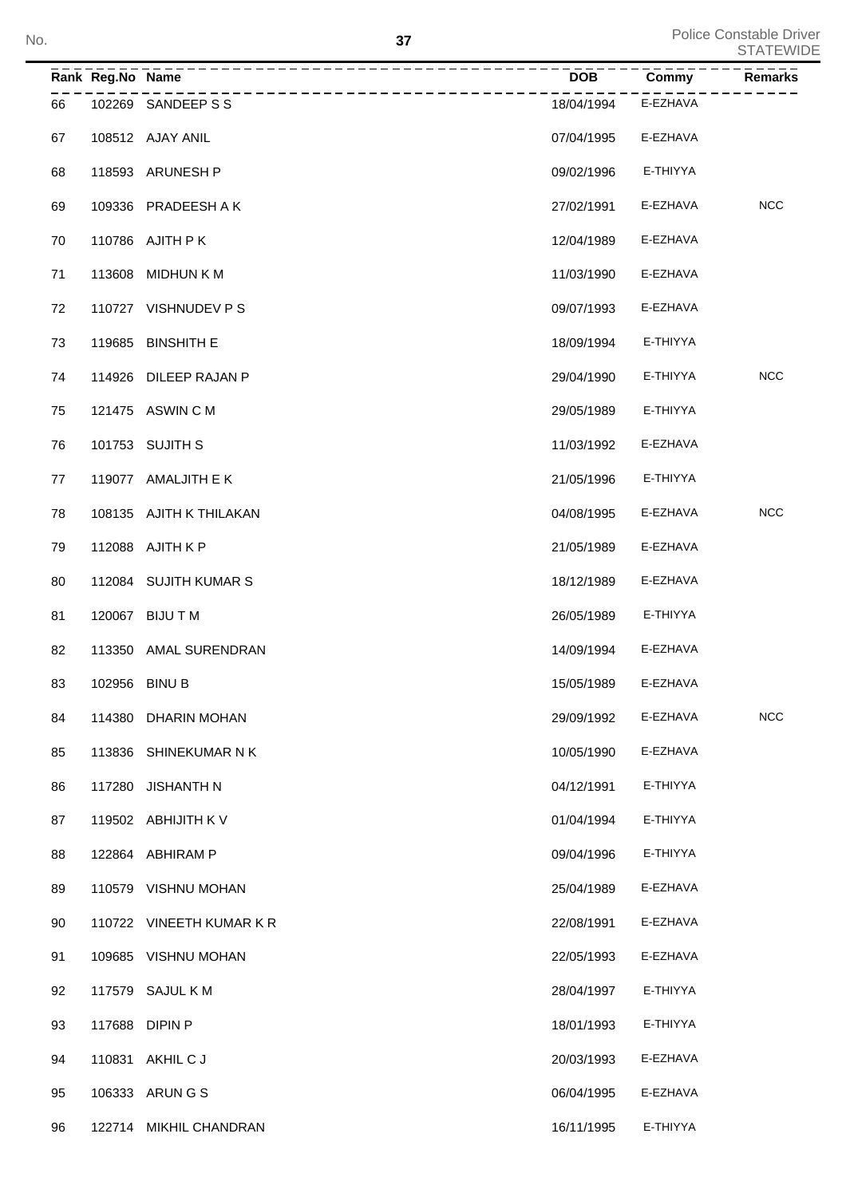| Rank | Reg.No | Name | DOB | Commy | Remarks |
|---|---|---|---|---|---|
| 66 | 102269 | SANDEEP S S | 18/04/1994 | E-EZHAVA | |
| 67 | 108512 | AJAY ANIL | 07/04/1995 | E-EZHAVA | |
| 68 | 118593 | ARUNESH P | 09/02/1996 | E-THIYYA | |
| 69 | 109336 | PRADEESH A K | 27/02/1991 | E-EZHAVA | NCC |
| 70 | 110786 | AJITH P K | 12/04/1989 | E-EZHAVA | |
| 71 | 113608 | MIDHUN K M | 11/03/1990 | E-EZHAVA | |
| 72 | 110727 | VISHNUDEV P S | 09/07/1993 | E-EZHAVA | |
| 73 | 119685 | BINSHITH E | 18/09/1994 | E-THIYYA | |
| 74 | 114926 | DILEEP RAJAN P | 29/04/1990 | E-THIYYA | NCC |
| 75 | 121475 | ASWIN C M | 29/05/1989 | E-THIYYA | |
| 76 | 101753 | SUJITH S | 11/03/1992 | E-EZHAVA | |
| 77 | 119077 | AMALJITH E K | 21/05/1996 | E-THIYYA | |
| 78 | 108135 | AJITH K THILAKAN | 04/08/1995 | E-EZHAVA | NCC |
| 79 | 112088 | AJITH K P | 21/05/1989 | E-EZHAVA | |
| 80 | 112084 | SUJITH KUMAR S | 18/12/1989 | E-EZHAVA | |
| 81 | 120067 | BIJU T M | 26/05/1989 | E-THIYYA | |
| 82 | 113350 | AMAL SURENDRAN | 14/09/1994 | E-EZHAVA | |
| 83 | 102956 | BINU B | 15/05/1989 | E-EZHAVA | |
| 84 | 114380 | DHARIN MOHAN | 29/09/1992 | E-EZHAVA | NCC |
| 85 | 113836 | SHINEKUMAR N K | 10/05/1990 | E-EZHAVA | |
| 86 | 117280 | JISHANTH N | 04/12/1991 | E-THIYYA | |
| 87 | 119502 | ABHIJITH K V | 01/04/1994 | E-THIYYA | |
| 88 | 122864 | ABHIRAM P | 09/04/1996 | E-THIYYA | |
| 89 | 110579 | VISHNU MOHAN | 25/04/1989 | E-EZHAVA | |
| 90 | 110722 | VINEETH KUMAR K R | 22/08/1991 | E-EZHAVA | |
| 91 | 109685 | VISHNU MOHAN | 22/05/1993 | E-EZHAVA | |
| 92 | 117579 | SAJUL K M | 28/04/1997 | E-THIYYA | |
| 93 | 117688 | DIPIN P | 18/01/1993 | E-THIYYA | |
| 94 | 110831 | AKHIL C J | 20/03/1993 | E-EZHAVA | |
| 95 | 106333 | ARUN G S | 06/04/1995 | E-EZHAVA | |
| 96 | 122714 | MIKHIL CHANDRAN | 16/11/1995 | E-THIYYA | |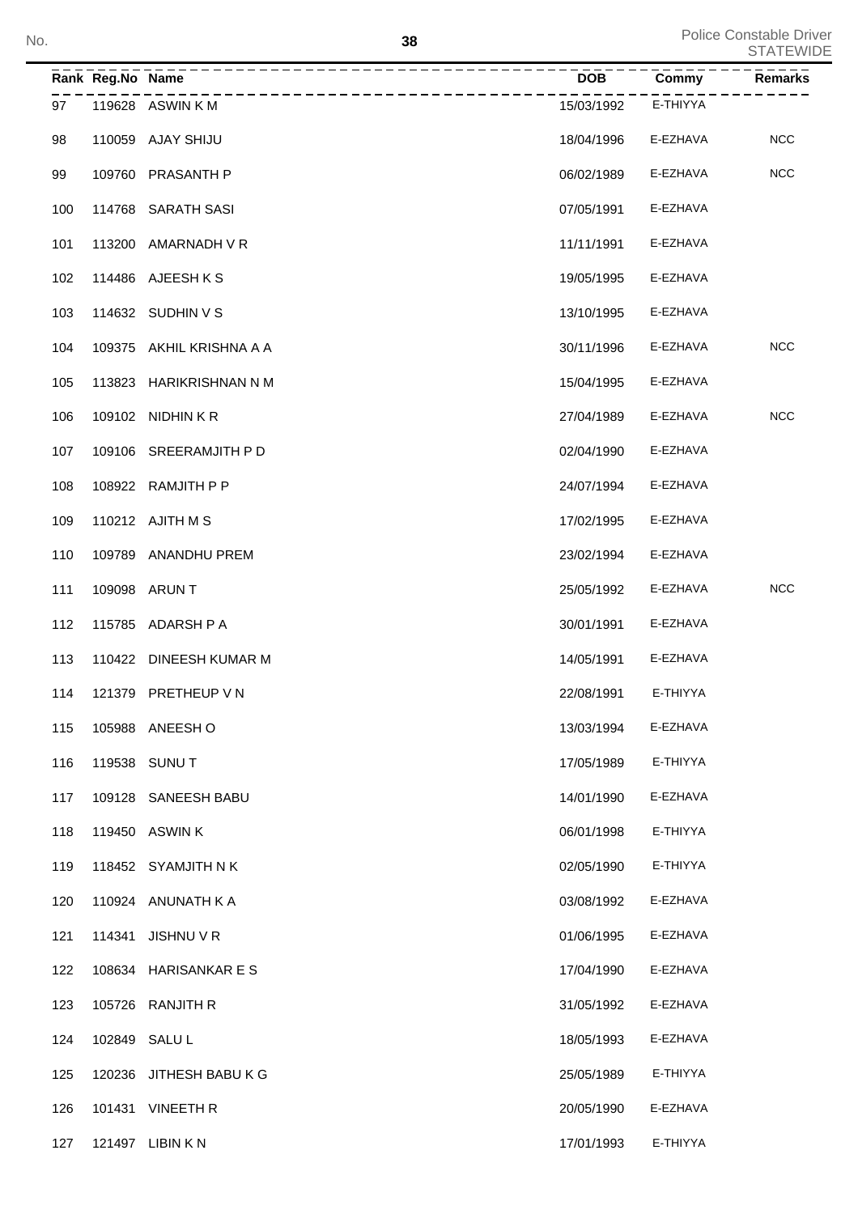| Rank | Reg.No | Name | DOB | Commy | Remarks |
|---|---|---|---|---|---|
| 97 | 119628 | ASWIN K M | 15/03/1992 | E-THIYYA | |
| 98 | 110059 | AJAY SHIJU | 18/04/1996 | E-EZHAVA | NCC |
| 99 | 109760 | PRASANTH P | 06/02/1989 | E-EZHAVA | NCC |
| 100 | 114768 | SARATH SASI | 07/05/1991 | E-EZHAVA | |
| 101 | 113200 | AMARNADH V R | 11/11/1991 | E-EZHAVA | |
| 102 | 114486 | AJEESH K S | 19/05/1995 | E-EZHAVA | |
| 103 | 114632 | SUDHIN V S | 13/10/1995 | E-EZHAVA | |
| 104 | 109375 | AKHIL KRISHNA A A | 30/11/1996 | E-EZHAVA | NCC |
| 105 | 113823 | HARIKRISHNAN N M | 15/04/1995 | E-EZHAVA | |
| 106 | 109102 | NIDHIN K R | 27/04/1989 | E-EZHAVA | NCC |
| 107 | 109106 | SREERAMJITH P D | 02/04/1990 | E-EZHAVA | |
| 108 | 108922 | RAMJITH P P | 24/07/1994 | E-EZHAVA | |
| 109 | 110212 | AJITH M S | 17/02/1995 | E-EZHAVA | |
| 110 | 109789 | ANANDHU PREM | 23/02/1994 | E-EZHAVA | |
| 111 | 109098 | ARUN T | 25/05/1992 | E-EZHAVA | NCC |
| 112 | 115785 | ADARSH P A | 30/01/1991 | E-EZHAVA | |
| 113 | 110422 | DINEESH KUMAR M | 14/05/1991 | E-EZHAVA | |
| 114 | 121379 | PRETHEUP V N | 22/08/1991 | E-THIYYA | |
| 115 | 105988 | ANEESH O | 13/03/1994 | E-EZHAVA | |
| 116 | 119538 | SUNU T | 17/05/1989 | E-THIYYA | |
| 117 | 109128 | SANEESH BABU | 14/01/1990 | E-EZHAVA | |
| 118 | 119450 | ASWIN K | 06/01/1998 | E-THIYYA | |
| 119 | 118452 | SYAMJITH N K | 02/05/1990 | E-THIYYA | |
| 120 | 110924 | ANUNATH K A | 03/08/1992 | E-EZHAVA | |
| 121 | 114341 | JISHNU V R | 01/06/1995 | E-EZHAVA | |
| 122 | 108634 | HARISANKAR E S | 17/04/1990 | E-EZHAVA | |
| 123 | 105726 | RANJITH R | 31/05/1992 | E-EZHAVA | |
| 124 | 102849 | SALU L | 18/05/1993 | E-EZHAVA | |
| 125 | 120236 | JITHESH BABU K G | 25/05/1989 | E-THIYYA | |
| 126 | 101431 | VINEETH R | 20/05/1990 | E-EZHAVA | |
| 127 | 121497 | LIBIN K N | 17/01/1993 | E-THIYYA | |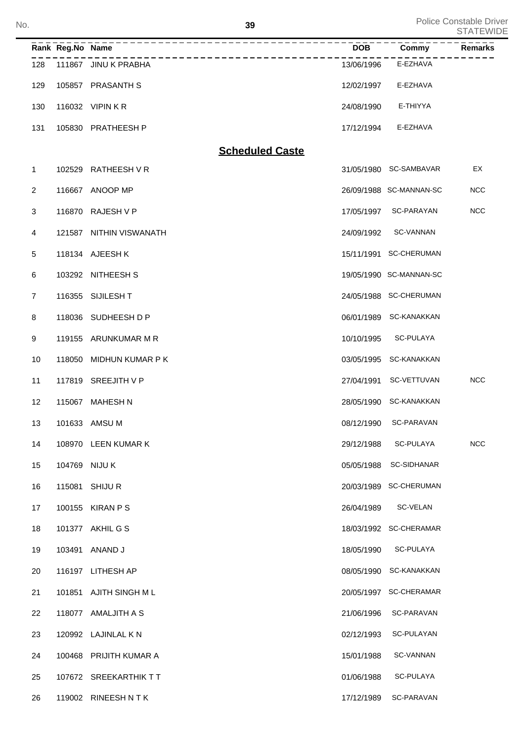| Rank | Reg.No | Name | DOB | Commy | Remarks |
|---|---|---|---|---|---|
| 128 | 111867 | JINU K PRABHA | 13/06/1996 | E-EZHAVA | |
| 129 | 105857 | PRASANTH S | 12/02/1997 | E-EZHAVA | |
| 130 | 116032 | VIPIN K R | 24/08/1990 | E-THIYYA | |
| 131 | 105830 | PRATHEESH P | 17/12/1994 | E-EZHAVA | |

## Scheduled Caste

| Rank | Reg.No | Name | DOB | Commy | Remarks |
|---|---|---|---|---|---|
| 1 | 102529 | RATHEESH V R | 31/05/1980 | SC-SAMBAVAR | EX |
| 2 | 116667 | ANOOP MP | 26/09/1988 | SC-MANNAN-SC | NCC |
| 3 | 116870 | RAJESH V P | 17/05/1997 | SC-PARAYAN | NCC |
| 4 | 121587 | NITHIN VISWANATH | 24/09/1992 | SC-VANNAN | |
| 5 | 118134 | AJEESH K | 15/11/1991 | SC-CHERUMAN | |
| 6 | 103292 | NITHEESH S | 19/05/1990 | SC-MANNAN-SC | |
| 7 | 116355 | SIJILESH T | 24/05/1988 | SC-CHERUMAN | |
| 8 | 118036 | SUDHEESH D P | 06/01/1989 | SC-KANAKKAN | |
| 9 | 119155 | ARUNKUMAR M R | 10/10/1995 | SC-PULAYA | |
| 10 | 118050 | MIDHUN KUMAR P K | 03/05/1995 | SC-KANAKKAN | |
| 11 | 117819 | SREEJITH V P | 27/04/1991 | SC-VETTUVAN | NCC |
| 12 | 115067 | MAHESH N | 28/05/1990 | SC-KANAKKAN | |
| 13 | 101633 | AMSU M | 08/12/1990 | SC-PARAVAN | |
| 14 | 108970 | LEEN KUMAR K | 29/12/1988 | SC-PULAYA | NCC |
| 15 | 104769 | NIJU K | 05/05/1988 | SC-SIDHANAR | |
| 16 | 115081 | SHIJU R | 20/03/1989 | SC-CHERUMAN | |
| 17 | 100155 | KIRAN P S | 26/04/1989 | SC-VELAN | |
| 18 | 101377 | AKHIL G S | 18/03/1992 | SC-CHERAMAR | |
| 19 | 103491 | ANAND J | 18/05/1990 | SC-PULAYA | |
| 20 | 116197 | LITHESH AP | 08/05/1990 | SC-KANAKKAN | |
| 21 | 101851 | AJITH SINGH M L | 20/05/1997 | SC-CHERAMAR | |
| 22 | 118077 | AMALJITH A S | 21/06/1996 | SC-PARAVAN | |
| 23 | 120992 | LAJINLAL K N | 02/12/1993 | SC-PULAYAN | |
| 24 | 100468 | PRIJITH KUMAR A | 15/01/1988 | SC-VANNAN | |
| 25 | 107672 | SREEKARTHIK T T | 01/06/1988 | SC-PULAYA | |
| 26 | 119002 | RINEESH N T K | 17/12/1989 | SC-PARAVAN | |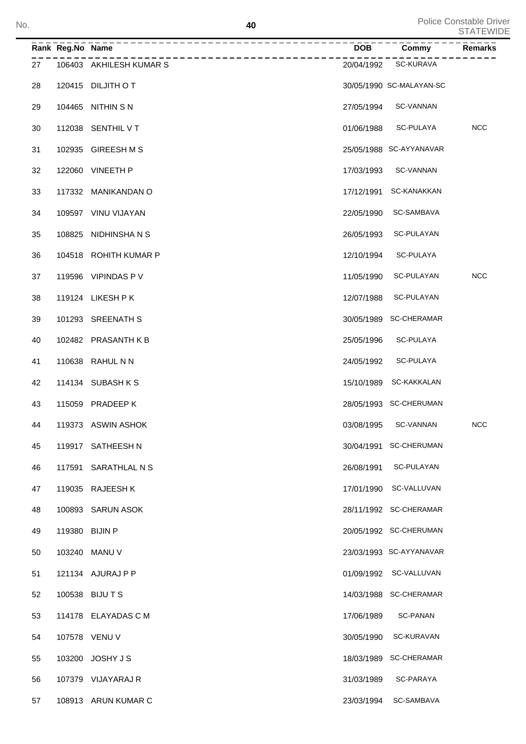| Rank | Reg.No | Name | DOB | Commy | Remarks |
|---|---|---|---|---|---|
| 27 | 106403 | AKHILESH KUMAR S | 20/04/1992 | SC-KURAVA | |
| 28 | 120415 | DILJITH O T | 30/05/1990 | SC-MALAYAN-SC | |
| 29 | 104465 | NITHIN S N | 27/05/1994 | SC-VANNAN | |
| 30 | 112038 | SENTHIL V T | 01/06/1988 | SC-PULAYA | NCC |
| 31 | 102935 | GIREESH M S | 25/05/1988 | SC-AYYANAVAR | |
| 32 | 122060 | VINEETH P | 17/03/1993 | SC-VANNAN | |
| 33 | 117332 | MANIKANDAN O | 17/12/1991 | SC-KANAKKAN | |
| 34 | 109597 | VINU VIJAYAN | 22/05/1990 | SC-SAMBAVA | |
| 35 | 108825 | NIDHINSHA N S | 26/05/1993 | SC-PULAYAN | |
| 36 | 104518 | ROHITH KUMAR P | 12/10/1994 | SC-PULAYA | |
| 37 | 119596 | VIPINDAS P V | 11/05/1990 | SC-PULAYAN | NCC |
| 38 | 119124 | LIKESH P K | 12/07/1988 | SC-PULAYAN | |
| 39 | 101293 | SREENATH S | 30/05/1989 | SC-CHERAMAR | |
| 40 | 102482 | PRASANTH K B | 25/05/1996 | SC-PULAYA | |
| 41 | 110638 | RAHUL N N | 24/05/1992 | SC-PULAYA | |
| 42 | 114134 | SUBASH K S | 15/10/1989 | SC-KAKKALAN | |
| 43 | 115059 | PRADEEP K | 28/05/1993 | SC-CHERUMAN | |
| 44 | 119373 | ASWIN ASHOK | 03/08/1995 | SC-VANNAN | NCC |
| 45 | 119917 | SATHEESH N | 30/04/1991 | SC-CHERUMAN | |
| 46 | 117591 | SARATHLAL N S | 26/08/1991 | SC-PULAYAN | |
| 47 | 119035 | RAJEESH K | 17/01/1990 | SC-VALLUVAN | |
| 48 | 100893 | SARUN ASOK | 28/11/1992 | SC-CHERAMAR | |
| 49 | 119380 | BIJIN P | 20/05/1992 | SC-CHERUMAN | |
| 50 | 103240 | MANU V | 23/03/1993 | SC-AYYANAVAR | |
| 51 | 121134 | AJURAJ P P | 01/09/1992 | SC-VALLUVAN | |
| 52 | 100538 | BIJU T S | 14/03/1988 | SC-CHERAMAR | |
| 53 | 114178 | ELAYADAS C M | 17/06/1989 | SC-PANAN | |
| 54 | 107578 | VENU V | 30/05/1990 | SC-KURAVAN | |
| 55 | 103200 | JOSHY J S | 18/03/1989 | SC-CHERAMAR | |
| 56 | 107379 | VIJAYARAJ R | 31/03/1989 | SC-PARAYA | |
| 57 | 108913 | ARUN KUMAR C | 23/03/1994 | SC-SAMBAVA | |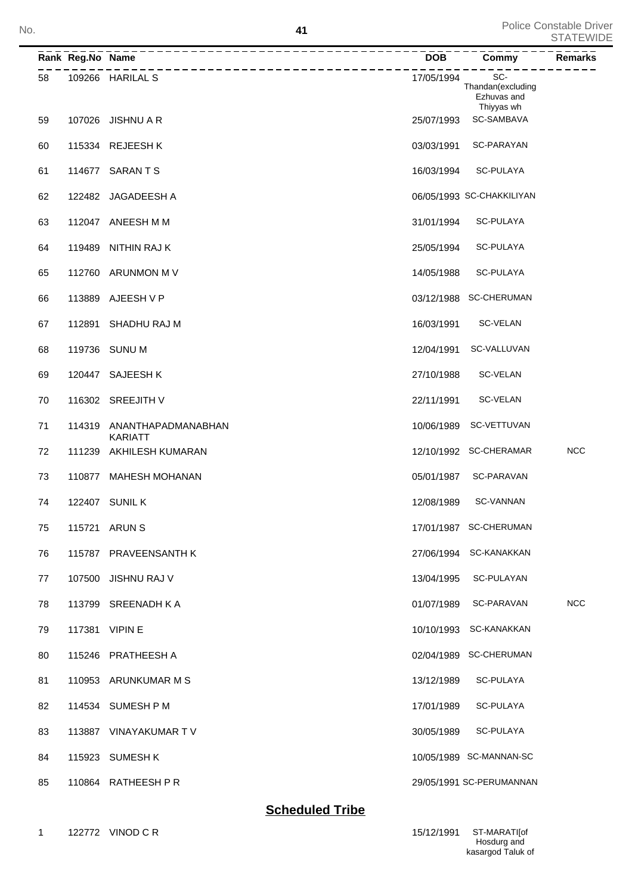| Rank | Reg.No | Name | DOB | Commy | Remarks |
|---|---|---|---|---|---|
| 58 | 109266 | HARILAL S | 17/05/1994 | SC-Thandan(excluding Ezhuvas and Thiyyas wh | |
| 59 | 107026 | JISHNU A R | 25/07/1993 | SC-SAMBAVA | |
| 60 | 115334 | REJEESH K | 03/03/1991 | SC-PARAYAN | |
| 61 | 114677 | SARAN T S | 16/03/1994 | SC-PULAYA | |
| 62 | 122482 | JAGADEESH A | 06/05/1993 | SC-CHAKKILIYAN | |
| 63 | 112047 | ANEESH M M | 31/01/1994 | SC-PULAYA | |
| 64 | 119489 | NITHIN RAJ K | 25/05/1994 | SC-PULAYA | |
| 65 | 112760 | ARUNMON M V | 14/05/1988 | SC-PULAYA | |
| 66 | 113889 | AJEESH V P | 03/12/1988 | SC-CHERUMAN | |
| 67 | 112891 | SHADHU RAJ M | 16/03/1991 | SC-VELAN | |
| 68 | 119736 | SUNU M | 12/04/1991 | SC-VALLUVAN | |
| 69 | 120447 | SAJEESH K | 27/10/1988 | SC-VELAN | |
| 70 | 116302 | SREEJITH V | 22/11/1991 | SC-VELAN | |
| 71 | 114319 | ANANTHAPADMANABHAN KARIATT | 10/06/1989 | SC-VETTUVAN | |
| 72 | 111239 | AKHILESH KUMARAN | 12/10/1992 | SC-CHERAMAR | NCC |
| 73 | 110877 | MAHESH MOHANAN | 05/01/1987 | SC-PARAVAN | |
| 74 | 122407 | SUNIL K | 12/08/1989 | SC-VANNAN | |
| 75 | 115721 | ARUN S | 17/01/1987 | SC-CHERUMAN | |
| 76 | 115787 | PRAVEENSANTH K | 27/06/1994 | SC-KANAKKAN | |
| 77 | 107500 | JISHNU RAJ V | 13/04/1995 | SC-PULAYAN | |
| 78 | 113799 | SREENADH K A | 01/07/1989 | SC-PARAVAN | NCC |
| 79 | 117381 | VIPIN E | 10/10/1993 | SC-KANAKKAN | |
| 80 | 115246 | PRATHEESH A | 02/04/1989 | SC-CHERUMAN | |
| 81 | 110953 | ARUNKUMAR M S | 13/12/1989 | SC-PULAYA | |
| 82 | 114534 | SUMESH P M | 17/01/1989 | SC-PULAYA | |
| 83 | 113887 | VINAYAKUMAR T V | 30/05/1989 | SC-PULAYA | |
| 84 | 115923 | SUMESH K | 10/05/1989 | SC-MANNAN-SC | |
| 85 | 110864 | RATHEESH P R | 29/05/1991 | SC-PERUMANNAN | |

**Scheduled Tribe**

| Rank | Reg.No | Name | DOB | Commy | Remarks |
|---|---|---|---|---|---|
| 1 | 122772 | VINOD C R | 15/12/1991 | ST-MARATI[of Hosdurg and kasargod Taluk of | |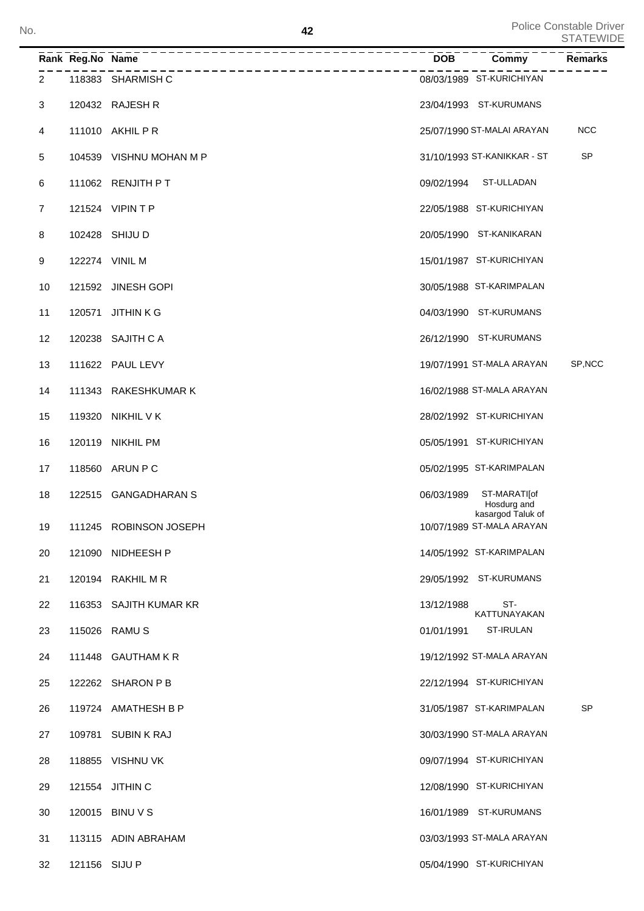Police Constable Driver STATEWIDE

| Rank | Reg.No | Name | DOB | Commy | Remarks |
|---|---|---|---|---|---|
| 2 | 118383 | SHARMISH C | 08/03/1989 | ST-KURICHIYAN | |
| 3 | 120432 | RAJESH R | 23/04/1993 | ST-KURUMANS | |
| 4 | 111010 | AKHIL P R | 25/07/1990 | ST-MALAI ARAYAN | NCC |
| 5 | 104539 | VISHNU MOHAN M P | 31/10/1993 | ST-KANIKKAR - ST | SP |
| 6 | 111062 | RENJITH P T | 09/02/1994 | ST-ULLADAN | |
| 7 | 121524 | VIPIN T P | 22/05/1988 | ST-KURICHIYAN | |
| 8 | 102428 | SHIJU D | 20/05/1990 | ST-KANIKARAN | |
| 9 | 122274 | VINIL M | 15/01/1987 | ST-KURICHIYAN | |
| 10 | 121592 | JINESH GOPI | 30/05/1988 | ST-KARIMPALAN | |
| 11 | 120571 | JITHIN K G | 04/03/1990 | ST-KURUMANS | |
| 12 | 120238 | SAJITH C A | 26/12/1990 | ST-KURUMANS | |
| 13 | 111622 | PAUL LEVY | 19/07/1991 | ST-MALA ARAYAN | SP,NCC |
| 14 | 111343 | RAKESHKUMAR K | 16/02/1988 | ST-MALA ARAYAN | |
| 15 | 119320 | NIKHIL V K | 28/02/1992 | ST-KURICHIYAN | |
| 16 | 120119 | NIKHIL PM | 05/05/1991 | ST-KURICHIYAN | |
| 17 | 118560 | ARUN P C | 05/02/1995 | ST-KARIMPALAN | |
| 18 | 122515 | GANGADHARAN S | 06/03/1989 | ST-MARATI[of Hosdurg and kasargod Taluk of | |
| 19 | 111245 | ROBINSON JOSEPH | 10/07/1989 | ST-MALA ARAYAN | |
| 20 | 121090 | NIDHEESH P | 14/05/1992 | ST-KARIMPALAN | |
| 21 | 120194 | RAKHIL M R | 29/05/1992 | ST-KURUMANS | |
| 22 | 116353 | SAJITH KUMAR KR | 13/12/1988 | ST-KATTUNAYAKAN | |
| 23 | 115026 | RAMU S | 01/01/1991 | ST-IRULAN | |
| 24 | 111448 | GAUTHAM K R | 19/12/1992 | ST-MALA ARAYAN | |
| 25 | 122262 | SHARON P B | 22/12/1994 | ST-KURICHIYAN | |
| 26 | 119724 | AMATHESH B P | 31/05/1987 | ST-KARIMPALAN | SP |
| 27 | 109781 | SUBIN K RAJ | 30/03/1990 | ST-MALA ARAYAN | |
| 28 | 118855 | VISHNU VK | 09/07/1994 | ST-KURICHIYAN | |
| 29 | 121554 | JITHIN C | 12/08/1990 | ST-KURICHIYAN | |
| 30 | 120015 | BINU V S | 16/01/1989 | ST-KURUMANS | |
| 31 | 113115 | ADIN ABRAHAM | 03/03/1993 | ST-MALA ARAYAN | |
| 32 | 121156 | SIJU P | 05/04/1990 | ST-KURICHIYAN | |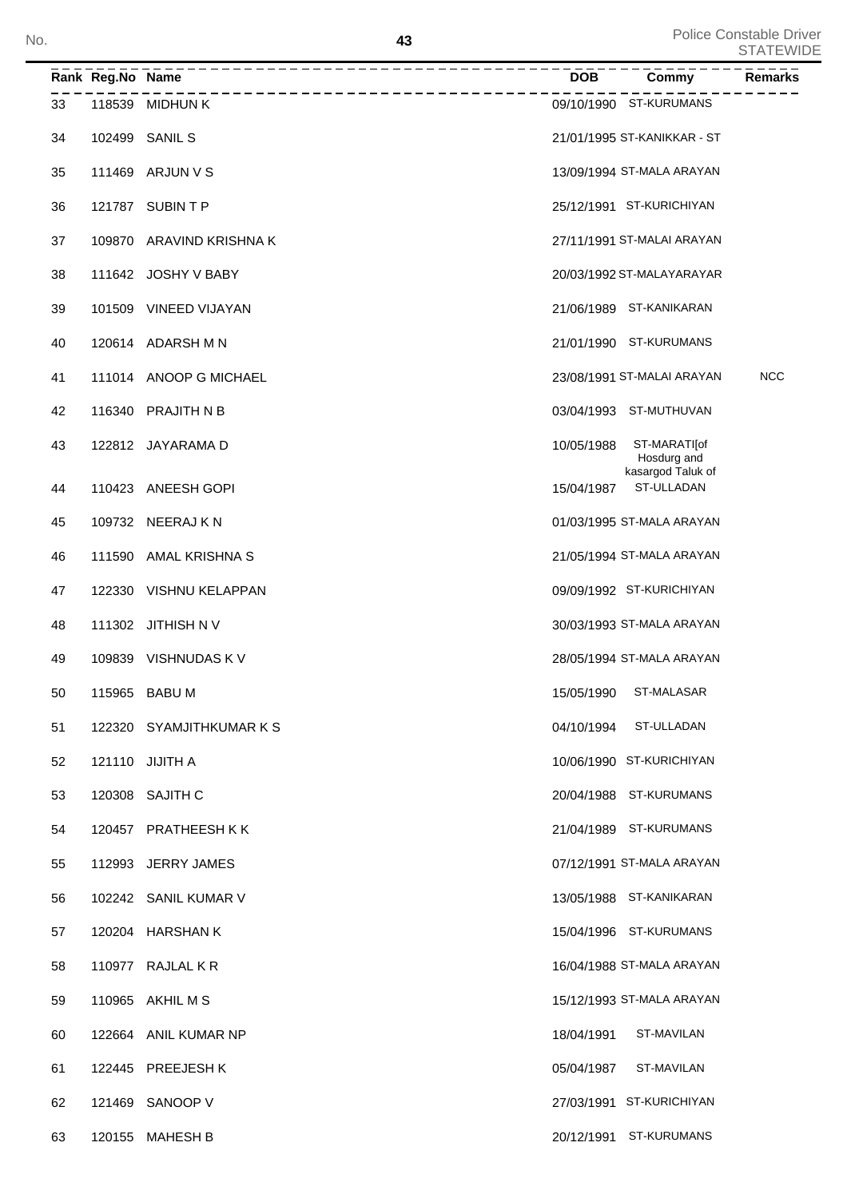Police Constable Driver
STATEWIDE

| Rank | Reg.No | Name | DOB | Commy | Remarks |
|---|---|---|---|---|---|
| 33 | 118539 | MIDHUN K | 09/10/1990 | ST-KURUMANS | |
| 34 | 102499 | SANIL S | 21/01/1995 | ST-KANIKKAR - ST | |
| 35 | 111469 | ARJUN V S | 13/09/1994 | ST-MALA ARAYAN | |
| 36 | 121787 | SUBIN T P | 25/12/1991 | ST-KURICHIYAN | |
| 37 | 109870 | ARAVIND KRISHNA K | 27/11/1991 | ST-MALAI ARAYAN | |
| 38 | 111642 | JOSHY V BABY | 20/03/1992 | ST-MALAYARAYAR | |
| 39 | 101509 | VINEED VIJAYAN | 21/06/1989 | ST-KANIKARAN | |
| 40 | 120614 | ADARSH M N | 21/01/1990 | ST-KURUMANS | |
| 41 | 111014 | ANOOP G MICHAEL | 23/08/1991 | ST-MALAI ARAYAN | NCC |
| 42 | 116340 | PRAJITH N B | 03/04/1993 | ST-MUTHUVAN | |
| 43 | 122812 | JAYARAMA D | 10/05/1988 | ST-MARATI[of Hosdurg and kasargod Taluk of | |
| 44 | 110423 | ANEESH GOPI | 15/04/1987 | ST-ULLADAN | |
| 45 | 109732 | NEERAJ K N | 01/03/1995 | ST-MALA ARAYAN | |
| 46 | 111590 | AMAL KRISHNA S | 21/05/1994 | ST-MALA ARAYAN | |
| 47 | 122330 | VISHNU KELAPPAN | 09/09/1992 | ST-KURICHIYAN | |
| 48 | 111302 | JITHISH N V | 30/03/1993 | ST-MALA ARAYAN | |
| 49 | 109839 | VISHNUDAS K V | 28/05/1994 | ST-MALA ARAYAN | |
| 50 | 115965 | BABU M | 15/05/1990 | ST-MALASAR | |
| 51 | 122320 | SYAMJITHKUMAR K S | 04/10/1994 | ST-ULLADAN | |
| 52 | 121110 | JIJITH A | 10/06/1990 | ST-KURICHIYAN | |
| 53 | 120308 | SAJITH C | 20/04/1988 | ST-KURUMANS | |
| 54 | 120457 | PRATHEESH K K | 21/04/1989 | ST-KURUMANS | |
| 55 | 112993 | JERRY JAMES | 07/12/1991 | ST-MALA ARAYAN | |
| 56 | 102242 | SANIL KUMAR V | 13/05/1988 | ST-KANIKARAN | |
| 57 | 120204 | HARSHAN K | 15/04/1996 | ST-KURUMANS | |
| 58 | 110977 | RAJLAL K R | 16/04/1988 | ST-MALA ARAYAN | |
| 59 | 110965 | AKHIL M S | 15/12/1993 | ST-MALA ARAYAN | |
| 60 | 122664 | ANIL KUMAR NP | 18/04/1991 | ST-MAVILAN | |
| 61 | 122445 | PREEJESH K | 05/04/1987 | ST-MAVILAN | |
| 62 | 121469 | SANOOP V | 27/03/1991 | ST-KURICHIYAN | |
| 63 | 120155 | MAHESH B | 20/12/1991 | ST-KURUMANS | |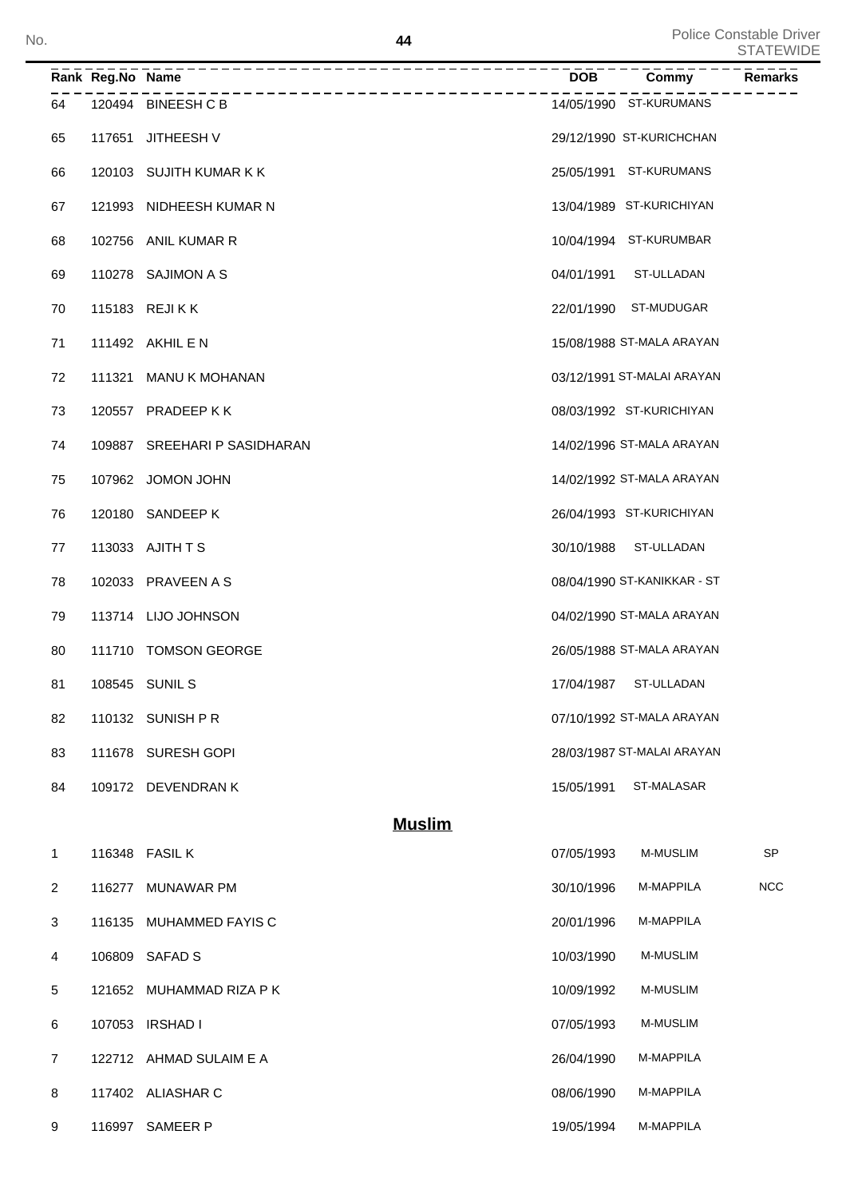| Rank | Reg.No | Name | DOB | Commy | Remarks |
|---|---|---|---|---|---|
| 64 | 120494 | BINEESH C B | 14/05/1990 | ST-KURUMANS | |
| 65 | 117651 | JITHEESH V | 29/12/1990 | ST-KURICHCHAN | |
| 66 | 120103 | SUJITH KUMAR K K | 25/05/1991 | ST-KURUMANS | |
| 67 | 121993 | NIDHEESH KUMAR N | 13/04/1989 | ST-KURICHIYAN | |
| 68 | 102756 | ANIL KUMAR R | 10/04/1994 | ST-KURUMBAR | |
| 69 | 110278 | SAJIMON A S | 04/01/1991 | ST-ULLADAN | |
| 70 | 115183 | REJI K K | 22/01/1990 | ST-MUDUGAR | |
| 71 | 111492 | AKHIL E N | 15/08/1988 | ST-MALA ARAYAN | |
| 72 | 111321 | MANU K MOHANAN | 03/12/1991 | ST-MALAI ARAYAN | |
| 73 | 120557 | PRADEEP K K | 08/03/1992 | ST-KURICHIYAN | |
| 74 | 109887 | SREEHARI P SASIDHARAN | 14/02/1996 | ST-MALA ARAYAN | |
| 75 | 107962 | JOMON JOHN | 14/02/1992 | ST-MALA ARAYAN | |
| 76 | 120180 | SANDEEP K | 26/04/1993 | ST-KURICHIYAN | |
| 77 | 113033 | AJITH T S | 30/10/1988 | ST-ULLADAN | |
| 78 | 102033 | PRAVEEN A S | 08/04/1990 | ST-KANIKKAR - ST | |
| 79 | 113714 | LIJO JOHNSON | 04/02/1990 | ST-MALA ARAYAN | |
| 80 | 111710 | TOMSON GEORGE | 26/05/1988 | ST-MALA ARAYAN | |
| 81 | 108545 | SUNIL S | 17/04/1987 | ST-ULLADAN | |
| 82 | 110132 | SUNISH P R | 07/10/1992 | ST-MALA ARAYAN | |
| 83 | 111678 | SURESH GOPI | 28/03/1987 | ST-MALAI ARAYAN | |
| 84 | 109172 | DEVENDRAN K | 15/05/1991 | ST-MALASAR | |

## Muslim

| Rank | Reg.No | Name | DOB | Commy | Remarks |
|---|---|---|---|---|---|
| 1 | 116348 | FASIL K | 07/05/1993 | M-MUSLIM | SP |
| 2 | 116277 | MUNAWAR PM | 30/10/1996 | M-MAPPILA | NCC |
| 3 | 116135 | MUHAMMED FAYIS C | 20/01/1996 | M-MAPPILA | |
| 4 | 106809 | SAFAD S | 10/03/1990 | M-MUSLIM | |
| 5 | 121652 | MUHAMMAD RIZA P K | 10/09/1992 | M-MUSLIM | |
| 6 | 107053 | IRSHAD I | 07/05/1993 | M-MUSLIM | |
| 7 | 122712 | AHMAD SULAIM E A | 26/04/1990 | M-MAPPILA | |
| 8 | 117402 | ALIASHAR C | 08/06/1990 | M-MAPPILA | |
| 9 | 116997 | SAMEER P | 19/05/1994 | M-MAPPILA | |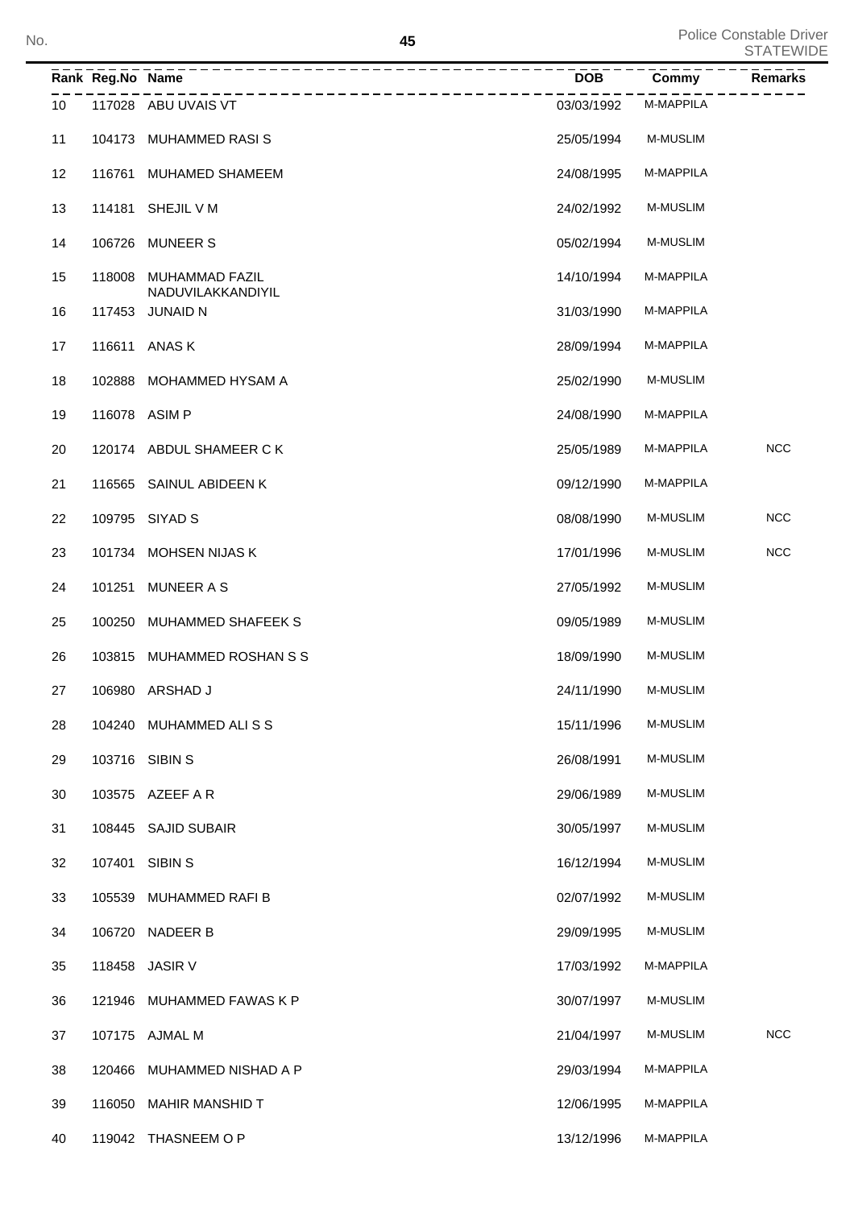| Rank | Reg.No | Name | DOB | Commy | Remarks |
|---|---|---|---|---|---|
| 10 | 117028 | ABU UVAIS VT | 03/03/1992 | M-MAPPILA | |
| 11 | 104173 | MUHAMMED RASI S | 25/05/1994 | M-MUSLIM | |
| 12 | 116761 | MUHAMED SHAMEEM | 24/08/1995 | M-MAPPILA | |
| 13 | 114181 | SHEJIL V M | 24/02/1992 | M-MUSLIM | |
| 14 | 106726 | MUNEER S | 05/02/1994 | M-MUSLIM | |
| 15 | 118008 | MUHAMMAD FAZIL NADUVILAKKANDIYIL | 14/10/1994 | M-MAPPILA | |
| 16 | 117453 | JUNAID N | 31/03/1990 | M-MAPPILA | |
| 17 | 116611 | ANAS K | 28/09/1994 | M-MAPPILA | |
| 18 | 102888 | MOHAMMED HYSAM A | 25/02/1990 | M-MUSLIM | |
| 19 | 116078 | ASIM P | 24/08/1990 | M-MAPPILA | |
| 20 | 120174 | ABDUL SHAMEER C K | 25/05/1989 | M-MAPPILA | NCC |
| 21 | 116565 | SAINUL ABIDEEN K | 09/12/1990 | M-MAPPILA | |
| 22 | 109795 | SIYAD S | 08/08/1990 | M-MUSLIM | NCC |
| 23 | 101734 | MOHSEN NIJAS K | 17/01/1996 | M-MUSLIM | NCC |
| 24 | 101251 | MUNEER A S | 27/05/1992 | M-MUSLIM | |
| 25 | 100250 | MUHAMMED SHAFEEK S | 09/05/1989 | M-MUSLIM | |
| 26 | 103815 | MUHAMMED ROSHAN S S | 18/09/1990 | M-MUSLIM | |
| 27 | 106980 | ARSHAD J | 24/11/1990 | M-MUSLIM | |
| 28 | 104240 | MUHAMMED ALI S S | 15/11/1996 | M-MUSLIM | |
| 29 | 103716 | SIBIN S | 26/08/1991 | M-MUSLIM | |
| 30 | 103575 | AZEEF A R | 29/06/1989 | M-MUSLIM | |
| 31 | 108445 | SAJID SUBAIR | 30/05/1997 | M-MUSLIM | |
| 32 | 107401 | SIBIN S | 16/12/1994 | M-MUSLIM | |
| 33 | 105539 | MUHAMMED RAFI B | 02/07/1992 | M-MUSLIM | |
| 34 | 106720 | NADEER B | 29/09/1995 | M-MUSLIM | |
| 35 | 118458 | JASIR V | 17/03/1992 | M-MAPPILA | |
| 36 | 121946 | MUHAMMED FAWAS K P | 30/07/1997 | M-MUSLIM | |
| 37 | 107175 | AJMAL M | 21/04/1997 | M-MUSLIM | NCC |
| 38 | 120466 | MUHAMMED NISHAD A P | 29/03/1994 | M-MAPPILA | |
| 39 | 116050 | MAHIR MANSHID T | 12/06/1995 | M-MAPPILA | |
| 40 | 119042 | THASNEEM O P | 13/12/1996 | M-MAPPILA | |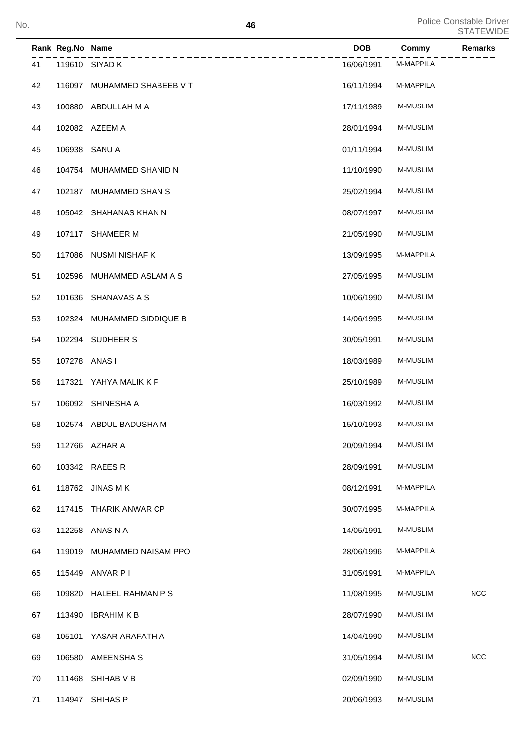| Rank | Reg.No | Name | DOB | Commy | Remarks |
|---|---|---|---|---|---|
| 41 | 119610 | SIYAD K | 16/06/1991 | M-MAPPILA | |
| 42 | 116097 | MUHAMMED SHABEEB V T | 16/11/1994 | M-MAPPILA | |
| 43 | 100880 | ABDULLAH M A | 17/11/1989 | M-MUSLIM | |
| 44 | 102082 | AZEEM A | 28/01/1994 | M-MUSLIM | |
| 45 | 106938 | SANU A | 01/11/1994 | M-MUSLIM | |
| 46 | 104754 | MUHAMMED SHANID N | 11/10/1990 | M-MUSLIM | |
| 47 | 102187 | MUHAMMED SHAN S | 25/02/1994 | M-MUSLIM | |
| 48 | 105042 | SHAHANAS KHAN N | 08/07/1997 | M-MUSLIM | |
| 49 | 107117 | SHAMEER M | 21/05/1990 | M-MUSLIM | |
| 50 | 117086 | NUSMI NISHAF K | 13/09/1995 | M-MAPPILA | |
| 51 | 102596 | MUHAMMED ASLAM A S | 27/05/1995 | M-MUSLIM | |
| 52 | 101636 | SHANAVAS A S | 10/06/1990 | M-MUSLIM | |
| 53 | 102324 | MUHAMMED SIDDIQUE B | 14/06/1995 | M-MUSLIM | |
| 54 | 102294 | SUDHEER S | 30/05/1991 | M-MUSLIM | |
| 55 | 107278 | ANAS I | 18/03/1989 | M-MUSLIM | |
| 56 | 117321 | YAHYA MALIK K P | 25/10/1989 | M-MUSLIM | |
| 57 | 106092 | SHINESHA A | 16/03/1992 | M-MUSLIM | |
| 58 | 102574 | ABDUL BADUSHA M | 15/10/1993 | M-MUSLIM | |
| 59 | 112766 | AZHAR A | 20/09/1994 | M-MUSLIM | |
| 60 | 103342 | RAEES R | 28/09/1991 | M-MUSLIM | |
| 61 | 118762 | JINAS M K | 08/12/1991 | M-MAPPILA | |
| 62 | 117415 | THARIK ANWAR CP | 30/07/1995 | M-MAPPILA | |
| 63 | 112258 | ANAS N A | 14/05/1991 | M-MUSLIM | |
| 64 | 119019 | MUHAMMED NAISAM PPO | 28/06/1996 | M-MAPPILA | |
| 65 | 115449 | ANVAR P I | 31/05/1991 | M-MAPPILA | |
| 66 | 109820 | HALEEL RAHMAN P S | 11/08/1995 | M-MUSLIM | NCC |
| 67 | 113490 | IBRAHIM K B | 28/07/1990 | M-MUSLIM | |
| 68 | 105101 | YASAR ARAFATH A | 14/04/1990 | M-MUSLIM | |
| 69 | 106580 | AMEENSHA S | 31/05/1994 | M-MUSLIM | NCC |
| 70 | 111468 | SHIHAB V B | 02/09/1990 | M-MUSLIM | |
| 71 | 114947 | SHIHAS P | 20/06/1993 | M-MUSLIM | |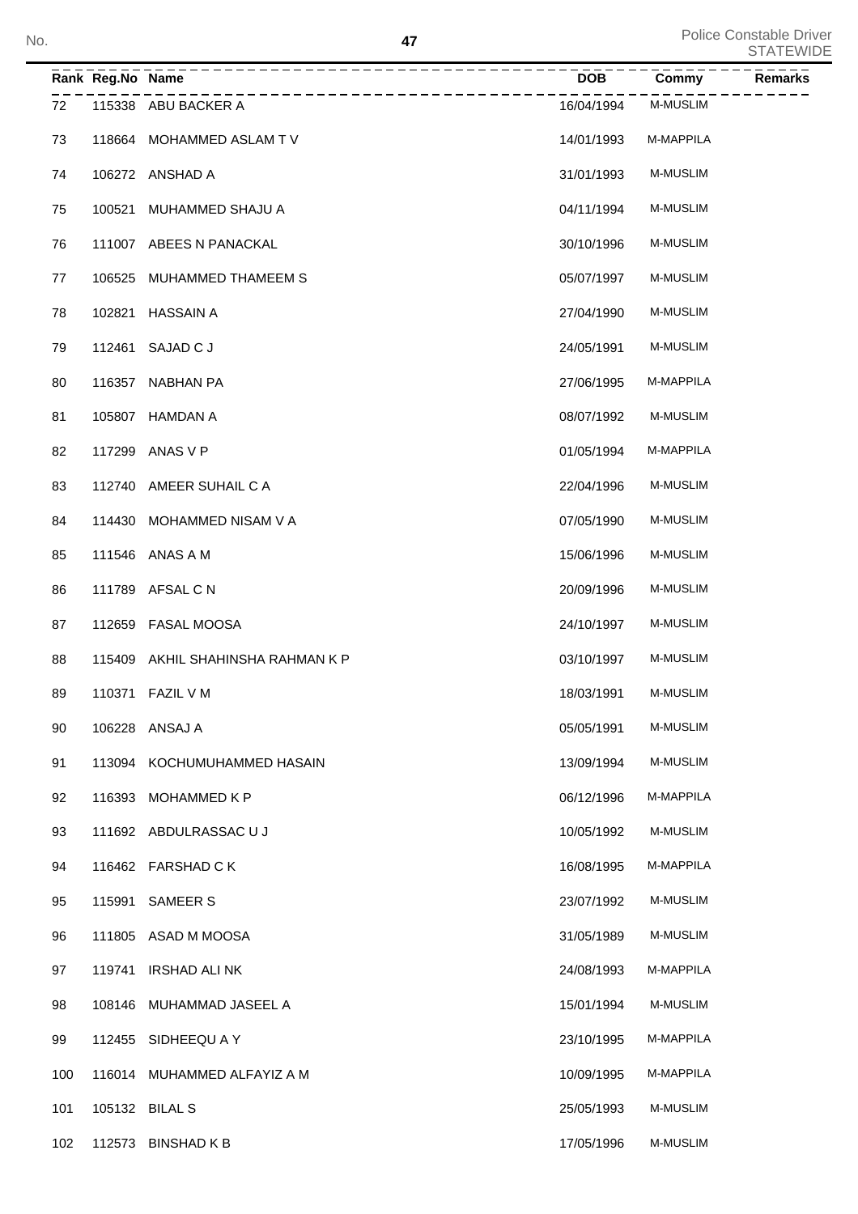| Rank | Reg.No | Name | DOB | Commy | Remarks |
|---|---|---|---|---|---|
| 72 | 115338 | ABU BACKER A | 16/04/1994 | M-MUSLIM | |
| 73 | 118664 | MOHAMMED ASLAM T V | 14/01/1993 | M-MAPPILA | |
| 74 | 106272 | ANSHAD A | 31/01/1993 | M-MUSLIM | |
| 75 | 100521 | MUHAMMED SHAJU A | 04/11/1994 | M-MUSLIM | |
| 76 | 111007 | ABEES N PANACKAL | 30/10/1996 | M-MUSLIM | |
| 77 | 106525 | MUHAMMED THAMEEM S | 05/07/1997 | M-MUSLIM | |
| 78 | 102821 | HASSAIN A | 27/04/1990 | M-MUSLIM | |
| 79 | 112461 | SAJAD C J | 24/05/1991 | M-MUSLIM | |
| 80 | 116357 | NABHAN PA | 27/06/1995 | M-MAPPILA | |
| 81 | 105807 | HAMDAN A | 08/07/1992 | M-MUSLIM | |
| 82 | 117299 | ANAS V P | 01/05/1994 | M-MAPPILA | |
| 83 | 112740 | AMEER SUHAIL C A | 22/04/1996 | M-MUSLIM | |
| 84 | 114430 | MOHAMMED NISAM V A | 07/05/1990 | M-MUSLIM | |
| 85 | 111546 | ANAS A M | 15/06/1996 | M-MUSLIM | |
| 86 | 111789 | AFSAL C N | 20/09/1996 | M-MUSLIM | |
| 87 | 112659 | FASAL MOOSA | 24/10/1997 | M-MUSLIM | |
| 88 | 115409 | AKHIL SHAHINSHA RAHMAN K P | 03/10/1997 | M-MUSLIM | |
| 89 | 110371 | FAZIL V M | 18/03/1991 | M-MUSLIM | |
| 90 | 106228 | ANSAJ A | 05/05/1991 | M-MUSLIM | |
| 91 | 113094 | KOCHUMUHAMMED HASAIN | 13/09/1994 | M-MUSLIM | |
| 92 | 116393 | MOHAMMED K P | 06/12/1996 | M-MAPPILA | |
| 93 | 111692 | ABDULRASSAC U J | 10/05/1992 | M-MUSLIM | |
| 94 | 116462 | FARSHAD C K | 16/08/1995 | M-MAPPILA | |
| 95 | 115991 | SAMEER S | 23/07/1992 | M-MUSLIM | |
| 96 | 111805 | ASAD M MOOSA | 31/05/1989 | M-MUSLIM | |
| 97 | 119741 | IRSHAD ALI NK | 24/08/1993 | M-MAPPILA | |
| 98 | 108146 | MUHAMMAD JASEEL A | 15/01/1994 | M-MUSLIM | |
| 99 | 112455 | SIDHEEQU A Y | 23/10/1995 | M-MAPPILA | |
| 100 | 116014 | MUHAMMED ALFAYIZ A M | 10/09/1995 | M-MAPPILA | |
| 101 | 105132 | BILAL S | 25/05/1993 | M-MUSLIM | |
| 102 | 112573 | BINSHAD K B | 17/05/1996 | M-MUSLIM | |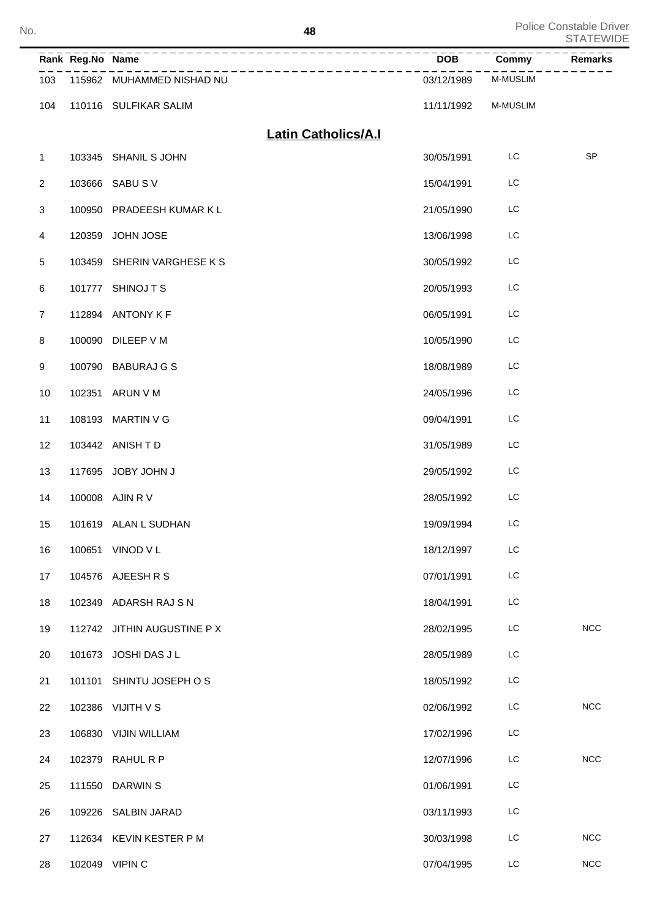| Rank | Reg.No | Name | DOB | Commy | Remarks |
|---|---|---|---|---|---|
| 103 | 115962 | MUHAMMED NISHAD NU | 03/12/1989 | M-MUSLIM | |
| 104 | 110116 | SULFIKAR SALIM | 11/11/1992 | M-MUSLIM | |

## Latin Catholics/A.I

| Rank | Reg.No | Name | DOB | Commy | Remarks |
|---|---|---|---|---|---|
| 1 | 103345 | SHANIL S JOHN | 30/05/1991 | LC | SP |
| 2 | 103666 | SABU S V | 15/04/1991 | LC | |
| 3 | 100950 | PRADEESH KUMAR K L | 21/05/1990 | LC | |
| 4 | 120359 | JOHN JOSE | 13/06/1998 | LC | |
| 5 | 103459 | SHERIN VARGHESE K S | 30/05/1992 | LC | |
| 6 | 101777 | SHINOJ T S | 20/05/1993 | LC | |
| 7 | 112894 | ANTONY K F | 06/05/1991 | LC | |
| 8 | 100090 | DILEEP V M | 10/05/1990 | LC | |
| 9 | 100790 | BABURAJ G S | 18/08/1989 | LC | |
| 10 | 102351 | ARUN V M | 24/05/1996 | LC | |
| 11 | 108193 | MARTIN V G | 09/04/1991 | LC | |
| 12 | 103442 | ANISH T D | 31/05/1989 | LC | |
| 13 | 117695 | JOBY JOHN J | 29/05/1992 | LC | |
| 14 | 100008 | AJIN R V | 28/05/1992 | LC | |
| 15 | 101619 | ALAN L SUDHAN | 19/09/1994 | LC | |
| 16 | 100651 | VINOD V L | 18/12/1997 | LC | |
| 17 | 104576 | AJEESH R S | 07/01/1991 | LC | |
| 18 | 102349 | ADARSH RAJ S N | 18/04/1991 | LC | |
| 19 | 112742 | JITHIN AUGUSTINE P X | 28/02/1995 | LC | NCC |
| 20 | 101673 | JOSHI DAS J L | 28/05/1989 | LC | |
| 21 | 101101 | SHINTU JOSEPH O S | 18/05/1992 | LC | |
| 22 | 102386 | VIJITH V S | 02/06/1992 | LC | NCC |
| 23 | 106830 | VIJIN WILLIAM | 17/02/1996 | LC | |
| 24 | 102379 | RAHUL R P | 12/07/1996 | LC | NCC |
| 25 | 111550 | DARWIN S | 01/06/1991 | LC | |
| 26 | 109226 | SALBIN JARAD | 03/11/1993 | LC | |
| 27 | 112634 | KEVIN KESTER P M | 30/03/1998 | LC | NCC |
| 28 | 102049 | VIPIN C | 07/04/1995 | LC | NCC |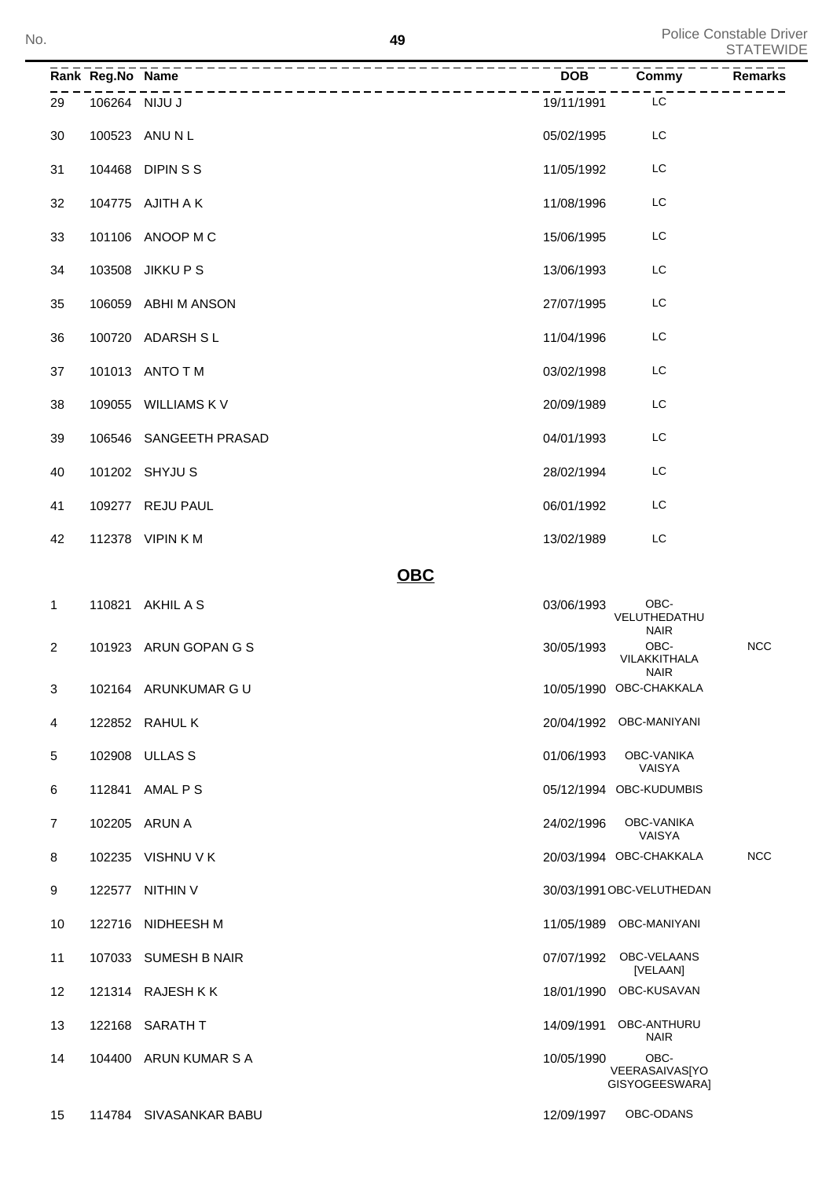| Rank | Reg.No | Name | DOB | Commy | Remarks |
|---|---|---|---|---|---|
| 29 | 106264 | NIJU J | 19/11/1991 | LC | |
| 30 | 100523 | ANU N L | 05/02/1995 | LC | |
| 31 | 104468 | DIPIN S S | 11/05/1992 | LC | |
| 32 | 104775 | AJITH A K | 11/08/1996 | LC | |
| 33 | 101106 | ANOOP M C | 15/06/1995 | LC | |
| 34 | 103508 | JIKKU P S | 13/06/1993 | LC | |
| 35 | 106059 | ABHI M ANSON | 27/07/1995 | LC | |
| 36 | 100720 | ADARSH S L | 11/04/1996 | LC | |
| 37 | 101013 | ANTO T M | 03/02/1998 | LC | |
| 38 | 109055 | WILLIAMS K V | 20/09/1989 | LC | |
| 39 | 106546 | SANGEETH PRASAD | 04/01/1993 | LC | |
| 40 | 101202 | SHYJU S | 28/02/1994 | LC | |
| 41 | 109277 | REJU PAUL | 06/01/1992 | LC | |
| 42 | 112378 | VIPIN K M | 13/02/1989 | LC | |

## OBC

| Rank | Reg.No | Name | DOB | Commy | Remarks |
|---|---|---|---|---|---|
| 1 | 110821 | AKHIL A S | 03/06/1993 | OBC-VELUTHEDATHU NAIR | |
| 2 | 101923 | ARUN GOPAN G S | 30/05/1993 | OBC-VILAKKITHALA NAIR | NCC |
| 3 | 102164 | ARUNKUMAR G U | 10/05/1990 | OBC-CHAKKALA | |
| 4 | 122852 | RAHUL K | 20/04/1992 | OBC-MANIYANI | |
| 5 | 102908 | ULLAS S | 01/06/1993 | OBC-VANIKA VAISYA | |
| 6 | 112841 | AMAL P S | 05/12/1994 | OBC-KUDUMBIS | |
| 7 | 102205 | ARUN A | 24/02/1996 | OBC-VANIKA VAISYA | |
| 8 | 102235 | VISHNU V K | 20/03/1994 | OBC-CHAKKALA | NCC |
| 9 | 122577 | NITHIN V | 30/03/1991 | OBC-VELUTHEDAN | |
| 10 | 122716 | NIDHEESH M | 11/05/1989 | OBC-MANIYANI | |
| 11 | 107033 | SUMESH B NAIR | 07/07/1992 | OBC-VELAANS [VELAAN] | |
| 12 | 121314 | RAJESH K K | 18/01/1990 | OBC-KUSAVAN | |
| 13 | 122168 | SARATH T | 14/09/1991 | OBC-ANTHURU NAIR | |
| 14 | 104400 | ARUN KUMAR S A | 10/05/1990 | OBC-VEERASAIVAS[YOGISYOGEESWARA] | |
| 15 | 114784 | SIVASANKAR BABU | 12/09/1997 | OBC-ODANS | |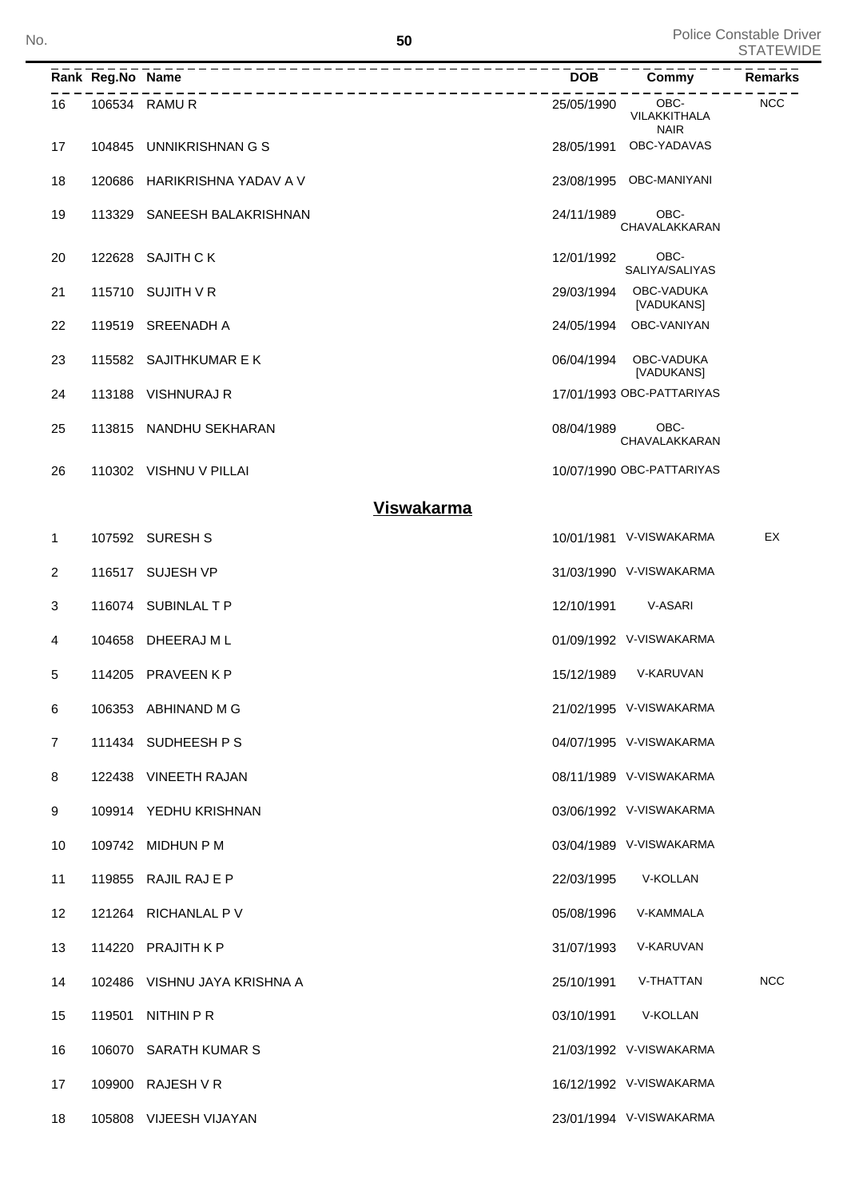| Rank | Reg.No | Name | DOB | Commy | Remarks |
|---|---|---|---|---|---|
| 16 | 106534 | RAMU R | 25/05/1990 | OBC-VILAKKITHALA NAIR | NCC |
| 17 | 104845 | UNNIKRISHNAN G S | 28/05/1991 | OBC-YADAVAS | |
| 18 | 120686 | HARIKRISHNA YADAV A V | 23/08/1995 | OBC-MANIYANI | |
| 19 | 113329 | SANEESH BALAKRISHNAN | 24/11/1989 | OBC-CHAVALAKKARAN | |
| 20 | 122628 | SAJITH C K | 12/01/1992 | OBC-SALIYA/SALIYAS | |
| 21 | 115710 | SUJITH V R | 29/03/1994 | OBC-VADUKA [VADUKANS] | |
| 22 | 119519 | SREENADH A | 24/05/1994 | OBC-VANIYAN | |
| 23 | 115582 | SAJITHKUMAR E K | 06/04/1994 | OBC-VADUKA [VADUKANS] | |
| 24 | 113188 | VISHNURAJ R | 17/01/1993 | OBC-PATTARIYAS | |
| 25 | 113815 | NANDHU SEKHARAN | 08/04/1989 | OBC-CHAVALAKKARAN | |
| 26 | 110302 | VISHNU V PILLAI | 10/07/1990 | OBC-PATTARIYAS | |

## Viswakarma

| Rank | Reg.No | Name | DOB | Commy | Remarks |
|---|---|---|---|---|---|
| 1 | 107592 | SURESH S | 10/01/1981 | V-VISWAKARMA | EX |
| 2 | 116517 | SUJESH VP | 31/03/1990 | V-VISWAKARMA | |
| 3 | 116074 | SUBINLAL T P | 12/10/1991 | V-ASARI | |
| 4 | 104658 | DHEERAJ M L | 01/09/1992 | V-VISWAKARMA | |
| 5 | 114205 | PRAVEEN K P | 15/12/1989 | V-KARUVAN | |
| 6 | 106353 | ABHINAND M G | 21/02/1995 | V-VISWAKARMA | |
| 7 | 111434 | SUDHEESH P S | 04/07/1995 | V-VISWAKARMA | |
| 8 | 122438 | VINEETH RAJAN | 08/11/1989 | V-VISWAKARMA | |
| 9 | 109914 | YEDHU KRISHNAN | 03/06/1992 | V-VISWAKARMA | |
| 10 | 109742 | MIDHUN P M | 03/04/1989 | V-VISWAKARMA | |
| 11 | 119855 | RAJIL RAJ E P | 22/03/1995 | V-KOLLAN | |
| 12 | 121264 | RICHANLAL P V | 05/08/1996 | V-KAMMALA | |
| 13 | 114220 | PRAJITH K P | 31/07/1993 | V-KARUVAN | |
| 14 | 102486 | VISHNU JAYA KRISHNA A | 25/10/1991 | V-THATTAN | NCC |
| 15 | 119501 | NITHIN P R | 03/10/1991 | V-KOLLAN | |
| 16 | 106070 | SARATH KUMAR S | 21/03/1992 | V-VISWAKARMA | |
| 17 | 109900 | RAJESH V R | 16/12/1992 | V-VISWAKARMA | |
| 18 | 105808 | VIJEESH VIJAYAN | 23/01/1994 | V-VISWAKARMA | |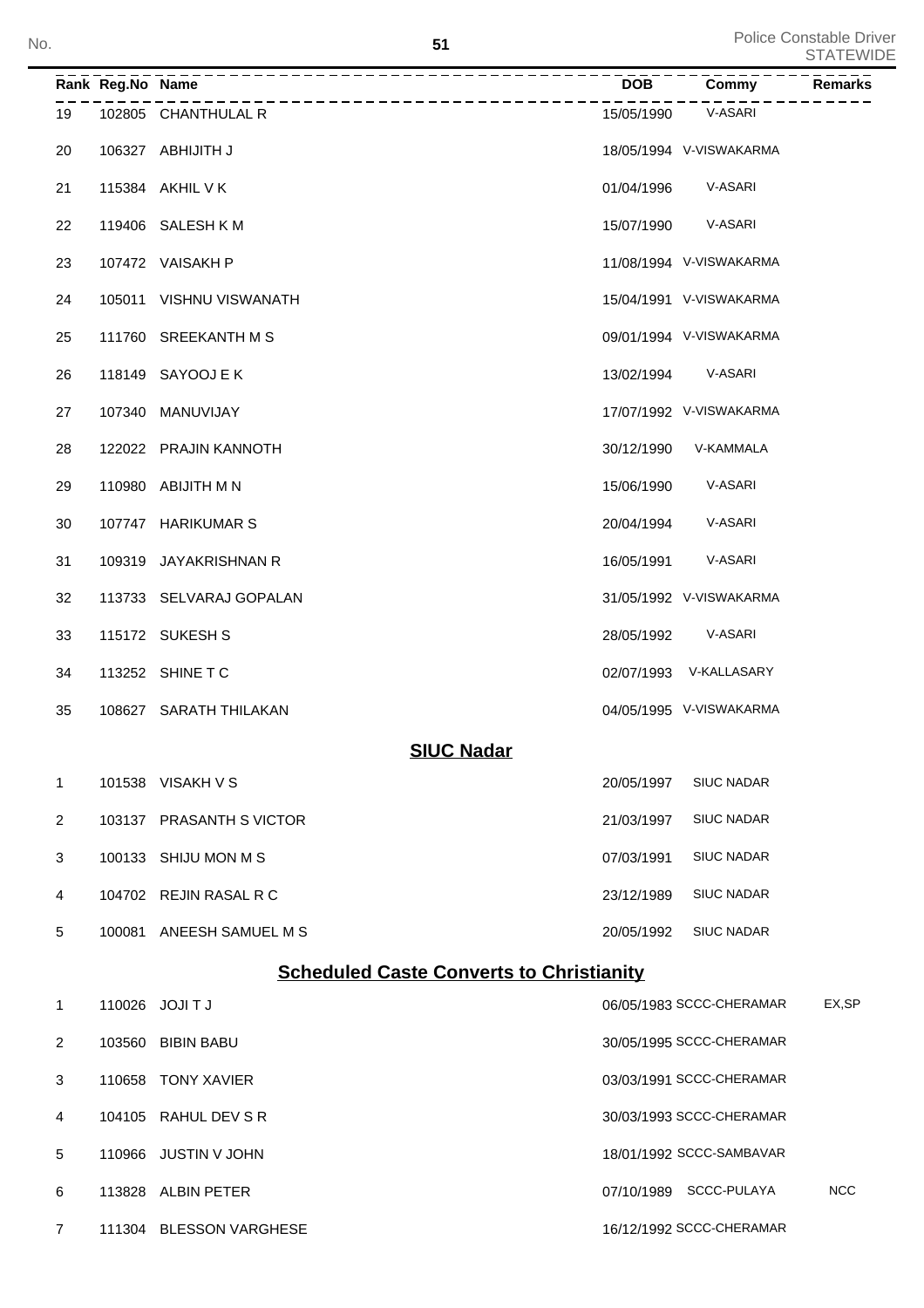| Rank | Reg.No | Name | DOB | Commy | Remarks |
|---|---|---|---|---|---|
| 19 | 102805 | CHANTHULAL R | 15/05/1990 | V-ASARI | |
| 20 | 106327 | ABHIJITH J | 18/05/1994 | V-VISWAKARMA | |
| 21 | 115384 | AKHIL V K | 01/04/1996 | V-ASARI | |
| 22 | 119406 | SALESH K M | 15/07/1990 | V-ASARI | |
| 23 | 107472 | VAISAKH P | 11/08/1994 | V-VISWAKARMA | |
| 24 | 105011 | VISHNU VISWANATH | 15/04/1991 | V-VISWAKARMA | |
| 25 | 111760 | SREEKANTH M S | 09/01/1994 | V-VISWAKARMA | |
| 26 | 118149 | SAYOOJ E K | 13/02/1994 | V-ASARI | |
| 27 | 107340 | MANUVIJAY | 17/07/1992 | V-VISWAKARMA | |
| 28 | 122022 | PRAJIN KANNOTH | 30/12/1990 | V-KAMMALA | |
| 29 | 110980 | ABIJITH M N | 15/06/1990 | V-ASARI | |
| 30 | 107747 | HARIKUMAR S | 20/04/1994 | V-ASARI | |
| 31 | 109319 | JAYAKRISHNAN R | 16/05/1991 | V-ASARI | |
| 32 | 113733 | SELVARAJ GOPALAN | 31/05/1992 | V-VISWAKARMA | |
| 33 | 115172 | SUKESH S | 28/05/1992 | V-ASARI | |
| 34 | 113252 | SHINE T C | 02/07/1993 | V-KALLASARY | |
| 35 | 108627 | SARATH THILAKAN | 04/05/1995 | V-VISWAKARMA | |

## SIUC Nadar

| Rank | Reg.No | Name | DOB | Commy | Remarks |
|---|---|---|---|---|---|
| 1 | 101538 | VISAKH V S | 20/05/1997 | SIUC NADAR | |
| 2 | 103137 | PRASANTH S VICTOR | 21/03/1997 | SIUC NADAR | |
| 3 | 100133 | SHIJU MON M S | 07/03/1991 | SIUC NADAR | |
| 4 | 104702 | REJIN RASAL R C | 23/12/1989 | SIUC NADAR | |
| 5 | 100081 | ANEESH SAMUEL M S | 20/05/1992 | SIUC NADAR | |

## Scheduled Caste Converts to Christianity

| Rank | Reg.No | Name | DOB | Commy | Remarks |
|---|---|---|---|---|---|
| 1 | 110026 | JOJI T J | 06/05/1983 | SCCC-CHERAMAR | EX,SP |
| 2 | 103560 | BIBIN BABU | 30/05/1995 | SCCC-CHERAMAR | |
| 3 | 110658 | TONY XAVIER | 03/03/1991 | SCCC-CHERAMAR | |
| 4 | 104105 | RAHUL DEV S R | 30/03/1993 | SCCC-CHERAMAR | |
| 5 | 110966 | JUSTIN V JOHN | 18/01/1992 | SCCC-SAMBAVAR | |
| 6 | 113828 | ALBIN PETER | 07/10/1989 | SCCC-PULAYA | NCC |
| 7 | 111304 | BLESSON VARGHESE | 16/12/1992 | SCCC-CHERAMAR | |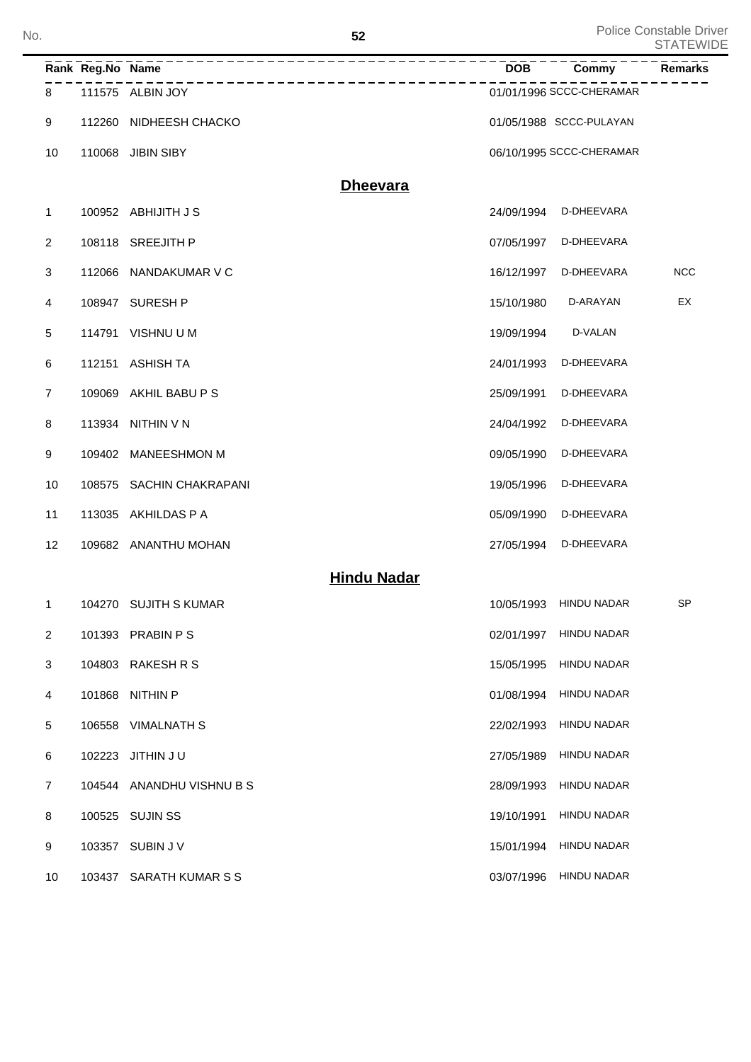| Rank | Reg.No | Name | DOB | Commy | Remarks |
|---|---|---|---|---|---|
| 8 | 111575 | ALBIN JOY | 01/01/1996 | SCCC-CHERAMAR | |
| 9 | 112260 | NIDHEESH CHACKO | 01/05/1988 | SCCC-PULAYAN | |
| 10 | 110068 | JIBIN SIBY | 06/10/1995 | SCCC-CHERAMAR | |

## Dheevara

| Rank | Reg.No | Name | DOB | Commy | Remarks |
|---|---|---|---|---|---|
| 1 | 100952 | ABHIJITH J S | 24/09/1994 | D-DHEEVARA | |
| 2 | 108118 | SREEJITH P | 07/05/1997 | D-DHEEVARA | |
| 3 | 112066 | NANDAKUMAR V C | 16/12/1997 | D-DHEEVARA | NCC |
| 4 | 108947 | SURESH P | 15/10/1980 | D-ARAYAN | EX |
| 5 | 114791 | VISHNU U M | 19/09/1994 | D-VALAN | |
| 6 | 112151 | ASHISH TA | 24/01/1993 | D-DHEEVARA | |
| 7 | 109069 | AKHIL BABU P S | 25/09/1991 | D-DHEEVARA | |
| 8 | 113934 | NITHIN V N | 24/04/1992 | D-DHEEVARA | |
| 9 | 109402 | MANEESHMON M | 09/05/1990 | D-DHEEVARA | |
| 10 | 108575 | SACHIN CHAKRAPANI | 19/05/1996 | D-DHEEVARA | |
| 11 | 113035 | AKHILDAS P A | 05/09/1990 | D-DHEEVARA | |
| 12 | 109682 | ANANTHU MOHAN | 27/05/1994 | D-DHEEVARA | |

## Hindu Nadar

| Rank | Reg.No | Name | DOB | Commy | Remarks |
|---|---|---|---|---|---|
| 1 | 104270 | SUJITH S KUMAR | 10/05/1993 | HINDU NADAR | SP |
| 2 | 101393 | PRABIN P S | 02/01/1997 | HINDU NADAR | |
| 3 | 104803 | RAKESH R S | 15/05/1995 | HINDU NADAR | |
| 4 | 101868 | NITHIN P | 01/08/1994 | HINDU NADAR | |
| 5 | 106558 | VIMALNATH S | 22/02/1993 | HINDU NADAR | |
| 6 | 102223 | JITHIN J U | 27/05/1989 | HINDU NADAR | |
| 7 | 104544 | ANANDHU VISHNU B S | 28/09/1993 | HINDU NADAR | |
| 8 | 100525 | SUJIN SS | 19/10/1991 | HINDU NADAR | |
| 9 | 103357 | SUBIN J V | 15/01/1994 | HINDU NADAR | |
| 10 | 103437 | SARATH KUMAR S S | 03/07/1996 | HINDU NADAR | |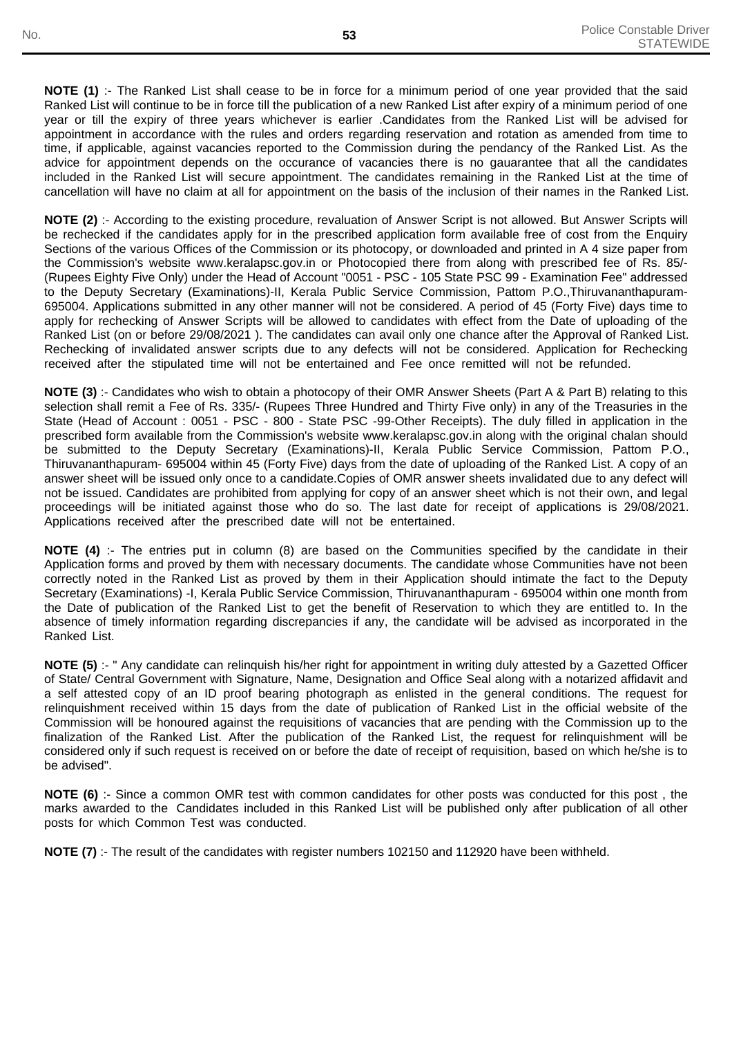**NOTE (1)** :- The Ranked List shall cease to be in force for a minimum period of one year provided that the said Ranked List will continue to be in force till the publication of a new Ranked List after expiry of a minimum period of one year or till the expiry of three years whichever is earlier .Candidates from the Ranked List will be advised for appointment in accordance with the rules and orders regarding reservation and rotation as amended from time to time, if applicable, against vacancies reported to the Commission during the pendancy of the Ranked List. As the advice for appointment depends on the occurance of vacancies there is no gauarantee that all the candidates included in the Ranked List will secure appointment. The candidates remaining in the Ranked List at the time of cancellation will have no claim at all for appointment on the basis of the inclusion of their names in the Ranked List.

**NOTE (2)** :- According to the existing procedure, revaluation of Answer Script is not allowed. But Answer Scripts will be rechecked if the candidates apply for in the prescribed application form available free of cost from the Enquiry Sections of the various Offices of the Commission or its photocopy, or downloaded and printed in A 4 size paper from the Commission's website www.keralapsc.gov.in or Photocopied there from along with prescribed fee of Rs. 85/- (Rupees Eighty Five Only) under the Head of Account "0051 - PSC - 105 State PSC 99 - Examination Fee" addressed to the Deputy Secretary (Examinations)-II, Kerala Public Service Commission, Pattom P.O.,Thiruvananthapuram-695004. Applications submitted in any other manner will not be considered. A period of 45 (Forty Five) days time to apply for rechecking of Answer Scripts will be allowed to candidates with effect from the Date of uploading of the Ranked List (on or before 29/08/2021 ). The candidates can avail only one chance after the Approval of Ranked List. Rechecking of invalidated answer scripts due to any defects will not be considered. Application for Rechecking received after the stipulated time will not be entertained and Fee once remitted will not be refunded.

**NOTE (3)** :- Candidates who wish to obtain a photocopy of their OMR Answer Sheets (Part A & Part B) relating to this selection shall remit a Fee of Rs. 335/- (Rupees Three Hundred and Thirty Five only) in any of the Treasuries in the State (Head of Account : 0051 - PSC - 800 - State PSC -99-Other Receipts). The duly filled in application in the prescribed form available from the Commission's website www.keralapsc.gov.in along with the original chalan should be submitted to the Deputy Secretary (Examinations)-II, Kerala Public Service Commission, Pattom P.O., Thiruvananthapuram- 695004 within 45 (Forty Five) days from the date of uploading of the Ranked List. A copy of an answer sheet will be issued only once to a candidate.Copies of OMR answer sheets invalidated due to any defect will not be issued. Candidates are prohibited from applying for copy of an answer sheet which is not their own, and legal proceedings will be initiated against those who do so. The last date for receipt of applications is 29/08/2021. Applications received after the prescribed date will not be entertained.

**NOTE (4)** :- The entries put in column (8) are based on the Communities specified by the candidate in their Application forms and proved by them with necessary documents. The candidate whose Communities have not been correctly noted in the Ranked List as proved by them in their Application should intimate the fact to the Deputy Secretary (Examinations) -I, Kerala Public Service Commission, Thiruvananthapuram - 695004 within one month from the Date of publication of the Ranked List to get the benefit of Reservation to which they are entitled to. In the absence of timely information regarding discrepancies if any, the candidate will be advised as incorporated in the Ranked List.

**NOTE (5)** :- " Any candidate can relinquish his/her right for appointment in writing duly attested by a Gazetted Officer of State/ Central Government with Signature, Name, Designation and Office Seal along with a notarized affidavit and a self attested copy of an ID proof bearing photograph as enlisted in the general conditions. The request for relinquishment received within 15 days from the date of publication of Ranked List in the official website of the Commission will be honoured against the requisitions of vacancies that are pending with the Commission up to the finalization of the Ranked List. After the publication of the Ranked List, the request for relinquishment will be considered only if such request is received on or before the date of receipt of requisition, based on which he/she is to be advised".

**NOTE (6)** :- Since a common OMR test with common candidates for other posts was conducted for this post , the marks awarded to the Candidates included in this Ranked List will be published only after publication of all other posts for which Common Test was conducted.

**NOTE (7)** :- The result of the candidates with register numbers 102150 and 112920 have been withheld.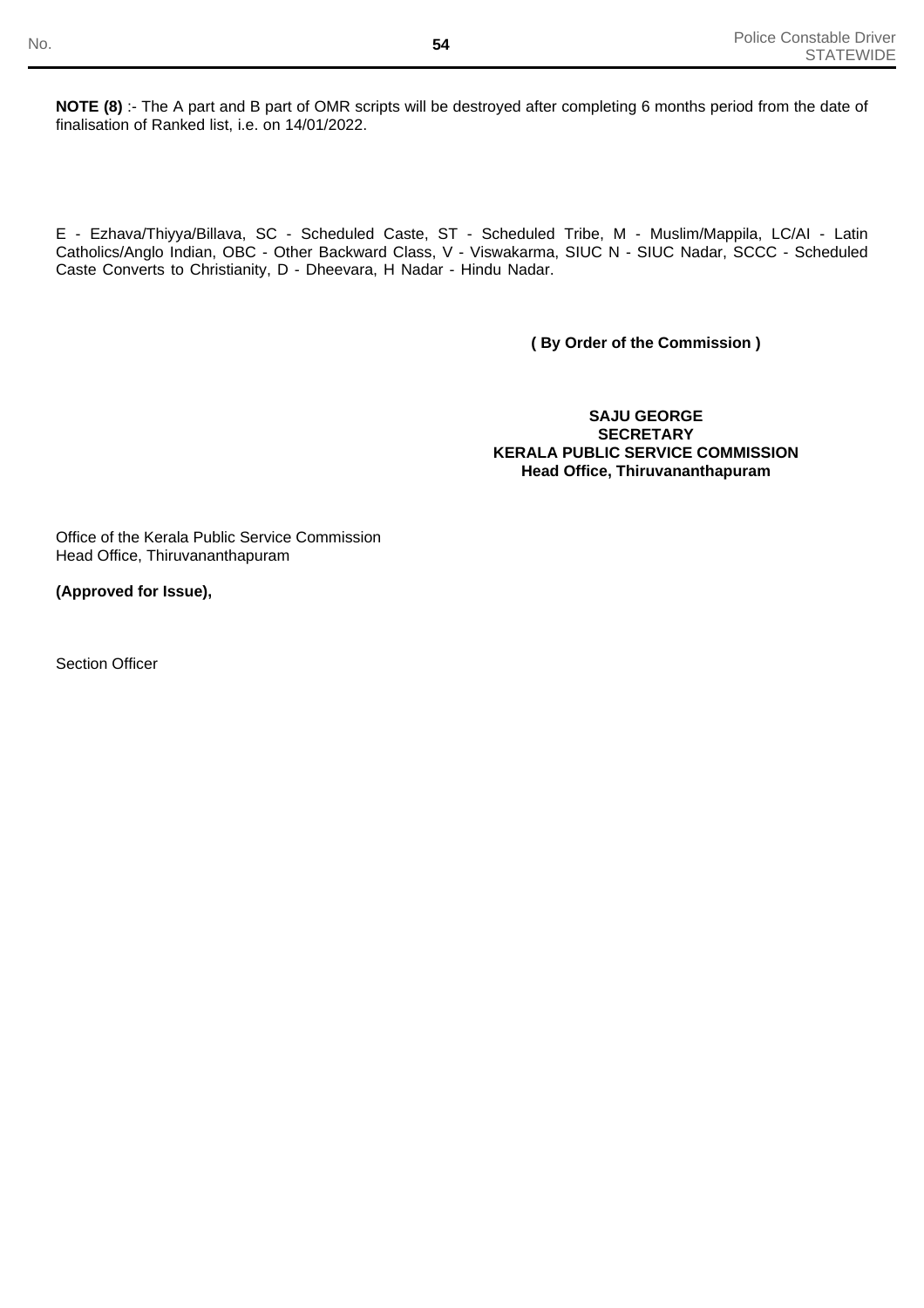**NOTE (8)** :- The A part and B part of OMR scripts will be destroyed after completing 6 months period from the date of finalisation of Ranked list, i.e. on 14/01/2022.

E - Ezhava/Thiyya/Billava, SC - Scheduled Caste, ST - Scheduled Tribe, M - Muslim/Mappila, LC/AI - Latin Catholics/Anglo Indian, OBC - Other Backward Class, V - Viswakarma, SIUC N - SIUC Nadar, SCCC - Scheduled Caste Converts to Christianity, D - Dheevara, H Nadar - Hindu Nadar.

**( By Order of the Commission )**

**SAJU GEORGE**
**SECRETARY**
**KERALA PUBLIC SERVICE COMMISSION**
**Head Office, Thiruvananthapuram**

Office of the Kerala Public Service Commission
Head Office, Thiruvananthapuram

**(Approved for Issue),**

Section Officer